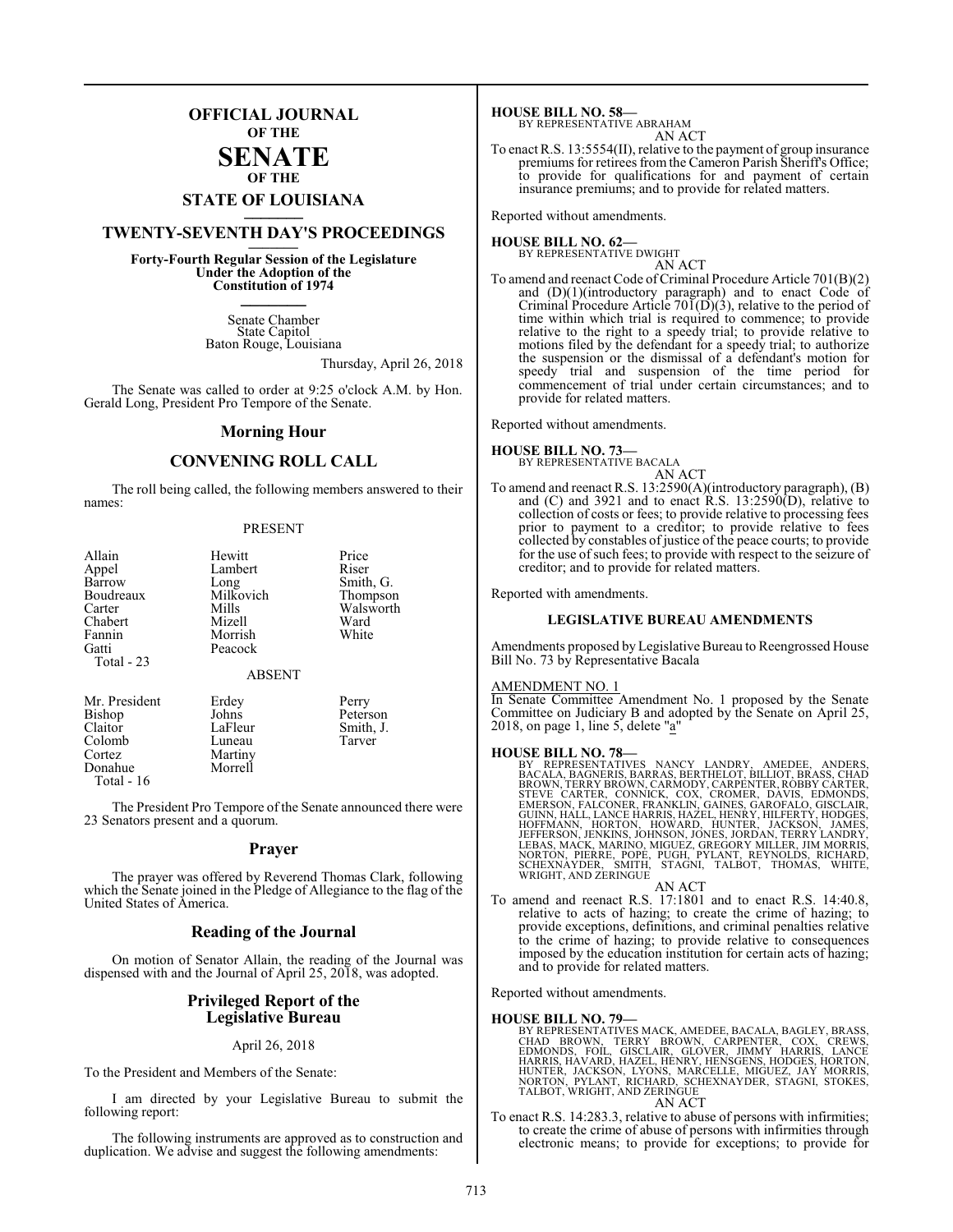# OFFICIAL JOURNAL
OF THE
# SENATE
OF THE
## STATE OF LOUISIANA

## TWENTY-SEVENTH DAY'S PROCEEDINGS

**Forty-Fourth Regular Session of the Legislature**
**Under the Adoption of the**
**Constitution of 1974**

Senate Chamber
State Capitol
Baton Rouge, Louisiana

Thursday, April 26, 2018

The Senate was called to order at 9:25 o'clock A.M. by Hon. Gerald Long, President Pro Tempore of the Senate.

## Morning Hour

## CONVENING ROLL CALL

The roll being called, the following members answered to their names:

PRESENT

| | | |
|---|---|---|
| Allain | Hewitt | Price |
| Appel | Lambert | Riser |
| Barrow | Long | Smith, G. |
| Boudreaux | Milkovich | Thompson |
| Carter | Mills | Walsworth |
| Chabert | Mizell | Ward |
| Fannin | Morrish | White |
| Gatti | Peacock | |

Total - 23

ABSENT

| | | |
|---|---|---|
| Mr. President | Erdey | Perry |
| Bishop | Johns | Peterson |
| Claitor | LaFleur | Smith, J. |
| Colomb | Luneau | Tarver |
| Cortez | Martiny | |
| Donahue | Morrell | |

Total - 16

The President Pro Tempore of the Senate announced there were 23 Senators present and a quorum.

## Prayer

The prayer was offered by Reverend Thomas Clark, following which the Senate joined in the Pledge of Allegiance to the flag of the United States of America.

## Reading of the Journal

On motion of Senator Allain, the reading of the Journal was dispensed with and the Journal of April 25, 2018, was adopted.

## Privileged Report of the Legislative Bureau

April 26, 2018

To the President and Members of the Senate:

I am directed by your Legislative Bureau to submit the following report:

The following instruments are approved as to construction and duplication. We advise and suggest the following amendments:

**HOUSE BILL NO. 58—**
BY REPRESENTATIVE ABRAHAM
AN ACT

To enact R.S. 13:5554(II), relative to the payment of group insurance premiums for retirees from the Cameron Parish Sheriff's Office; to provide for qualifications for and payment of certain insurance premiums; and to provide for related matters.

Reported without amendments.

**HOUSE BILL NO. 62—**
BY REPRESENTATIVE DWIGHT
AN ACT

To amend and reenact Code of Criminal Procedure Article 701(B)(2) and (D)(1)(introductory paragraph) and to enact Code of Criminal Procedure Article 701(D)(3), relative to the period of time within which trial is required to commence; to provide relative to the right to a speedy trial; to provide relative to motions filed by the defendant for a speedy trial; to authorize the suspension or the dismissal of a defendant's motion for speedy trial and suspension of the time period for commencement of trial under certain circumstances; and to provide for related matters.

Reported without amendments.

**HOUSE BILL NO. 73—**
BY REPRESENTATIVE BACALA
AN ACT

To amend and reenact R.S. 13:2590(A)(introductory paragraph), (B) and (C) and 3921 and to enact R.S. 13:2590(D), relative to collection of costs or fees; to provide relative to processing fees prior to payment to a creditor; to provide relative to fees collected by constables of justice of the peace courts; to provide for the use of such fees; to provide with respect to the seizure of creditor; and to provide for related matters.

Reported with amendments.

**LEGISLATIVE BUREAU AMENDMENTS**

Amendments proposed by Legislative Bureau to Reengrossed House Bill No. 73 by Representative Bacala

AMENDMENT NO. 1

In Senate Committee Amendment No. 1 proposed by the Senate Committee on Judiciary B and adopted by the Senate on April 25, 2018, on page 1, line 5, delete "a"

**HOUSE BILL NO. 78—**
BY REPRESENTATIVES NANCY LANDRY, AMEDEE, ANDERS, BACALA, BAGNERIS, BARRAS, BERTHELOT, BILLIOT, BRASS, CHAD BROWN, TERRY BROWN, CARMODY, CARPENTER, ROBBY CARTER, STEVE CARTER, CONNICK, COX, CROMER, DAVIS, EDMONDS, EMERSON, FALCONER, FRANKLIN, GAINES, GAROFALO, GISCLAIR, GUINN, HALL, LANCE HARRIS, HAZEL, HENRY, HILFERTY, HODGES, HOFFMANN, HORTON, HOWARD, HUNTER, JACKSON, JAMES, JEFFERSON, JENKINS, JOHNSON, JONES, JORDAN, TERRY LANDRY, LEBAS, MACK, MARINO, MIGUEZ, GREGORY MILLER, JIM MORRIS, NORTON, PIERRE, POPE, PUGH, PYLANT, REYNOLDS, RICHARD, SCHEXNAYDER, SMITH, STAGNI, TALBOT, THOMAS, WHITE, WRIGHT, AND ZERINGUE
AN ACT

To amend and reenact R.S. 17:1801 and to enact R.S. 14:40.8, relative to acts of hazing; to create the crime of hazing; to provide exceptions, definitions, and criminal penalties relative to the crime of hazing; to provide relative to consequences imposed by the education institution for certain acts of hazing; and to provide for related matters.

Reported without amendments.

**HOUSE BILL NO. 79—**
BY REPRESENTATIVES MACK, AMEDEE, BACALA, BAGLEY, BRASS, CHAD BROWN, TERRY BROWN, CARPENTER, COX, CREWS, EDMONDS, FOIL, GISCLAIR, GLOVER, JIMMY HARRIS, LANCE HARRIS, HAVARD, HAZEL, HENRY, HENSGENS, HODGES, HORTON, HUNTER, JACKSON, LYONS, MARCELLE, MIGUEZ, JAY MORRIS, NORTON, PYLANT, RICHARD, SCHEXNAYDER, STAGNI, STOKES, TALBOT, WRIGHT, AND ZERINGUE
AN ACT

To enact R.S. 14:283.3, relative to abuse of persons with infirmities; to create the crime of abuse of persons with infirmities through electronic means; to provide for exceptions; to provide for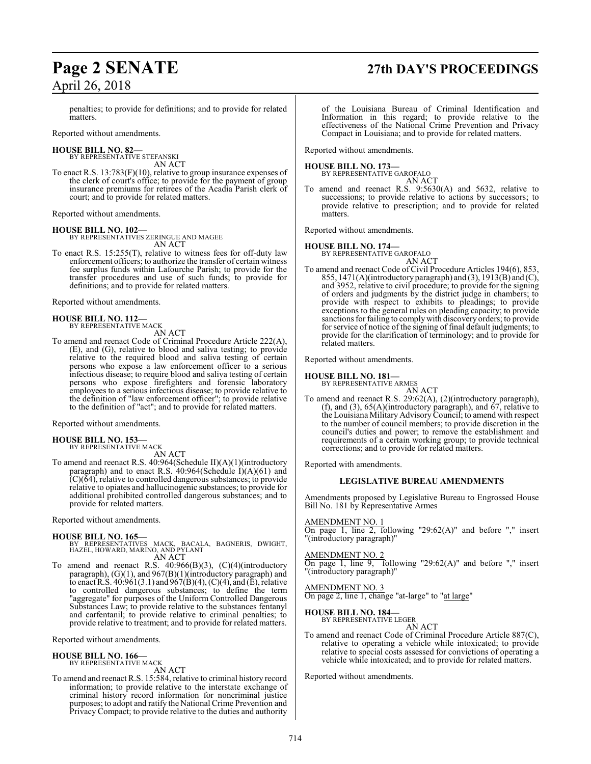penalties; to provide for definitions; and to provide for related matters.

Reported without amendments.

**HOUSE BILL NO. 82—**
BY REPRESENTATIVE STEFANSKI
AN ACT

To enact R.S. 13:783(F)(10), relative to group insurance expenses of the clerk of court's office; to provide for the payment of group insurance premiums for retirees of the Acadia Parish clerk of court; and to provide for related matters.

Reported without amendments.

**HOUSE BILL NO. 102—**
BY REPRESENTATIVES ZERINGUE AND MAGEE
AN ACT

To enact R.S. 15:255(T), relative to witness fees for off-duty law enforcement officers; to authorize the transfer of certain witness fee surplus funds within Lafourche Parish; to provide for the transfer procedures and use of such funds; to provide for definitions; and to provide for related matters.

Reported without amendments.

**HOUSE BILL NO. 112—**
BY REPRESENTATIVE MACK
AN ACT

To amend and reenact Code of Criminal Procedure Article 222(A), (E), and (G), relative to blood and saliva testing; to provide relative to the required blood and saliva testing of certain persons who expose a law enforcement officer to a serious infectious disease; to require blood and saliva testing of certain persons who expose firefighters and forensic laboratory employees to a serious infectious disease; to provide relative to the definition of "law enforcement officer"; to provide relative to the definition of "act"; and to provide for related matters.

Reported without amendments.

**HOUSE BILL NO. 153—**
BY REPRESENTATIVE MACK
AN ACT

To amend and reenact R.S. 40:964(Schedule II)(A)(1)(introductory paragraph) and to enact R.S. 40:964(Schedule I)(A)(61) and (C)(64), relative to controlled dangerous substances; to provide relative to opiates and hallucinogenic substances; to provide for additional prohibited controlled dangerous substances; and to provide for related matters.

Reported without amendments.

**HOUSE BILL NO. 165—**
BY REPRESENTATIVES MACK, BACALA, BAGNERIS, DWIGHT, HAZEL, HOWARD, MARINO, AND PYLANT
AN ACT

To amend and reenact R.S. 40:966(B)(3), (C)(4)(introductory paragraph), (G)(1), and 967(B)(1)(introductory paragraph) and to enact R.S. 40:961(3.1) and 967(B)(4), (C)(4), and (E), relative to controlled dangerous substances; to define the term "aggregate" for purposes of the Uniform Controlled Dangerous Substances Law; to provide relative to the substances fentanyl and carfentanil; to provide relative to criminal penalties; to provide relative to treatment; and to provide for related matters.

Reported without amendments.

**HOUSE BILL NO. 166—**
BY REPRESENTATIVE MACK
AN ACT

To amend and reenact R.S. 15:584, relative to criminal history record information; to provide relative to the interstate exchange of criminal history record information for noncriminal justice purposes; to adopt and ratify the National Crime Prevention and Privacy Compact; to provide relative to the duties and authority of the Louisiana Bureau of Criminal Identification and Information in this regard; to provide relative to the effectiveness of the National Crime Prevention and Privacy Compact in Louisiana; and to provide for related matters.

Reported without amendments.

**HOUSE BILL NO. 173—**
BY REPRESENTATIVE GAROFALO
AN ACT

To amend and reenact R.S. 9:5630(A) and 5632, relative to successions; to provide relative to actions by successors; to provide relative to prescription; and to provide for related matters.

Reported without amendments.

**HOUSE BILL NO. 174—**
BY REPRESENTATIVE GAROFALO
AN ACT

To amend and reenact Code of Civil Procedure Articles 194(6), 853, 855, 1471(A)(introductory paragraph) and (3), 1913(B) and (C), and 3952, relative to civil procedure; to provide for the signing of orders and judgments by the district judge in chambers; to provide with respect to exhibits to pleadings; to provide exceptions to the general rules on pleading capacity; to provide sanctions for failing to comply with discovery orders; to provide for service of notice of the signing of final default judgments; to provide for the clarification of terminology; and to provide for related matters.

Reported without amendments.

**HOUSE BILL NO. 181—**
BY REPRESENTATIVE ARMES
AN ACT

To amend and reenact R.S. 29:62(A), (2)(introductory paragraph), (f), and (3), 65(A)(introductory paragraph), and 67, relative to the Louisiana Military Advisory Council; to amend with respect to the number of council members; to provide discretion in the council's duties and power; to remove the establishment and requirements of a certain working group; to provide technical corrections; and to provide for related matters.

Reported with amendments.

**LEGISLATIVE BUREAU AMENDMENTS**

Amendments proposed by Legislative Bureau to Engrossed House Bill No. 181 by Representative Armes

AMENDMENT NO. 1
On page 1, line 2, following "29:62(A)" and before "," insert "(introductory paragraph)"

AMENDMENT NO. 2
On page 1, line 9, following "29:62(A)" and before "," insert "(introductory paragraph)"

AMENDMENT NO. 3
On page 2, line 1, change "at-large" to "at large"

**HOUSE BILL NO. 184—**
BY REPRESENTATIVE LEGER
AN ACT

To amend and reenact Code of Criminal Procedure Article 887(C), relative to operating a vehicle while intoxicated; to provide relative to special costs assessed for convictions of operating a vehicle while intoxicated; and to provide for related matters.

Reported without amendments.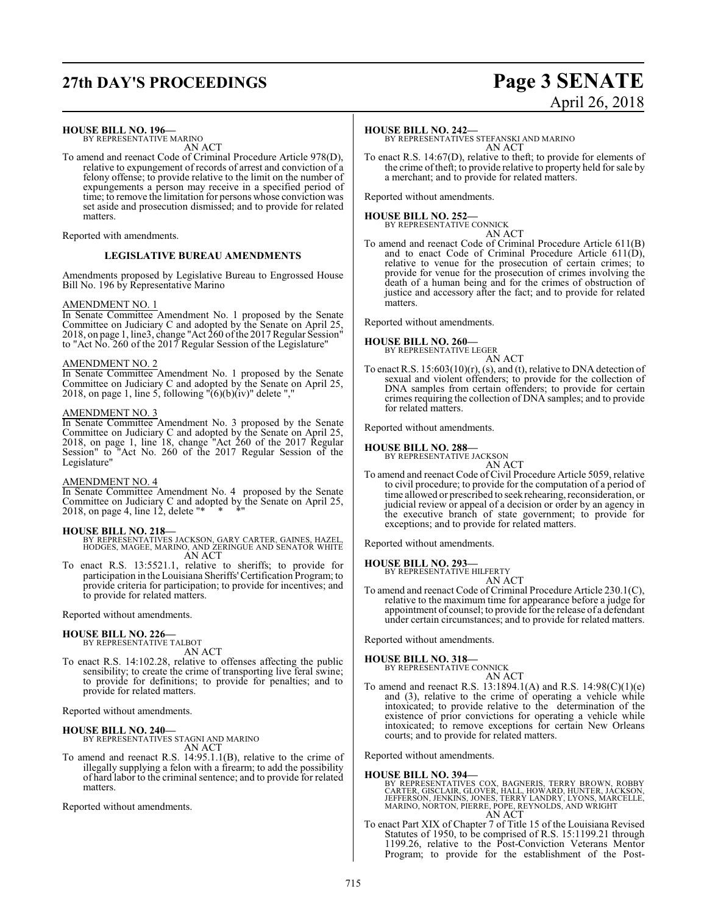**HOUSE BILL NO. 196—**
BY REPRESENTATIVE MARINO
AN ACT

To amend and reenact Code of Criminal Procedure Article 978(D), relative to expungement of records of arrest and conviction of a felony offense; to provide relative to the limit on the number of expungements a person may receive in a specified period of time; to remove the limitation for persons whose conviction was set aside and prosecution dismissed; and to provide for related matters.

Reported with amendments.

**LEGISLATIVE BUREAU AMENDMENTS**

Amendments proposed by Legislative Bureau to Engrossed House Bill No. 196 by Representative Marino

AMENDMENT NO. 1
In Senate Committee Amendment No. 1 proposed by the Senate Committee on Judiciary C and adopted by the Senate on April 25, 2018, on page 1, line3, change "Act 260 of the 2017 Regular Session" to "Act No. 260 of the 2017 Regular Session of the Legislature"

AMENDMENT NO. 2
In Senate Committee Amendment No. 1 proposed by the Senate Committee on Judiciary C and adopted by the Senate on April 25, 2018, on page 1, line 5, following "(6)(b)(iv)" delete ","

AMENDMENT NO. 3
In Senate Committee Amendment No. 3 proposed by the Senate Committee on Judiciary C and adopted by the Senate on April 25, 2018, on page 1, line 18, change "Act 260 of the 2017 Regular Session" to "Act No. 260 of the 2017 Regular Session of the Legislature"

AMENDMENT NO. 4
In Senate Committee Amendment No. 4 proposed by the Senate Committee on Judiciary C and adopted by the Senate on April 25, 2018, on page 4, line 12, delete "* * *"

**HOUSE BILL NO. 218—**
BY REPRESENTATIVES JACKSON, GARY CARTER, GAINES, HAZEL, HODGES, MAGEE, MARINO, AND ZERINGUE AND SENATOR WHITE
AN ACT

To enact R.S. 13:5521.1, relative to sheriffs; to provide for participation in the Louisiana Sheriffs' Certification Program; to provide criteria for participation; to provide for incentives; and to provide for related matters.

Reported without amendments.

**HOUSE BILL NO. 226—**
BY REPRESENTATIVE TALBOT
AN ACT

To enact R.S. 14:102.28, relative to offenses affecting the public sensibility; to create the crime of transporting live feral swine; to provide for definitions; to provide for penalties; and to provide for related matters.

Reported without amendments.

**HOUSE BILL NO. 240—**
BY REPRESENTATIVES STAGNI AND MARINO
AN ACT

To amend and reenact R.S. 14:95.1.1(B), relative to the crime of illegally supplying a felon with a firearm; to add the possibility of hard labor to the criminal sentence; and to provide for related matters.

Reported without amendments.

**HOUSE BILL NO. 242—**
BY REPRESENTATIVES STEFANSKI AND MARINO
AN ACT

To enact R.S. 14:67(D), relative to theft; to provide for elements of the crime of theft; to provide relative to property held for sale by a merchant; and to provide for related matters.

Reported without amendments.

**HOUSE BILL NO. 252—**
BY REPRESENTATIVE CONNICK
AN ACT

To amend and reenact Code of Criminal Procedure Article 611(B) and to enact Code of Criminal Procedure Article 611(D), relative to venue for the prosecution of certain crimes; to provide for venue for the prosecution of crimes involving the death of a human being and for the crimes of obstruction of justice and accessory after the fact; and to provide for related matters.

Reported without amendments.

**HOUSE BILL NO. 260—**
BY REPRESENTATIVE LEGER
AN ACT

To enact R.S. 15:603(10)(r), (s), and (t), relative to DNA detection of sexual and violent offenders; to provide for the collection of DNA samples from certain offenders; to provide for certain crimes requiring the collection of DNA samples; and to provide for related matters.

Reported without amendments.

**HOUSE BILL NO. 288—**
BY REPRESENTATIVE JACKSON
AN ACT

To amend and reenact Code of Civil Procedure Article 5059, relative to civil procedure; to provide for the computation of a period of time allowed or prescribed to seek rehearing, reconsideration, or judicial review or appeal of a decision or order by an agency in the executive branch of state government; to provide for exceptions; and to provide for related matters.

Reported without amendments.

**HOUSE BILL NO. 293—**
BY REPRESENTATIVE HILFERTY
AN ACT

To amend and reenact Code of Criminal Procedure Article 230.1(C), relative to the maximum time for appearance before a judge for appointment of counsel; to provide for the release of a defendant under certain circumstances; and to provide for related matters.

Reported without amendments.

**HOUSE BILL NO. 318—**
BY REPRESENTATIVE CONNICK
AN ACT

To amend and reenact R.S. 13:1894.1(A) and R.S. 14:98(C)(1)(e) and (3), relative to the crime of operating a vehicle while intoxicated; to provide relative to the determination of the existence of prior convictions for operating a vehicle while intoxicated; to remove exceptions for certain New Orleans courts; and to provide for related matters.

Reported without amendments.

**HOUSE BILL NO. 394—**
BY REPRESENTATIVES COX, BAGNERIS, TERRY BROWN, ROBBY CARTER, GISCLAIR, GLOVER, HALL, HOWARD, HUNTER, JACKSON, JEFFERSON, JENKINS, JONES, TERRY LANDRY, LYONS, MARCELLE, MARINO, NORTON, PIERRE, POPE, REYNOLDS, AND WRIGHT
AN ACT

To enact Part XIX of Chapter 7 of Title 15 of the Louisiana Revised Statutes of 1950, to be comprised of R.S. 15:1199.21 through 1199.26, relative to the Post-Conviction Veterans Mentor Program; to provide for the establishment of the Post-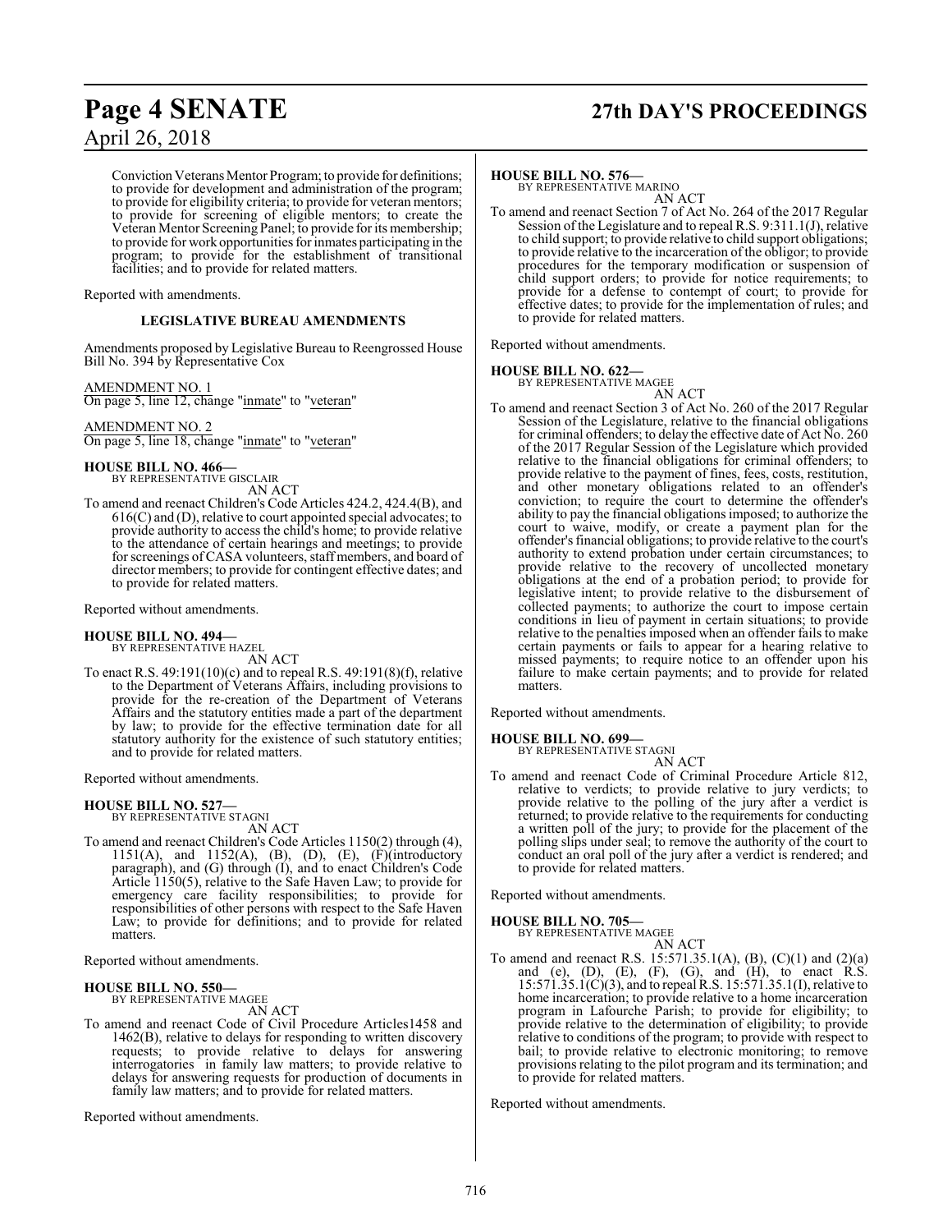Conviction Veterans Mentor Program; to provide for definitions; to provide for development and administration of the program; to provide for eligibility criteria; to provide for veteran mentors; to provide for screening of eligible mentors; to create the Veteran Mentor Screening Panel; to provide for its membership; to provide for work opportunities for inmates participating in the program; to provide for the establishment of transitional facilities; and to provide for related matters.

Reported with amendments.

### LEGISLATIVE BUREAU AMENDMENTS

Amendments proposed by Legislative Bureau to Reengrossed House Bill No. 394 by Representative Cox

AMENDMENT NO. 1
On page 5, line 12, change "inmate" to "veteran"

AMENDMENT NO. 2
On page 5, line 18, change "inmate" to "veteran"

**HOUSE BILL NO. 466—**
BY REPRESENTATIVE GISCLAIR
AN ACT

To amend and reenact Children's Code Articles 424.2, 424.4(B), and 616(C) and (D), relative to court appointed special advocates; to provide authority to access the child's home; to provide relative to the attendance of certain hearings and meetings; to provide for screenings of CASA volunteers, staff members, and board of director members; to provide for contingent effective dates; and to provide for related matters.

Reported without amendments.

**HOUSE BILL NO. 494—**
BY REPRESENTATIVE HAZEL
AN ACT

To enact R.S. 49:191(10)(c) and to repeal R.S. 49:191(8)(f), relative to the Department of Veterans Affairs, including provisions to provide for the re-creation of the Department of Veterans Affairs and the statutory entities made a part of the department by law; to provide for the effective termination date for all statutory authority for the existence of such statutory entities; and to provide for related matters.

Reported without amendments.

**HOUSE BILL NO. 527—**
BY REPRESENTATIVE STAGNI
AN ACT

To amend and reenact Children's Code Articles 1150(2) through (4), 1151(A), and 1152(A), (B), (D), (E), (F)(introductory paragraph), and (G) through (I), and to enact Children's Code Article 1150(5), relative to the Safe Haven Law; to provide for emergency care facility responsibilities; to provide for responsibilities of other persons with respect to the Safe Haven Law; to provide for definitions; and to provide for related matters.

Reported without amendments.

**HOUSE BILL NO. 550—**
BY REPRESENTATIVE MAGEE
AN ACT

To amend and reenact Code of Civil Procedure Articles1458 and 1462(B), relative to delays for responding to written discovery requests; to provide relative to delays for answering interrogatories in family law matters; to provide relative to delays for answering requests for production of documents in family law matters; and to provide for related matters.

Reported without amendments.

**HOUSE BILL NO. 576—**
BY REPRESENTATIVE MARINO
AN ACT

To amend and reenact Section 7 of Act No. 264 of the 2017 Regular Session of the Legislature and to repeal R.S. 9:311.1(J), relative to child support; to provide relative to child support obligations; to provide relative to the incarceration of the obligor; to provide procedures for the temporary modification or suspension of child support orders; to provide for notice requirements; to provide for a defense to contempt of court; to provide for effective dates; to provide for the implementation of rules; and to provide for related matters.

Reported without amendments.

**HOUSE BILL NO. 622—**
BY REPRESENTATIVE MAGEE
AN ACT

To amend and reenact Section 3 of Act No. 260 of the 2017 Regular Session of the Legislature, relative to the financial obligations for criminal offenders; to delay the effective date of Act No. 260 of the 2017 Regular Session of the Legislature which provided relative to the financial obligations for criminal offenders; to provide relative to the payment of fines, fees, costs, restitution, and other monetary obligations related to an offender's conviction; to require the court to determine the offender's ability to pay the financial obligations imposed; to authorize the court to waive, modify, or create a payment plan for the offender's financial obligations; to provide relative to the court's authority to extend probation under certain circumstances; to provide relative to the recovery of uncollected monetary obligations at the end of a probation period; to provide for legislative intent; to provide relative to the disbursement of collected payments; to authorize the court to impose certain conditions in lieu of payment in certain situations; to provide relative to the penalties imposed when an offender fails to make certain payments or fails to appear for a hearing relative to missed payments; to require notice to an offender upon his failure to make certain payments; and to provide for related matters.

Reported without amendments.

**HOUSE BILL NO. 699—**
BY REPRESENTATIVE STAGNI
AN ACT

To amend and reenact Code of Criminal Procedure Article 812, relative to verdicts; to provide relative to jury verdicts; to provide relative to the polling of the jury after a verdict is returned; to provide relative to the requirements for conducting a written poll of the jury; to provide for the placement of the polling slips under seal; to remove the authority of the court to conduct an oral poll of the jury after a verdict is rendered; and to provide for related matters.

Reported without amendments.

**HOUSE BILL NO. 705—**
BY REPRESENTATIVE MAGEE
AN ACT

To amend and reenact R.S. 15:571.35.1(A), (B), (C)(1) and (2)(a) and (e), (D), (E), (F), (G), and (H), to enact R.S. 15:571.35.1(C)(3), and to repeal R.S. 15:571.35.1(I), relative to home incarceration; to provide relative to a home incarceration program in Lafourche Parish; to provide for eligibility; to provide relative to the determination of eligibility; to provide relative to conditions of the program; to provide with respect to bail; to provide relative to electronic monitoring; to remove provisions relating to the pilot program and its termination; and to provide for related matters.

Reported without amendments.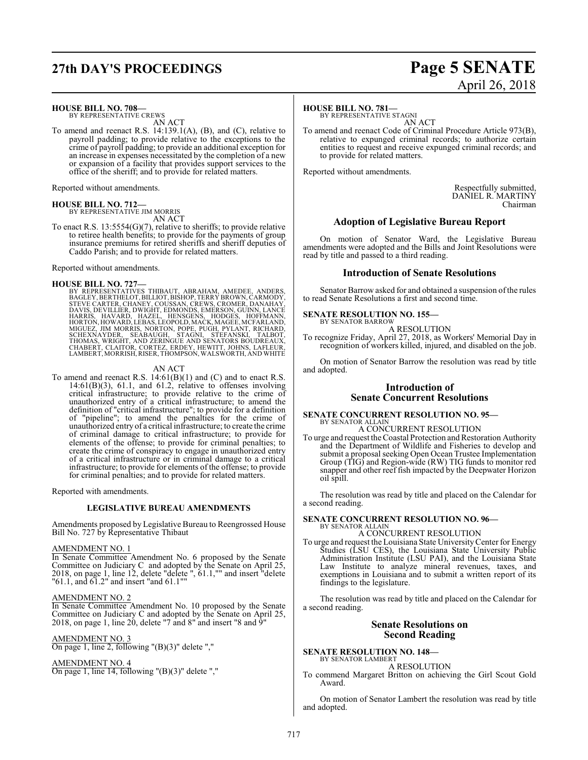**HOUSE BILL NO. 708—**
BY REPRESENTATIVE CREWS

AN ACT

To amend and reenact R.S. 14:139.1(A), (B), and (C), relative to payroll padding; to provide relative to the exceptions to the crime of payroll padding; to provide an additional exception for an increase in expenses necessitated by the completion of a new or expansion of a facility that provides support services to the office of the sheriff; and to provide for related matters.

Reported without amendments.

**HOUSE BILL NO. 712—**
BY REPRESENTATIVE JIM MORRIS

AN ACT

To enact R.S. 13:5554(G)(7), relative to sheriffs; to provide relative to retiree health benefits; to provide for the payments of group insurance premiums for retired sheriffs and sheriff deputies of Caddo Parish; and to provide for related matters.

Reported without amendments.

**HOUSE BILL NO. 727—**
BY REPRESENTATIVES THIBAUT, ABRAHAM, AMEDEE, ANDERS, BAGLEY, BERTHELOT, BILLIOT, BISHOP, TERRY BROWN, CARMODY, STEVE CARTER, CHANEY, COUSSAN, CREWS, CROMER, DANAHAY, DAVIS, DEVILLIER, DWIGHT, EDMONDS, EMERSON, GUINN, LANCE HARRIS, HAVARD, HAZEL, HENSGENS, HODGES, HOFFMANN, HORTON, HOWARD, LEBAS, LEOPOLD, MACK, MAGEE, MCFARLAND, MIGUEZ, JIM MORRIS, NORTON, POPE, PUGH, PYLANT, RICHARD, SCHEXNAYDER, SEABAUGH, STAGNI, STEFANSKI, TALBOT, THOMAS, WRIGHT, AND ZERINGUE AND SENATORS BOUDREAUX, CHABERT, CLAITOR, CORTEZ, ERDEY, HEWITT, JOHNS, LAFLEUR, LAMBERT, MORRISH, RISER, THOMPSON, WALSWORTH, AND WHITE

AN ACT

To amend and reenact R.S. 14:61(B)(1) and (C) and to enact R.S. 14:61(B)(3), 61.1, and 61.2, relative to offenses involving critical infrastructure; to provide relative to the crime of unauthorized entry of a critical infrastructure; to amend the definition of "critical infrastructure"; to provide for a definition of "pipeline"; to amend the penalties for the crime of unauthorized entry of a critical infrastructure; to create the crime of criminal damage to critical infrastructure; to provide for elements of the offense; to provide for criminal penalties; to create the crime of conspiracy to engage in unauthorized entry of a critical infrastructure or in criminal damage to a critical infrastructure; to provide for elements of the offense; to provide for criminal penalties; and to provide for related matters.

Reported with amendments.

## LEGISLATIVE BUREAU AMENDMENTS

Amendments proposed by Legislative Bureau to Reengrossed House Bill No. 727 by Representative Thibaut

AMENDMENT NO. 1
In Senate Committee Amendment No. 6 proposed by the Senate Committee on Judiciary C and adopted by the Senate on April 25, 2018, on page 1, line 12, delete "delete ", 61.1,"" and insert "delete "61.1, and 61.2" and insert "and 61.1""

AMENDMENT NO. 2
In Senate Committee Amendment No. 10 proposed by the Senate Committee on Judiciary C and adopted by the Senate on April 25, 2018, on page 1, line 20, delete "7 and 8" and insert "8 and 9"

AMENDMENT NO. 3
On page 1, line 2, following "(B)(3)" delete ","

AMENDMENT NO. 4
On page 1, line 14, following "(B)(3)" delete ","

**HOUSE BILL NO. 781—**
BY REPRESENTATIVE STAGNI

AN ACT

To amend and reenact Code of Criminal Procedure Article 973(B), relative to expunged criminal records; to authorize certain entities to request and receive expunged criminal records; and to provide for related matters.

Reported without amendments.

Respectfully submitted,
DANIEL R. MARTINY
Chairman

## Adoption of Legislative Bureau Report

On motion of Senator Ward, the Legislative Bureau amendments were adopted and the Bills and Joint Resolutions were read by title and passed to a third reading.

## Introduction of Senate Resolutions

Senator Barrow asked for and obtained a suspension of the rules to read Senate Resolutions a first and second time.

**SENATE RESOLUTION NO. 155—**
BY SENATOR BARROW

A RESOLUTION

To recognize Friday, April 27, 2018, as Workers' Memorial Day in recognition of workers killed, injured, and disabled on the job.

On motion of Senator Barrow the resolution was read by title and adopted.

## Introduction of Senate Concurrent Resolutions

**SENATE CONCURRENT RESOLUTION NO. 95—**
BY SENATOR ALLAIN

A CONCURRENT RESOLUTION

To urge and request the Coastal Protection and Restoration Authority and the Department of Wildlife and Fisheries to develop and submit a proposal seeking Open Ocean Trustee Implementation Group (TIG) and Region-wide (RW) TIG funds to monitor red snapper and other reef fish impacted by the Deepwater Horizon oil spill.

The resolution was read by title and placed on the Calendar for a second reading.

**SENATE CONCURRENT RESOLUTION NO. 96—**
BY SENATOR ALLAIN

A CONCURRENT RESOLUTION

To urge and request the Louisiana State University Center for Energy Studies (LSU CES), the Louisiana State University Public Administration Institute (LSU PAI), and the Louisiana State Law Institute to analyze mineral revenues, taxes, and exemptions in Louisiana and to submit a written report of its findings to the legislature.

The resolution was read by title and placed on the Calendar for a second reading.

## Senate Resolutions on Second Reading

**SENATE RESOLUTION NO. 148—**
BY SENATOR LAMBERT

A RESOLUTION

To commend Margaret Britton on achieving the Girl Scout Gold Award.

On motion of Senator Lambert the resolution was read by title and adopted.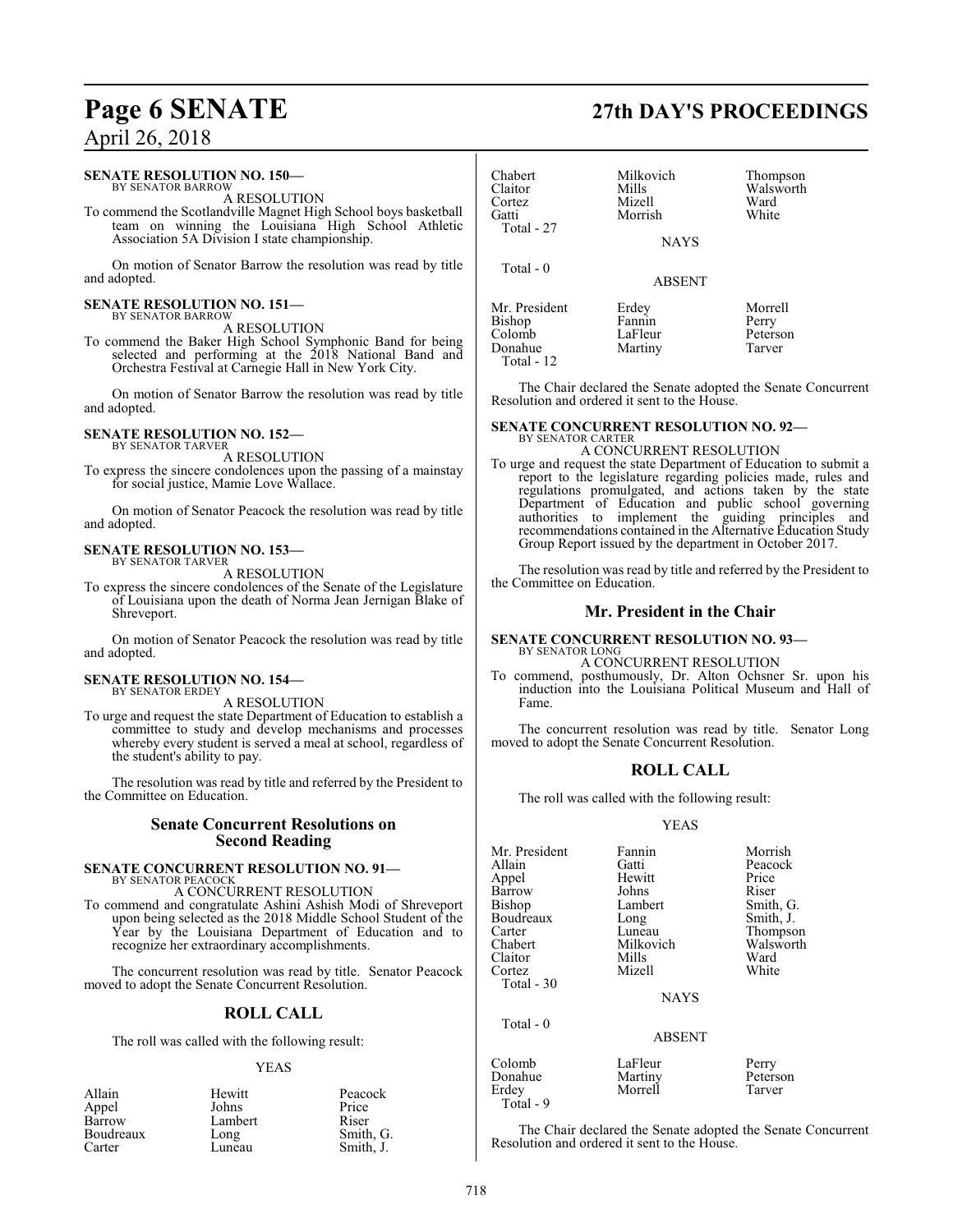**SENATE RESOLUTION NO. 150—**
BY SENATOR BARROW

A RESOLUTION

To commend the Scotlandville Magnet High School boys basketball team on winning the Louisiana High School Athletic Association 5A Division I state championship.

On motion of Senator Barrow the resolution was read by title and adopted.

**SENATE RESOLUTION NO. 151—**
BY SENATOR BARROW

A RESOLUTION

To commend the Baker High School Symphonic Band for being selected and performing at the 2018 National Band and Orchestra Festival at Carnegie Hall in New York City.

On motion of Senator Barrow the resolution was read by title and adopted.

**SENATE RESOLUTION NO. 152—**
BY SENATOR TARVER

A RESOLUTION

To express the sincere condolences upon the passing of a mainstay for social justice, Mamie Love Wallace.

On motion of Senator Peacock the resolution was read by title and adopted.

**SENATE RESOLUTION NO. 153—**
BY SENATOR TARVER

A RESOLUTION

To express the sincere condolences of the Senate of the Legislature of Louisiana upon the death of Norma Jean Jernigan Blake of Shreveport.

On motion of Senator Peacock the resolution was read by title and adopted.

**SENATE RESOLUTION NO. 154—**
BY SENATOR ERDEY

A RESOLUTION

To urge and request the state Department of Education to establish a committee to study and develop mechanisms and processes whereby every student is served a meal at school, regardless of the student's ability to pay.

The resolution was read by title and referred by the President to the Committee on Education.

## Senate Concurrent Resolutions on Second Reading

**SENATE CONCURRENT RESOLUTION NO. 91—**
BY SENATOR PEACOCK

A CONCURRENT RESOLUTION

To commend and congratulate Ashini Ashish Modi of Shreveport upon being selected as the 2018 Middle School Student of the Year by the Louisiana Department of Education and to recognize her extraordinary accomplishments.

The concurrent resolution was read by title. Senator Peacock moved to adopt the Senate Concurrent Resolution.

## ROLL CALL

The roll was called with the following result:

YEAS

| | | |
|---|---|---|
| Allain | Hewitt | Peacock |
| Appel | Johns | Price |
| Barrow | Lambert | Riser |
| Boudreaux | Long | Smith, G. |
| Carter | Luneau | Smith, J. |
| Chabert | Milkovich | Thompson |
| Claitor | Mills | Walsworth |
| Cortez | Mizell | Ward |
| Gatti | Morrish | White |

Total - 27

NAYS

Total - 0

ABSENT

| | | |
|---|---|---|
| Mr. President | Erdey | Morrell |
| Bishop | Fannin | Perry |
| Colomb | LaFleur | Peterson |
| Donahue | Martiny | Tarver |

Total - 12

The Chair declared the Senate adopted the Senate Concurrent Resolution and ordered it sent to the House.

**SENATE CONCURRENT RESOLUTION NO. 92—**
BY SENATOR CARTER

A CONCURRENT RESOLUTION

To urge and request the state Department of Education to submit a report to the legislature regarding policies made, rules and regulations promulgated, and actions taken by the state Department of Education and public school governing authorities to implement the guiding principles and recommendations contained in the Alternative Education Study Group Report issued by the department in October 2017.

The resolution was read by title and referred by the President to the Committee on Education.

## Mr. President in the Chair

**SENATE CONCURRENT RESOLUTION NO. 93—**
BY SENATOR LONG

A CONCURRENT RESOLUTION

To commend, posthumously, Dr. Alton Ochsner Sr. upon his induction into the Louisiana Political Museum and Hall of Fame.

The concurrent resolution was read by title. Senator Long moved to adopt the Senate Concurrent Resolution.

## ROLL CALL

The roll was called with the following result:

YEAS

| | | |
|---|---|---|
| Mr. President | Fannin | Morrish |
| Allain | Gatti | Peacock |
| Appel | Hewitt | Price |
| Barrow | Johns | Riser |
| Bishop | Lambert | Smith, G. |
| Boudreaux | Long | Smith, J. |
| Carter | Luneau | Thompson |
| Chabert | Milkovich | Walsworth |
| Claitor | Mills | Ward |
| Cortez | Mizell | White |

Total - 30

NAYS

Total - 0

ABSENT

| | | |
|---|---|---|
| Colomb | LaFleur | Perry |
| Donahue | Martiny | Peterson |
| Erdey | Morrell | Tarver |

Total - 9

The Chair declared the Senate adopted the Senate Concurrent Resolution and ordered it sent to the House.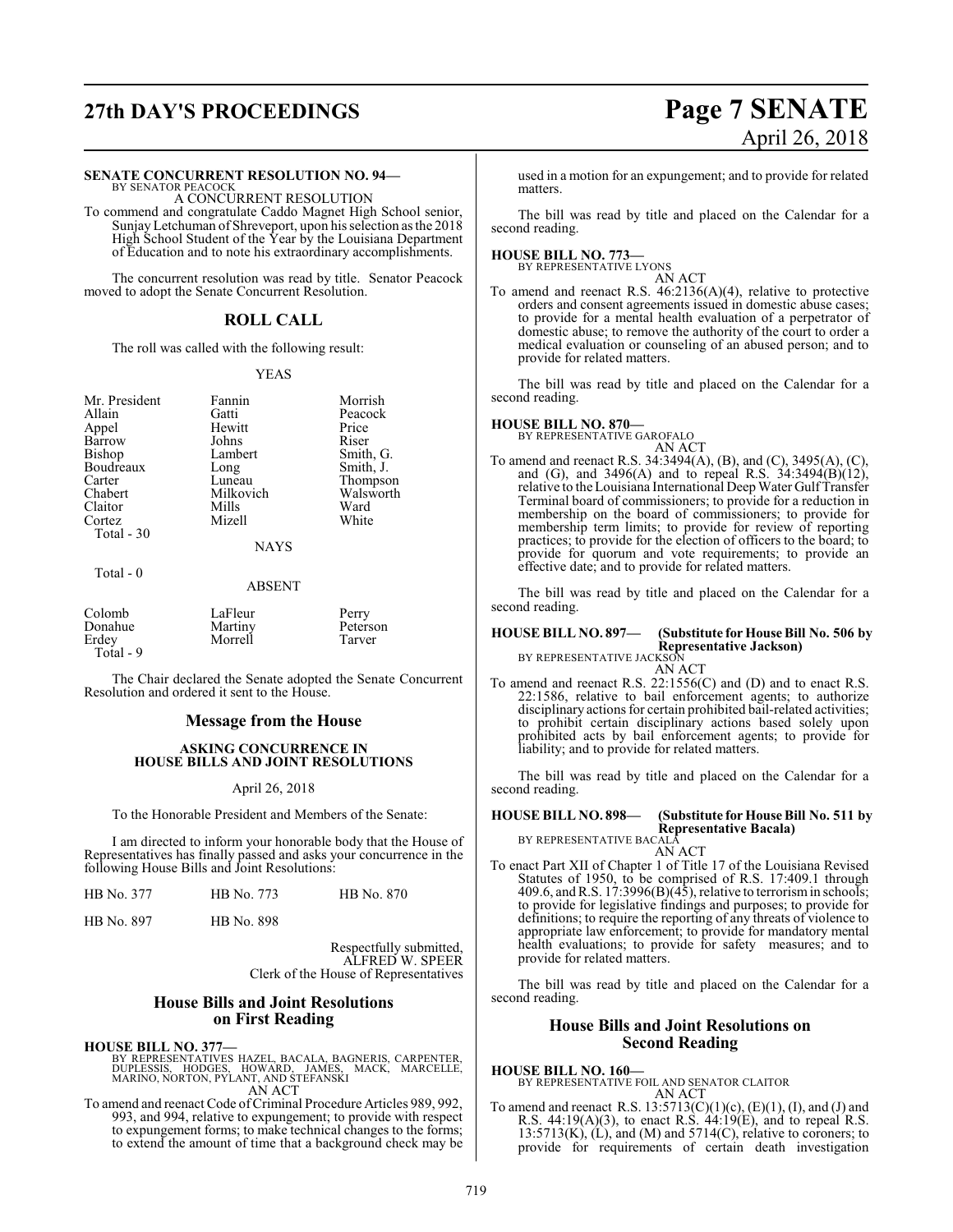**SENATE CONCURRENT RESOLUTION NO. 94—**
BY SENATOR PEACOCK

A CONCURRENT RESOLUTION

To commend and congratulate Caddo Magnet High School senior, Sunjay Letchuman of Shreveport, upon his selection as the 2018 High School Student of the Year by the Louisiana Department of Education and to note his extraordinary accomplishments.

The concurrent resolution was read by title. Senator Peacock moved to adopt the Senate Concurrent Resolution.

## ROLL CALL

The roll was called with the following result:

YEAS

| | | |
|---|---|---|
| Mr. President | Fannin | Morrish |
| Allain | Gatti | Peacock |
| Appel | Hewitt | Price |
| Barrow | Johns | Riser |
| Bishop | Lambert | Smith, G. |
| Boudreaux | Long | Smith, J. |
| Carter | Luneau | Thompson |
| Chabert | Milkovich | Walsworth |
| Claitor | Mills | Ward |
| Cortez | Mizell | White |

Total - 30

NAYS

Total - 0

ABSENT

| | | |
|---|---|---|
| Colomb | LaFleur | Perry |
| Donahue | Martiny | Peterson |
| Erdey | Morrell | Tarver |

Total - 9

The Chair declared the Senate adopted the Senate Concurrent Resolution and ordered it sent to the House.

## Message from the House

### ASKING CONCURRENCE IN HOUSE BILLS AND JOINT RESOLUTIONS

April 26, 2018

To the Honorable President and Members of the Senate:

I am directed to inform your honorable body that the House of Representatives has finally passed and asks your concurrence in the following House Bills and Joint Resolutions:

| | | |
|---|---|---|
| HB No. 377 | HB No. 773 | HB No. 870 |
| HB No. 897 | HB No. 898 | |

Respectfully submitted,
ALFRED W. SPEER
Clerk of the House of Representatives

## House Bills and Joint Resolutions on First Reading

**HOUSE BILL NO. 377—**
BY REPRESENTATIVES HAZEL, BACALA, BAGNERIS, CARPENTER, DUPLESSIS, HODGES, HOWARD, JAMES, MACK, MARCELLE, MARINO, NORTON, PYLANT, AND STEFANSKI

AN ACT

To amend and reenact Code of Criminal Procedure Articles 989, 992, 993, and 994, relative to expungement; to provide with respect to expungement forms; to make technical changes to the forms; to extend the amount of time that a background check may be used in a motion for an expungement; and to provide for related matters.

The bill was read by title and placed on the Calendar for a second reading.

**HOUSE BILL NO. 773—**
BY REPRESENTATIVE LYONS

AN ACT

To amend and reenact R.S. 46:2136(A)(4), relative to protective orders and consent agreements issued in domestic abuse cases; to provide for a mental health evaluation of a perpetrator of domestic abuse; to remove the authority of the court to order a medical evaluation or counseling of an abused person; and to provide for related matters.

The bill was read by title and placed on the Calendar for a second reading.

**HOUSE BILL NO. 870—**
BY REPRESENTATIVE GAROFALO

AN ACT

To amend and reenact R.S. 34:3494(A), (B), and (C), 3495(A), (C), and (G), and 3496(A) and to repeal R.S. 34:3494(B)(12), relative to the Louisiana International Deep Water Gulf Transfer Terminal board of commissioners; to provide for a reduction in membership on the board of commissioners; to provide for membership term limits; to provide for review of reporting practices; to provide for the election of officers to the board; to provide for quorum and vote requirements; to provide an effective date; and to provide for related matters.

The bill was read by title and placed on the Calendar for a second reading.

**HOUSE BILL NO. 897— (Substitute for House Bill No. 506 by Representative Jackson)**
BY REPRESENTATIVE JACKSON

AN ACT

To amend and reenact R.S. 22:1556(C) and (D) and to enact R.S. 22:1586, relative to bail enforcement agents; to authorize disciplinary actions for certain prohibited bail-related activities; to prohibit certain disciplinary actions based solely upon prohibited acts by bail enforcement agents; to provide for liability; and to provide for related matters.

The bill was read by title and placed on the Calendar for a second reading.

**HOUSE BILL NO. 898— (Substitute for House Bill No. 511 by Representative Bacala)**
BY REPRESENTATIVE BACALA

AN ACT

To enact Part XII of Chapter 1 of Title 17 of the Louisiana Revised Statutes of 1950, to be comprised of R.S. 17:409.1 through 409.6, and R.S. 17:3996(B)(45), relative to terrorism in schools; to provide for legislative findings and purposes; to provide for definitions; to require the reporting of any threats of violence to appropriate law enforcement; to provide for mandatory mental health evaluations; to provide for safety measures; and to provide for related matters.

The bill was read by title and placed on the Calendar for a second reading.

## House Bills and Joint Resolutions on Second Reading

**HOUSE BILL NO. 160—**
BY REPRESENTATIVE FOIL AND SENATOR CLAITOR

AN ACT

To amend and reenact R.S. 13:5713(C)(1)(c), (E)(1), (I), and (J) and R.S. 44:19(A)(3), to enact R.S. 44:19(E), and to repeal R.S. 13:5713(K), (L), and (M) and 5714(C), relative to coroners; to provide for requirements of certain death investigation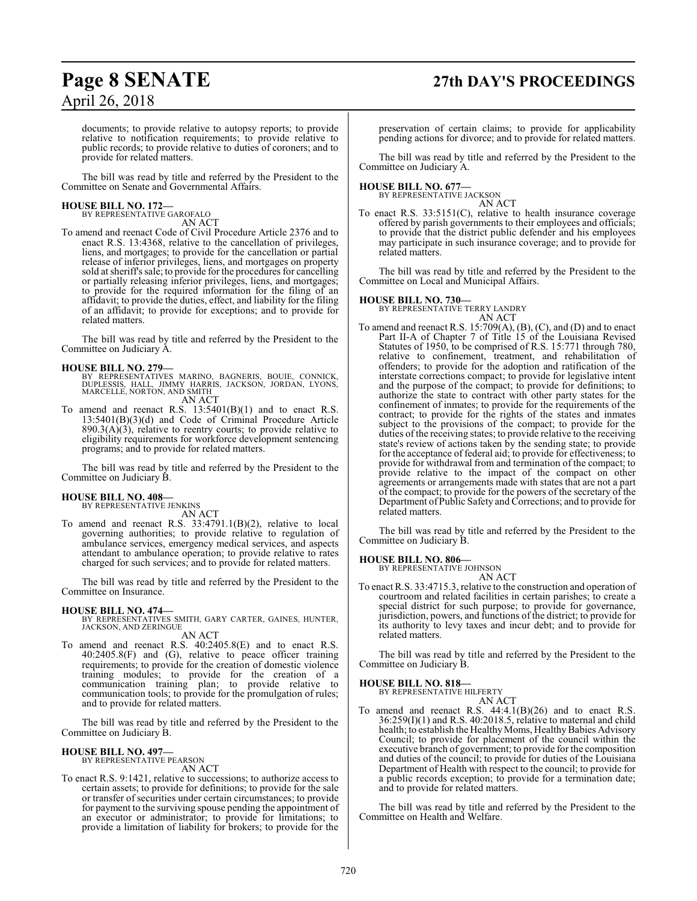documents; to provide relative to autopsy reports; to provide relative to notification requirements; to provide relative to public records; to provide relative to duties of coroners; and to provide for related matters.

The bill was read by title and referred by the President to the Committee on Senate and Governmental Affairs.

**HOUSE BILL NO. 172—**
BY REPRESENTATIVE GAROFALO
AN ACT

To amend and reenact Code of Civil Procedure Article 2376 and to enact R.S. 13:4368, relative to the cancellation of privileges, liens, and mortgages; to provide for the cancellation or partial release of inferior privileges, liens, and mortgages on property sold at sheriff's sale; to provide for the procedures for cancelling or partially releasing inferior privileges, liens, and mortgages; to provide for the required information for the filing of an affidavit; to provide the duties, effect, and liability for the filing of an affidavit; to provide for exceptions; and to provide for related matters.

The bill was read by title and referred by the President to the Committee on Judiciary A.

**HOUSE BILL NO. 279—**
BY REPRESENTATIVES MARINO, BAGNERIS, BOUIE, CONNICK, DUPLESSIS, HALL, JIMMY HARRIS, JACKSON, JORDAN, LYONS, MARCELLE, NORTON, AND SMITH
AN ACT

To amend and reenact R.S. 13:5401(B)(1) and to enact R.S. 13:5401(B)(3)(d) and Code of Criminal Procedure Article 890.3(A)(3), relative to reentry courts; to provide relative to eligibility requirements for workforce development sentencing programs; and to provide for related matters.

The bill was read by title and referred by the President to the Committee on Judiciary B.

**HOUSE BILL NO. 408—**
BY REPRESENTATIVE JENKINS
AN ACT

To amend and reenact R.S. 33:4791.1(B)(2), relative to local governing authorities; to provide relative to regulation of ambulance services, emergency medical services, and aspects attendant to ambulance operation; to provide relative to rates charged for such services; and to provide for related matters.

The bill was read by title and referred by the President to the Committee on Insurance.

**HOUSE BILL NO. 474—**
BY REPRESENTATIVES SMITH, GARY CARTER, GAINES, HUNTER, JACKSON, AND ZERINGUE
AN ACT

To amend and reenact R.S. 40:2405.8(E) and to enact R.S. 40:2405.8(F) and (G), relative to peace officer training requirements; to provide for the creation of domestic violence training modules; to provide for the creation of a communication training plan; to provide relative to communication tools; to provide for the promulgation of rules; and to provide for related matters.

The bill was read by title and referred by the President to the Committee on Judiciary B.

**HOUSE BILL NO. 497—**
BY REPRESENTATIVE PEARSON
AN ACT

To enact R.S. 9:1421, relative to successions; to authorize access to certain assets; to provide for definitions; to provide for the sale or transfer of securities under certain circumstances; to provide for payment to the surviving spouse pending the appointment of an executor or administrator; to provide for limitations; to provide a limitation of liability for brokers; to provide for the preservation of certain claims; to provide for applicability pending actions for divorce; and to provide for related matters.

The bill was read by title and referred by the President to the Committee on Judiciary A.

**HOUSE BILL NO. 677—**
BY REPRESENTATIVE JACKSON
AN ACT

To enact R.S. 33:5151(C), relative to health insurance coverage offered by parish governments to their employees and officials; to provide that the district public defender and his employees may participate in such insurance coverage; and to provide for related matters.

The bill was read by title and referred by the President to the Committee on Local and Municipal Affairs.

**HOUSE BILL NO. 730—**
BY REPRESENTATIVE TERRY LANDRY
AN ACT

To amend and reenact R.S. 15:709(A), (B), (C), and (D) and to enact Part II-A of Chapter 7 of Title 15 of the Louisiana Revised Statutes of 1950, to be comprised of R.S. 15:771 through 780, relative to confinement, treatment, and rehabilitation of offenders; to provide for the adoption and ratification of the interstate corrections compact; to provide for legislative intent and the purpose of the compact; to provide for definitions; to authorize the state to contract with other party states for the confinement of inmates; to provide for the requirements of the contract; to provide for the rights of the states and inmates subject to the provisions of the compact; to provide for the duties of the receiving states; to provide relative to the receiving state's review of actions taken by the sending state; to provide for the acceptance of federal aid; to provide for effectiveness; to provide for withdrawal from and termination of the compact; to provide relative to the impact of the compact on other agreements or arrangements made with states that are not a part of the compact; to provide for the powers of the secretary of the Department of Public Safety and Corrections; and to provide for related matters.

The bill was read by title and referred by the President to the Committee on Judiciary B.

**HOUSE BILL NO. 806—**
BY REPRESENTATIVE JOHNSON
AN ACT

To enact R.S. 33:4715.3, relative to the construction and operation of courtroom and related facilities in certain parishes; to create a special district for such purpose; to provide for governance, jurisdiction, powers, and functions of the district; to provide for its authority to levy taxes and incur debt; and to provide for related matters.

The bill was read by title and referred by the President to the Committee on Judiciary B.

**HOUSE BILL NO. 818—**
BY REPRESENTATIVE HILFERTY
AN ACT

To amend and reenact R.S. 44:4.1(B)(26) and to enact R.S. 36:259(I)(1) and R.S. 40:2018.5, relative to maternal and child health; to establish the Healthy Moms, Healthy Babies Advisory Council; to provide for placement of the council within the executive branch of government; to provide for the composition and duties of the council; to provide for duties of the Louisiana Department of Health with respect to the council; to provide for a public records exception; to provide for a termination date; and to provide for related matters.

The bill was read by title and referred by the President to the Committee on Health and Welfare.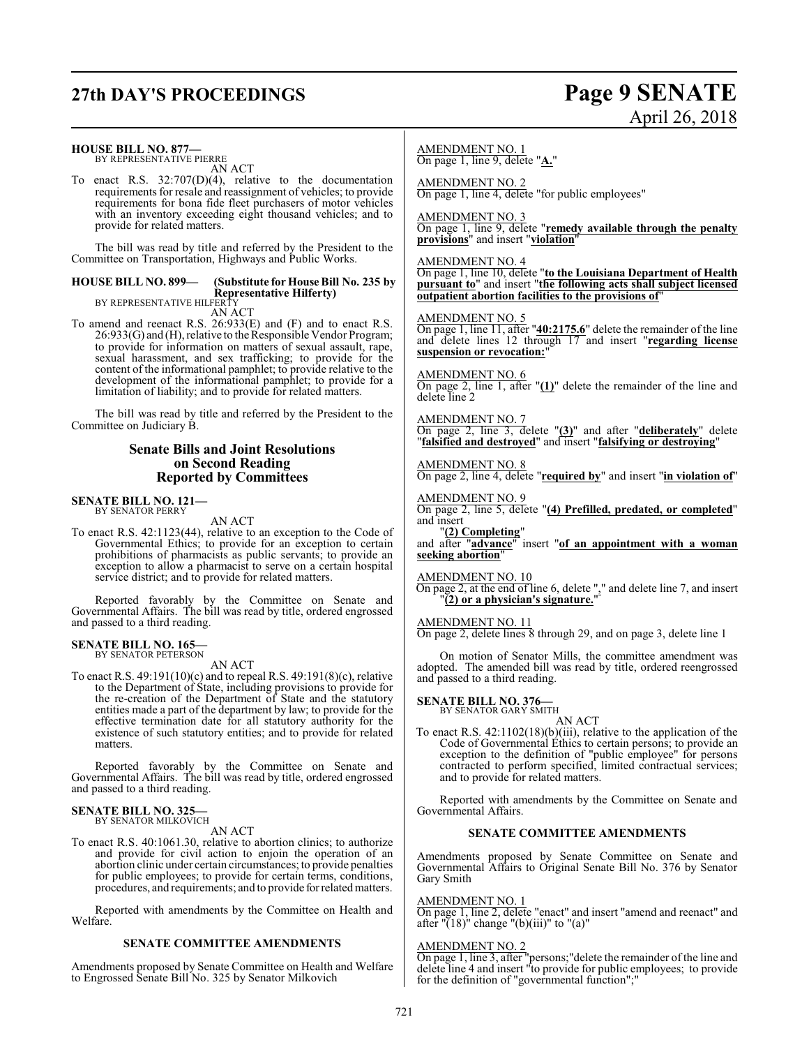**HOUSE BILL NO. 877—**
BY REPRESENTATIVE PIERRE
AN ACT

To enact R.S. 32:707(D)(4), relative to the documentation requirements for resale and reassignment of vehicles; to provide requirements for bona fide fleet purchasers of motor vehicles with an inventory exceeding eight thousand vehicles; and to provide for related matters.

The bill was read by title and referred by the President to the Committee on Transportation, Highways and Public Works.

**HOUSE BILL NO. 899— (Substitute for House Bill No. 235 by Representative Hilferty)**
BY REPRESENTATIVE HILFERTY
AN ACT

To amend and reenact R.S. 26:933(E) and (F) and to enact R.S. 26:933(G) and (H), relative to the Responsible Vendor Program; to provide for information on matters of sexual assault, rape, sexual harassment, and sex trafficking; to provide for the content of the informational pamphlet; to provide relative to the development of the informational pamphlet; to provide for a limitation of liability; and to provide for related matters.

The bill was read by title and referred by the President to the Committee on Judiciary B.

## Senate Bills and Joint Resolutions on Second Reading Reported by Committees

**SENATE BILL NO. 121—**
BY SENATOR PERRY
AN ACT

To enact R.S. 42:1123(44), relative to an exception to the Code of Governmental Ethics; to provide for an exception to certain prohibitions of pharmacists as public servants; to provide an exception to allow a pharmacist to serve on a certain hospital service district; and to provide for related matters.

Reported favorably by the Committee on Senate and Governmental Affairs. The bill was read by title, ordered engrossed and passed to a third reading.

**SENATE BILL NO. 165—**
BY SENATOR PETERSON
AN ACT

To enact R.S. 49:191(10)(c) and to repeal R.S. 49:191(8)(c), relative to the Department of State, including provisions to provide for the re-creation of the Department of State and the statutory entities made a part of the department by law; to provide for the effective termination date for all statutory authority for the existence of such statutory entities; and to provide for related matters.

Reported favorably by the Committee on Senate and Governmental Affairs. The bill was read by title, ordered engrossed and passed to a third reading.

**SENATE BILL NO. 325—**
BY SENATOR MILKOVICH
AN ACT

To enact R.S. 40:1061.30, relative to abortion clinics; to authorize and provide for civil action to enjoin the operation of an abortion clinic under certain circumstances; to provide penalties for public employees; to provide for certain terms, conditions, procedures, and requirements; and to provide for related matters.

Reported with amendments by the Committee on Health and Welfare.

**SENATE COMMITTEE AMENDMENTS**

Amendments proposed by Senate Committee on Health and Welfare to Engrossed Senate Bill No. 325 by Senator Milkovich

AMENDMENT NO. 1
On page 1, line 9, delete "**A.**"

AMENDMENT NO. 2
On page 1, line 4, delete "for public employees"

AMENDMENT NO. 3
On page 1, line 9, delete "**remedy available through the penalty provisions**" and insert "**violation**"

AMENDMENT NO. 4
On page 1, line 10, delete "**to the Louisiana Department of Health pursuant to**" and insert "**the following acts shall subject licensed outpatient abortion facilities to the provisions of**"

AMENDMENT NO. 5
On page 1, line 11, after "**40:2175.6**" delete the remainder of the line and delete lines 12 through 17 and insert "**regarding license suspension or revocation:**"

AMENDMENT NO. 6
On page 2, line 1, after "**(1)**" delete the remainder of the line and delete line 2

AMENDMENT NO. 7
On page 2, line 3, delete "**(3)**" and after "**deliberately**" delete "**falsified and destroyed**" and insert "**falsifying or destroying**"

AMENDMENT NO. 8
On page 2, line 4, delete "**required by**" and insert "**in violation of**"

AMENDMENT NO. 9
On page 2, line 5, delete "**(4) Prefilled, predated, or completed**" and insert
"**(2) Completing**"
and after "**advance**" insert "**of an appointment with a woman seeking abortion**"

AMENDMENT NO. 10
On page 2, at the end of line 6, delete "," and delete line 7, and insert "**(2) or a physician's signature.**"

AMENDMENT NO. 11
On page 2, delete lines 8 through 29, and on page 3, delete line 1

On motion of Senator Mills, the committee amendment was adopted. The amended bill was read by title, ordered reengrossed and passed to a third reading.

**SENATE BILL NO. 376—**
BY SENATOR GARY SMITH
AN ACT

To enact R.S. 42:1102(18)(b)(iii), relative to the application of the Code of Governmental Ethics to certain persons; to provide an exception to the definition of "public employee" for persons contracted to perform specified, limited contractual services; and to provide for related matters.

Reported with amendments by the Committee on Senate and Governmental Affairs.

**SENATE COMMITTEE AMENDMENTS**

Amendments proposed by Senate Committee on Senate and Governmental Affairs to Original Senate Bill No. 376 by Senator Gary Smith

AMENDMENT NO. 1
On page 1, line 2, delete "enact" and insert "amend and reenact" and after "(18)" change "(b)(iii)" to "(a)"

AMENDMENT NO. 2
On page 1, line 3, after "persons;"delete the remainder of the line and delete line 4 and insert "to provide for public employees; to provide for the definition of "governmental function";"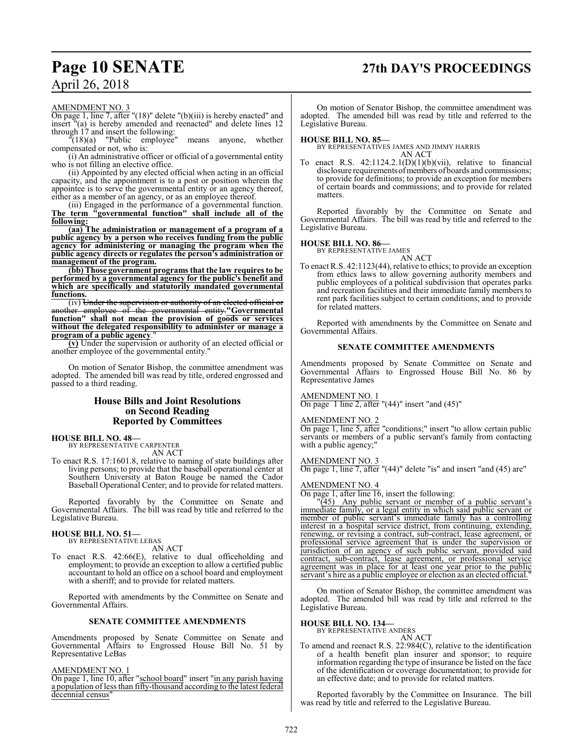AMENDMENT NO. 3

On page 1, line 7, after "(18)" delete "(b)(iii) is hereby enacted" and insert "(a) is hereby amended and reenacted" and delete lines 12 through 17 and insert the following:

"(18)(a) "Public employee" means anyone, whether compensated or not, who is:

(i) An administrative officer or official of a governmental entity who is not filling an elective office.

(ii) Appointed by any elected official when acting in an official capacity, and the appointment is to a post or position wherein the appointee is to serve the governmental entity or an agency thereof, either as a member of an agency, or as an employee thereof.

(iii) Engaged in the performance of a governmental function. **The term "governmental function" shall include all of the following:**

**(aa) The administration or management of a program of a public agency by a person who receives funding from the public agency for administering or managing the program when the public agency directs or regulates the person's administration or management of the program.**

**(bb) Those government programs that the law requires to be performed by a governmental agency for the public's benefit and which are specifically and statutorily mandated governmental functions.**

(iv) ~~Under the supervision or authority of an elected official or another employee of the governmental entity.~~**"Governmental function" shall not mean the provision of goods or services without the delegated responsibility to administer or manage a program of a public agency**."

**(v)** Under the supervision or authority of an elected official or another employee of the governmental entity."

On motion of Senator Bishop, the committee amendment was adopted. The amended bill was read by title, ordered engrossed and passed to a third reading.

## House Bills and Joint Resolutions on Second Reading Reported by Committees

**HOUSE BILL NO. 48—**
BY REPRESENTATIVE CARPENTER
AN ACT

To enact R.S. 17:1601.8, relative to naming of state buildings after living persons; to provide that the baseball operational center at Southern University at Baton Rouge be named the Cador Baseball Operational Center; and to provide for related matters.

Reported favorably by the Committee on Senate and Governmental Affairs. The bill was read by title and referred to the Legislative Bureau.

**HOUSE BILL NO. 51—**
BY REPRESENTATIVE LEBAS
AN ACT

To enact R.S. 42:66(E), relative to dual officeholding and employment; to provide an exception to allow a certified public accountant to hold an office on a school board and employment with a sheriff; and to provide for related matters.

Reported with amendments by the Committee on Senate and Governmental Affairs.

### SENATE COMMITTEE AMENDMENTS

Amendments proposed by Senate Committee on Senate and Governmental Affairs to Engrossed House Bill No. 51 by Representative LeBas

AMENDMENT NO. 1

On page 1, line 10, after "school board" insert "in any parish having a population of less than fifty-thousand according to the latest federal decennial census"

On motion of Senator Bishop, the committee amendment was adopted. The amended bill was read by title and referred to the Legislative Bureau.

**HOUSE BILL NO. 85—**
BY REPRESENTATIVES JAMES AND JIMMY HARRIS
AN ACT

To enact R.S. 42:1124.2.1(D)(1)(b)(vii), relative to financial disclosure requirements of members of boards and commissions; to provide for definitions; to provide an exception for members of certain boards and commissions; and to provide for related matters.

Reported favorably by the Committee on Senate and Governmental Affairs. The bill was read by title and referred to the Legislative Bureau.

**HOUSE BILL NO. 86—**
BY REPRESENTATIVE JAMES
AN ACT

To enact R.S. 42:1123(44), relative to ethics; to provide an exception from ethics laws to allow governing authority members and public employees of a political subdivision that operates parks and recreation facilities and their immediate family members to rent park facilities subject to certain conditions; and to provide for related matters.

Reported with amendments by the Committee on Senate and Governmental Affairs.

### SENATE COMMITTEE AMENDMENTS

Amendments proposed by Senate Committee on Senate and Governmental Affairs to Engrossed House Bill No. 86 by Representative James

AMENDMENT NO. 1

On page 1 line 2, after "(44)" insert "and (45)"

AMENDMENT NO. 2

On page 1, line 5, after "conditions;" insert "to allow certain public servants or members of a public servant's family from contacting with a public agency;"

AMENDMENT NO. 3

On page 1, line 7, after "(44)" delete "is" and insert "and (45) are"

AMENDMENT NO. 4

On page 1, after line 16, insert the following:

"(45) Any public servant or member of a public servant's immediate family, or a legal entity in which said public servant or member of public servant's immediate family has a controlling interest in a hospital service district, from continuing, extending, renewing, or revising a contract, sub-contract, lease agreement, or professional service agreement that is under the supervision or jurisdiction of an agency of such public servant, provided said contract, sub-contract, lease agreement, or professional service agreement was in place for at least one year prior to the public servant's hire as a public employee or election as an elected official."

On motion of Senator Bishop, the committee amendment was adopted. The amended bill was read by title and referred to the Legislative Bureau.

**HOUSE BILL NO. 134—**
BY REPRESENTATIVE ANDERS
AN ACT

To amend and reenact R.S. 22:984(C), relative to the identification of a health benefit plan insurer and sponsor; to require information regarding the type of insurance be listed on the face of the identification or coverage documentation; to provide for an effective date; and to provide for related matters.

Reported favorably by the Committee on Insurance. The bill was read by title and referred to the Legislative Bureau.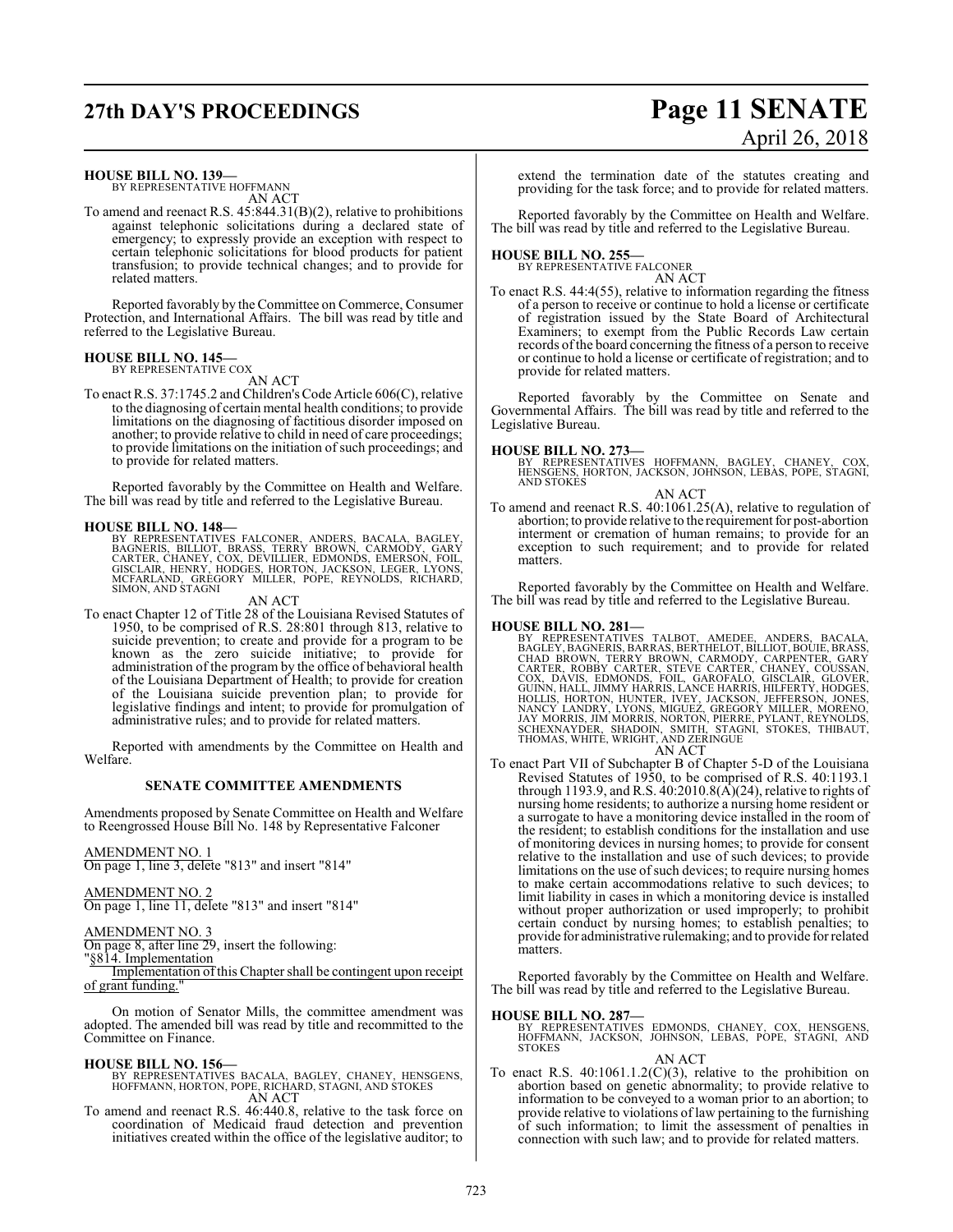**HOUSE BILL NO. 139—**
BY REPRESENTATIVE HOFFMANN

AN ACT

To amend and reenact R.S. 45:844.31(B)(2), relative to prohibitions against telephonic solicitations during a declared state of emergency; to expressly provide an exception with respect to certain telephonic solicitations for blood products for patient transfusion; to provide technical changes; and to provide for related matters.

Reported favorably by the Committee on Commerce, Consumer Protection, and International Affairs. The bill was read by title and referred to the Legislative Bureau.

**HOUSE BILL NO. 145—**
BY REPRESENTATIVE COX

AN ACT

To enact R.S. 37:1745.2 and Children's Code Article 606(C), relative to the diagnosing of certain mental health conditions; to provide limitations on the diagnosing of factitious disorder imposed on another; to provide relative to child in need of care proceedings; to provide limitations on the initiation of such proceedings; and to provide for related matters.

Reported favorably by the Committee on Health and Welfare. The bill was read by title and referred to the Legislative Bureau.

**HOUSE BILL NO. 148—**
BY REPRESENTATIVES FALCONER, ANDERS, BACALA, BAGLEY, BAGNERIS, BILLIOT, BRASS, TERRY BROWN, CARMODY, GARY CARTER, CHANEY, COX, DEVILLIER, EDMONDS, EMERSON, FOIL, GISCLAIR, HENRY, HODGES, HORTON, JACKSON, LEGER, LYONS, MCFARLAND, GREGORY MILLER, POPE, REYNOLDS, RICHARD, SIMON, AND STAGNI

AN ACT

To enact Chapter 12 of Title 28 of the Louisiana Revised Statutes of 1950, to be comprised of R.S. 28:801 through 813, relative to suicide prevention; to create and provide for a program to be known as the zero suicide initiative; to provide for administration of the program by the office of behavioral health of the Louisiana Department of Health; to provide for creation of the Louisiana suicide prevention plan; to provide for legislative findings and intent; to provide for promulgation of administrative rules; and to provide for related matters.

Reported with amendments by the Committee on Health and Welfare.

## SENATE COMMITTEE AMENDMENTS

Amendments proposed by Senate Committee on Health and Welfare to Reengrossed House Bill No. 148 by Representative Falconer

AMENDMENT NO. 1
On page 1, line 3, delete "813" and insert "814"

AMENDMENT NO. 2
On page 1, line 11, delete "813" and insert "814"

AMENDMENT NO. 3
On page 8, after line 29, insert the following:
"§814. Implementation
Implementation of this Chapter shall be contingent upon receipt of grant funding."

On motion of Senator Mills, the committee amendment was adopted. The amended bill was read by title and recommitted to the Committee on Finance.

**HOUSE BILL NO. 156—**
BY REPRESENTATIVES BACALA, BAGLEY, CHANEY, HENSGENS, HOFFMANN, HORTON, POPE, RICHARD, STAGNI, AND STOKES

AN ACT

To amend and reenact R.S. 46:440.8, relative to the task force on coordination of Medicaid fraud detection and prevention initiatives created within the office of the legislative auditor; to extend the termination date of the statutes creating and providing for the task force; and to provide for related matters.

Reported favorably by the Committee on Health and Welfare. The bill was read by title and referred to the Legislative Bureau.

**HOUSE BILL NO. 255—**
BY REPRESENTATIVE FALCONER

AN ACT

To enact R.S. 44:4(55), relative to information regarding the fitness of a person to receive or continue to hold a license or certificate of registration issued by the State Board of Architectural Examiners; to exempt from the Public Records Law certain records of the board concerning the fitness of a person to receive or continue to hold a license or certificate of registration; and to provide for related matters.

Reported favorably by the Committee on Senate and Governmental Affairs. The bill was read by title and referred to the Legislative Bureau.

**HOUSE BILL NO. 273—**
BY REPRESENTATIVES HOFFMANN, BAGLEY, CHANEY, COX, HENSGENS, HORTON, JACKSON, JOHNSON, LEBAS, POPE, STAGNI, AND STOKES

AN ACT

To amend and reenact R.S. 40:1061.25(A), relative to regulation of abortion; to provide relative to the requirement for post-abortion interment or cremation of human remains; to provide for an exception to such requirement; and to provide for related matters.

Reported favorably by the Committee on Health and Welfare. The bill was read by title and referred to the Legislative Bureau.

**HOUSE BILL NO. 281—**
BY REPRESENTATIVES TALBOT, AMEDEE, ANDERS, BACALA, BAGLEY, BAGNERIS, BARRAS, BERTHELOT, BILLIOT, BOUIE, BRASS, CHAD BROWN, TERRY BROWN, CARMODY, CARPENTER, GARY CARTER, ROBBY CARTER, STEVE CARTER, CHANEY, COUSSAN, COX, DAVIS, EDMONDS, FOIL, GAROFALO, GISCLAIR, GLOVER, GUINN, HALL, JIMMY HARRIS, LANCE HARRIS, HILFERTY, HODGES, HOLLIS, HORTON, HUNTER, IVEY, JACKSON, JEFFERSON, JONES, NANCY LANDRY, LYONS, MIGUEZ, GREGORY MILLER, MORENO, JAY MORRIS, JIM MORRIS, NORTON, PIERRE, PYLANT, REYNOLDS, SCHEXNAYDER, SHADOIN, SMITH, STAGNI, STOKES, THIBAUT, THOMAS, WHITE, WRIGHT, AND ZERINGUE

AN ACT

To enact Part VII of Subchapter B of Chapter 5-D of the Louisiana Revised Statutes of 1950, to be comprised of R.S. 40:1193.1 through 1193.9, and R.S. 40:2010.8(A)(24), relative to rights of nursing home residents; to authorize a nursing home resident or a surrogate to have a monitoring device installed in the room of the resident; to establish conditions for the installation and use of monitoring devices in nursing homes; to provide for consent relative to the installation and use of such devices; to provide limitations on the use of such devices; to require nursing homes to make certain accommodations relative to such devices; to limit liability in cases in which a monitoring device is installed without proper authorization or used improperly; to prohibit certain conduct by nursing homes; to establish penalties; to provide for administrative rulemaking; and to provide for related matters.

Reported favorably by the Committee on Health and Welfare. The bill was read by title and referred to the Legislative Bureau.

**HOUSE BILL NO. 287—**
BY REPRESENTATIVES EDMONDS, CHANEY, COX, HENSGENS, HOFFMANN, JACKSON, JOHNSON, LEBAS, POPE, STAGNI, AND STOKES

AN ACT

To enact R.S. 40:1061.1.2(C)(3), relative to the prohibition on abortion based on genetic abnormality; to provide relative to information to be conveyed to a woman prior to an abortion; to provide relative to violations of law pertaining to the furnishing of such information; to limit the assessment of penalties in connection with such law; and to provide for related matters.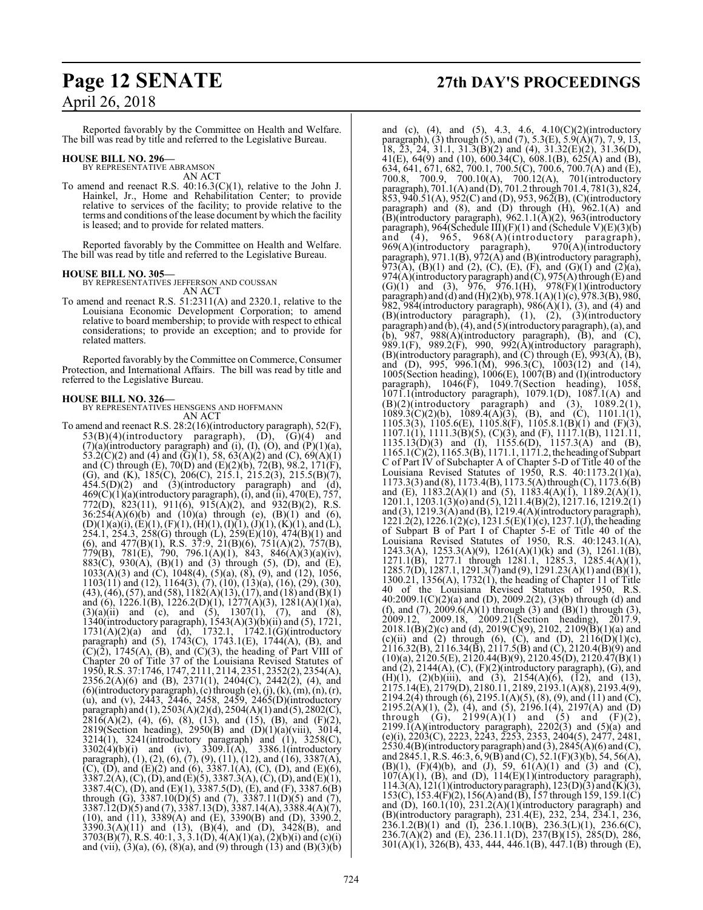Reported favorably by the Committee on Health and Welfare. The bill was read by title and referred to the Legislative Bureau.

**HOUSE BILL NO. 296—**
BY REPRESENTATIVE ABRAMSON
AN ACT

To amend and reenact R.S. 40:16.3(C)(1), relative to the John J. Hainkel, Jr., Home and Rehabilitation Center; to provide relative to services of the facility; to provide relative to the terms and conditions of the lease document by which the facility is leased; and to provide for related matters.

Reported favorably by the Committee on Health and Welfare. The bill was read by title and referred to the Legislative Bureau.

**HOUSE BILL NO. 305—**
BY REPRESENTATIVES JEFFERSON AND COUSSAN
AN ACT

To amend and reenact R.S. 51:2311(A) and 2320.1, relative to the Louisiana Economic Development Corporation; to amend relative to board membership; to provide with respect to ethical considerations; to provide an exception; and to provide for related matters.

Reported favorably by the Committee on Commerce, Consumer Protection, and International Affairs. The bill was read by title and referred to the Legislative Bureau.

**HOUSE BILL NO. 326—**
BY REPRESENTATIVES HENSGENS AND HOFFMANN
AN ACT

To amend and reenact R.S. 28:2(16)(introductory paragraph), 52(F), 53(B)(4)(introductory paragraph), (D), (G)(4) and (7)(a)(introductory paragraph) and (i), (I), (O), and (P)(1)(a), 53.2(C)(2) and (4) and (G)(1), 58, 63(A)(2) and (C), 69(A)(1) and (C) through (E), 70(D) and (E)(2)(b), 72(B), 98.2, 171(F), (G), and (K), 185(C), 206(C), 215.1, 215.2(3), 215.5(B)(7), 454.5(D)(2) and (3)(introductory paragraph) and (d), 469(C)(1)(a)(introductory paragraph), (i), and (ii), 470(E), 757, 772(D), 823(11), 911(6), 915(A)(2), and 932(B)(2), R.S. 36:254(A)(6)(b) and (10)(a) through (e), (B)(1) and (6), (D)(1)(a)(i), (E)(1), (F)(1), (H)(1), (I)(1), (J)(1), (K)(1), and (L), 254.1, 254.3, 258(G) through (L), 259(E)(10), 474(B)(1) and (6), and 477(B)(1), R.S. 37:9, 21(B)(6), 751(A)(2), 757(B), 779(B), 781(E), 790, 796.1(A)(1), 843, 846(A)(3)(a)(iv), 883(C), 930(A), (B)(1) and (3) through (5), (D), and (E), 1033(A)(3) and (C), 1048(4), (5)(a), (8), (9), and (12), 1056, 1103(11) and (12), 1164(3), (7), (10), (13)(a), (16), (29), (30), (43), (46), (57), and (58), 1182(A)(13), (17), and (18) and (B)(1) and (6), 1226.1(B), 1226.2(D)(1), 1277(A)(3), 1281(A)(1)(a), (3)(a)(ii) and (c), and (5), 1307(1), (7), and (8), 1340(introductory paragraph), 1543(A)(3)(b)(ii) and (5), 1721, 1731(A)(2)(a) and (d), 1732.1, 1742.1(G)(introductory paragraph) and (5), 1743(C), 1743.1(E), 1744(A), (B), and (C)(2), 1745(A), (B), and (C)(3), the heading of Part VIII of Chapter 20 of Title 37 of the Louisiana Revised Statutes of 1950, R.S. 37:1746, 1747, 2111, 2114, 2351, 2352(2), 2354(A), 2356.2(A)(6) and (B), 2371(1), 2404(C), 2442(2), (4), and (6)(introductory paragraph), (c) through (e), (j), (k), (m), (n), (r), (u), and (v), 2443, 2446, 2458, 2459, 2465(D)(introductory paragraph) and (1), 2503(A)(2)(d), 2504(A)(1) and (5), 2802(C), 2816(A)(2), (4), (6), (8), (13), and (15), (B), and (F)(2), 2819(Section heading), 2950(B) and (D)(1)(a)(viii), 3014, 3214(1), 3241(introductory paragraph) and (1), 3258(C), 3302(4)(b)(i) and (iv), 3309.1(A), 3386.1(introductory paragraph), (1), (2), (6), (7), (9), (11), (12), and (16), 3387(A), (C), (D), and (E)(2) and (6), 3387.1(A), (C), (D), and (E)(6), 3387.2(A), (C), (D), and (E)(5), 3387.3(A), (C), (D), and (E)(1), 3387.4(C), (D), and (E)(1), 3387.5(D), (E), and (F), 3387.6(B) through (G), 3387.10(D)(5) and (7), 3387.11(D)(5) and (7), 3387.12(D)(5) and (7), 3387.13(D), 3387.14(A), 3388.4(A)(7), (10), and (11), 3389(A) and (E), 3390(B) and (D), 3390.2, 3390.3(A)(11) and (13), (B)(4), and (D), 3428(B), and 3703(B)(7), R.S. 40:1, 3, 3.1(D), 4(A)(1)(a), (2)(b)(i) and (c)(i) and (vii), (3)(a), (6), (8)(a), and (9) through (13) and (B)(3)(b) and (c), (4), and (5), 4.3, 4.6, 4.10(C)(2)(introductory paragraph), (3) through (5), and (7), 5.3(E), 5.9(A)(7), 7, 9, 13, 18, 23, 24, 31.1, 31.3(B)(2) and (4), 31.32(E)(2), 31.36(D), 41(E), 64(9) and (10), 600.34(C), 608.1(B), 625(A) and (B), 634, 641, 671, 682, 700.1, 700.5(C), 700.6, 700.7(A) and (E), 700.8, 700.9, 700.10(A), 700.12(A), 701(introductory paragraph), 701.1(A) and (D), 701.2 through 701.4, 781(3), 824, 853, 940.51(A), 952(C) and (D), 953, 962(B), (C)(introductory paragraph) and (8), and (D) through (H), 962.1(A) and (B)(introductory paragraph), 962.1.1(A)(2), 963(introductory paragraph), 964(Schedule III)(F)(1) and (Schedule V)(E)(3)(b) and (4), 965, 968(A)(introductory paragraph), 969(A)(introductory paragraph), 970(A)(introductory paragraph), 971.1(B), 972(A) and (B)(introductory paragraph), 973(A), (B)(1) and (2), (C), (E), (F), and (G)(1) and (2)(a), 974(A)(introductory paragraph) and (C), 975(A) through (E) and (G)(1) and (3), 976, 976.1(H), 978(F)(1)(introductory paragraph) and (d) and (H)(2)(b), 978.1(A)(1)(c), 978.3(B), 980, 982, 984(introductory paragraph), 986(A)(1), (3), and (4) and (B)(introductory paragraph), (1), (2), (3)(introductory paragraph) and (b), (4), and (5)(introductory paragraph), (a), and (b), 987, 988(A)(introductory paragraph), (B), and (C), 989.1(F), 989.2(F), 990, 992(A)(introductory paragraph), (B)(introductory paragraph), and (C) through (E), 993(A), (B), and (D), 995, 996.1(M), 996.3(C), 1003(12) and (14), 1005(Section heading), 1006(E), 1007(B) and (I)(introductory paragraph), 1046(F), 1049.7(Section heading), 1058, 1071.1(introductory paragraph), 1079.1(D), 1087.1(A) and (B)(2)(introductory paragraph) and (3), 1089.2(1), 1089.3(C)(2)(b), 1089.4(A)(3), (B), and (C), 1101.1(1), 1105.3(3), 1105.6(E), 1105.8(F), 1105.8.1(B)(1) and (F)(3), 1107.1(1), 1111.3(B)(5), (C)(3), and (F), 1117.1(B), 1121.11, 1135.13(D)(3) and (I), 1155.6(D), 1157.3(A) and (B), 1165.1(C)(2), 1165.3(B), 1171.1, 1171.2, the heading of Subpart C of Part IV of Subchapter A of Chapter 5-D of Title 40 of the Louisiana Revised Statutes of 1950, R.S. 40:1173.2(1)(a), 1173.3(3) and (8), 1173.4(B), 1173.5(A) through (C), 1173.6(B) and (E), 1183.2(A)(1) and (5), 1183.4(A)(1), 1189.2(A)(1), 1201.1, 1203.1(3)(o) and (5), 1211.4(B)(2), 1217.16, 1219.2(1) and (3), 1219.3(A) and (B), 1219.4(A)(introductory paragraph), 1221.2(2), 1226.1(2)(c), 1231.5(E)(1)(c), 1237.1(J), the heading of Subpart B of Part I of Chapter 5-E of Title 40 of the Louisiana Revised Statutes of 1950, R.S. 40:1243.1(A), 1243.3(A), 1253.3(A)(9), 1261(A)(1)(k) and (3), 1261.1(B), 1271.1(B), 1277.1 through 1281.1, 1285.3, 1285.4(A)(1), 1285.7(D), 1287.1, 1291.3(7) and (9), 1291.23(A)(1) and (B)(1), 1300.21, 1356(A), 1732(1), the heading of Chapter 11 of Title 40 of the Louisiana Revised Statutes of 1950, R.S. 40:2009.1(C)(2)(a) and (D), 2009.2(2), (3)(b) through (d) and (f), and (7), 2009.6(A)(1) through (3) and (B)(1) through (3), 2009.12, 2009.18, 2009.21(Section heading), 2017.9, 2018.1(B)(2)(c) and (d), 2019(C)(9), 2102, 2109(B)(1)(a) and (c)(ii) and (2) through (6), (C), and (D), 2116(D)(1)(c), 2116.32(B), 2116.34(B), 2117.5(B) and (C), 2120.4(B)(9) and (10)(a), 2120.5(E), 2120.44(B)(9), 2120.45(D), 2120.47(B)(1) and (2), 2144(A), (C), (F)(2)(introductory paragraph), (G), and (H)(1), (2)(b)(iii), and (3), 2154(A)(6), (12), and (13), 2175.14(E), 2179(D), 2180.11, 2189, 2193.1(A)(8), 2193.4(9), 2194.2(4) through (6), 2195.1(A)(5), (8), (9), and (11) and (C), 2195.2(A)(1), (2), (4), and (5), 2196.1(4), 2197(A) and (D) through (G), 2199(A)(1) and (5) and (F)(2), 2199.1(A)(introductory paragraph), 2202(3) and (5)(a) and (e)(i), 2203(C), 2223, 2243, 2253, 2353, 2404(5), 2477, 2481, 2530.4(B)(introductory paragraph) and (3), 2845(A)(6) and (C), and 2845.1, R.S. 46:3, 6, 9(B) and (C), 52.1(F)(3)(b), 54, 56(A), (B)(1), (F)(4)(b), and (J), 59, 61(A)(1) and (3) and (C), 107(A)(1), (B), and (D), 114(E)(1)(introductory paragraph), 114.3(A), 121(1)(introductory paragraph), 123(D)(3) and (K)(3), 153(C), 153.4(F)(2), 156(A) and (B), 157 through 159, 159.1(C) and (D), 160.1(10), 231.2(A)(1)(introductory paragraph) and (B)(introductory paragraph), 231.4(E), 232, 234, 234.1, 236, 236.1.2(B)(1) and (I), 236.1.10(B), 236.3(L)(1), 236.6(C), 236.7(A)(2) and (E), 236.11.1(D), 237(B)(15), 285(D), 286, 301(A)(1), 326(B), 433, 444, 446.1(B), 447.1(B) through (E),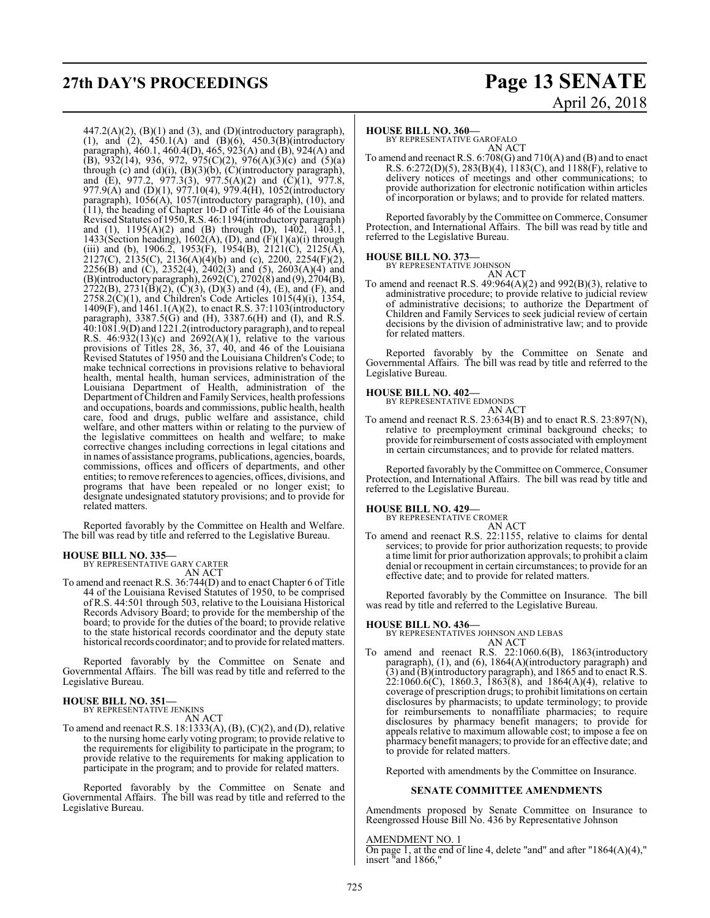447.2(A)(2), (B)(1) and (3), and (D)(introductory paragraph), (1), and (2), 450.1(A) and (B)(6), 450.3(B)(introductory paragraph), 460.1, 460.4(D), 465, 923(A) and (B), 924(A) and (B), 932(14), 936, 972, 975(C)(2), 976(A)(3)(c) and (5)(a) through (c) and (d)(i), (B)(3)(b), (C)(introductory paragraph), and (E), 977.2, 977.3(3), 977.5(A)(2) and (C)(1), 977.8, 977.9(A) and (D)(1), 977.10(4), 979.4(H), 1052(introductory paragraph), 1056(A), 1057(introductory paragraph), (10), and (11), the heading of Chapter 10-D of Title 46 of the Louisiana Revised Statutes of 1950, R.S. 46:1194(introductory paragraph) and (1), 1195(A)(2) and (B) through (D), 1402, 1403.1, 1433(Section heading), 1602(A), (D), and (F)(1)(a)(i) through (iii) and (b), 1906.2, 1953(F), 1954(B), 2121(C), 2125(A), 2127(C), 2135(C), 2136(A)(4)(b) and (c), 2200, 2254(F)(2), 2256(B) and (C), 2352(4), 2402(3) and (5), 2603(A)(4) and (B)(introductory paragraph), 2692(C), 2702(8) and (9), 2704(B), 2722(B), 2731(B)(2), (C)(3), (D)(3) and (4), (E), and (F), and 2758.2(C)(1), and Children's Code Articles 1015(4)(i), 1354, 1409(F), and 1461.1(A)(2), to enact R.S. 37:1103(introductory paragraph), 3387.5(G) and (H), 3387.6(H) and (I), and R.S. 40:1081.9(D) and 1221.2(introductory paragraph), and to repeal R.S. 46:932(13)(c) and 2692(A)(1), relative to the various provisions of Titles 28, 36, 37, 40, and 46 of the Louisiana Revised Statutes of 1950 and the Louisiana Children's Code; to make technical corrections in provisions relative to behavioral health, mental health, human services, administration of the Louisiana Department of Health, administration of the Department of Children and Family Services, health professions and occupations, boards and commissions, public health, health care, food and drugs, public welfare and assistance, child welfare, and other matters within or relating to the purview of the legislative committees on health and welfare; to make corrective changes including corrections in legal citations and in names of assistance programs, publications, agencies, boards, commissions, offices and officers of departments, and other entities; to remove references to agencies, offices, divisions, and programs that have been repealed or no longer exist; to designate undesignated statutory provisions; and to provide for related matters.

Reported favorably by the Committee on Health and Welfare. The bill was read by title and referred to the Legislative Bureau.

**HOUSE BILL NO. 335—**
BY REPRESENTATIVE GARY CARTER
AN ACT

To amend and reenact R.S. 36:744(D) and to enact Chapter 6 of Title 44 of the Louisiana Revised Statutes of 1950, to be comprised of R.S. 44:501 through 503, relative to the Louisiana Historical Records Advisory Board; to provide for the membership of the board; to provide for the duties of the board; to provide relative to the state historical records coordinator and the deputy state historical records coordinator; and to provide for related matters.

Reported favorably by the Committee on Senate and Governmental Affairs. The bill was read by title and referred to the Legislative Bureau.

**HOUSE BILL NO. 351—**
BY REPRESENTATIVE JENKINS
AN ACT

To amend and reenact R.S. 18:1333(A), (B), (C)(2), and (D), relative to the nursing home early voting program; to provide relative to the requirements for eligibility to participate in the program; to provide relative to the requirements for making application to participate in the program; and to provide for related matters.

Reported favorably by the Committee on Senate and Governmental Affairs. The bill was read by title and referred to the Legislative Bureau.

**HOUSE BILL NO. 360—**
BY REPRESENTATIVE GAROFALO
AN ACT

To amend and reenact R.S. 6:708(G) and 710(A) and (B) and to enact R.S. 6:272(D)(5), 283(B)(4), 1183(C), and 1188(F), relative to delivery notices of meetings and other communications; to provide authorization for electronic notification within articles of incorporation or bylaws; and to provide for related matters.

Reported favorably by the Committee on Commerce, Consumer Protection, and International Affairs. The bill was read by title and referred to the Legislative Bureau.

**HOUSE BILL NO. 373—**
BY REPRESENTATIVE JOHNSON
AN ACT

To amend and reenact R.S. 49:964(A)(2) and 992(B)(3), relative to administrative procedure; to provide relative to judicial review of administrative decisions; to authorize the Department of Children and Family Services to seek judicial review of certain decisions by the division of administrative law; and to provide for related matters.

Reported favorably by the Committee on Senate and Governmental Affairs. The bill was read by title and referred to the Legislative Bureau.

**HOUSE BILL NO. 402—**
BY REPRESENTATIVE EDMONDS
AN ACT

To amend and reenact R.S. 23:634(B) and to enact R.S. 23:897(N), relative to preemployment criminal background checks; to provide for reimbursement of costs associated with employment in certain circumstances; and to provide for related matters.

Reported favorably by the Committee on Commerce, Consumer Protection, and International Affairs. The bill was read by title and referred to the Legislative Bureau.

**HOUSE BILL NO. 429—**
BY REPRESENTATIVE CROMER
AN ACT

To amend and reenact R.S. 22:1155, relative to claims for dental services; to provide for prior authorization requests; to provide a time limit for prior authorization approvals; to prohibit a claim denial or recoupment in certain circumstances; to provide for an effective date; and to provide for related matters.

Reported favorably by the Committee on Insurance. The bill was read by title and referred to the Legislative Bureau.

**HOUSE BILL NO. 436—**
BY REPRESENTATIVES JOHNSON AND LEBAS
AN ACT

To amend and reenact R.S. 22:1060.6(B), 1863(introductory paragraph), (1), and (6), 1864(A)(introductory paragraph) and (3) and (B)(introductory paragraph), and 1865 and to enact R.S. 22:1060.6(C), 1860.3, 1863(8), and 1864(A)(4), relative to coverage of prescription drugs; to prohibit limitations on certain disclosures by pharmacists; to update terminology; to provide for reimbursements to nonaffiliate pharmacies; to require disclosures by pharmacy benefit managers; to provide for appeals relative to maximum allowable cost; to impose a fee on pharmacy benefit managers; to provide for an effective date; and to provide for related matters.

Reported with amendments by the Committee on Insurance.

## SENATE COMMITTEE AMENDMENTS

Amendments proposed by Senate Committee on Insurance to Reengrossed House Bill No. 436 by Representative Johnson

AMENDMENT NO. 1
On page 1, at the end of line 4, delete "and" and after "1864(A)(4)," insert "and 1866,"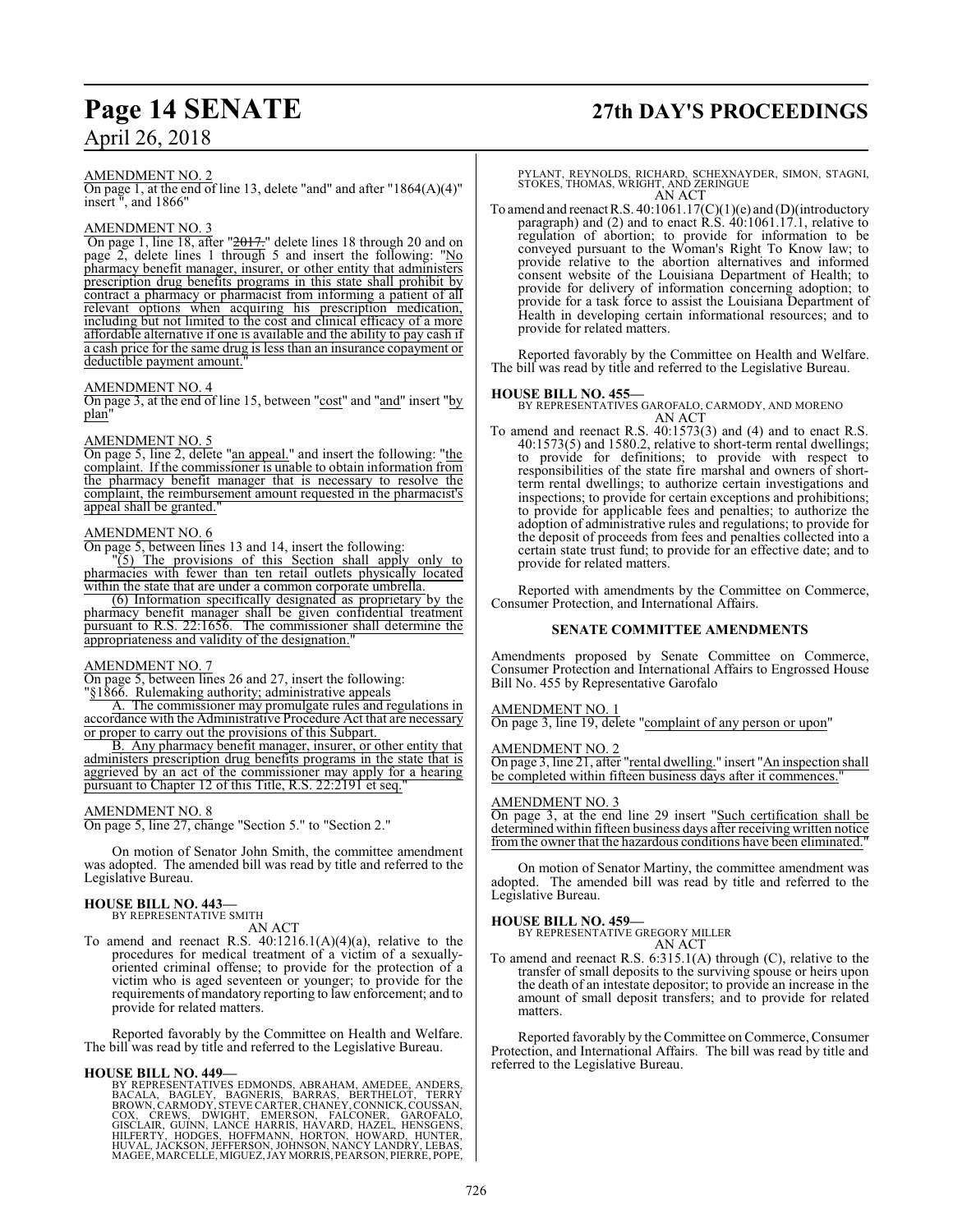AMENDMENT NO. 2

On page 1, at the end of line 13, delete "and" and after "1864(A)(4)" insert ", and 1866"

AMENDMENT NO. 3

On page 1, line 18, after "2017." delete lines 18 through 20 and on page 2, delete lines 1 through 5 and insert the following: "No pharmacy benefit manager, insurer, or other entity that administers prescription drug benefits programs in this state shall prohibit by contract a pharmacy or pharmacist from informing a patient of all relevant options when acquiring his prescription medication, including but not limited to the cost and clinical efficacy of a more affordable alternative if one is available and the ability to pay cash if a cash price for the same drug is less than an insurance copayment or deductible payment amount."

AMENDMENT NO. 4

On page 3, at the end of line 15, between "cost" and "and" insert "by plan"

AMENDMENT NO. 5

On page 5, line 2, delete "an appeal." and insert the following: "the complaint. If the commissioner is unable to obtain information from the pharmacy benefit manager that is necessary to resolve the complaint, the reimbursement amount requested in the pharmacist's appeal shall be granted."

AMENDMENT NO. 6

On page 5, between lines 13 and 14, insert the following:

"(5) The provisions of this Section shall apply only to pharmacies with fewer than ten retail outlets physically located within the state that are under a common corporate umbrella.

(6) Information specifically designated as proprietary by the pharmacy benefit manager shall be given confidential treatment pursuant to R.S. 22:1656. The commissioner shall determine the appropriateness and validity of the designation."

AMENDMENT NO. 7

On page 5, between lines 26 and 27, insert the following:

"§1866. Rulemaking authority; administrative appeals

A. The commissioner may promulgate rules and regulations in accordance with the Administrative Procedure Act that are necessary or proper to carry out the provisions of this Subpart.

B. Any pharmacy benefit manager, insurer, or other entity that administers prescription drug benefits programs in the state that is aggrieved by an act of the commissioner may apply for a hearing pursuant to Chapter 12 of this Title, R.S. 22:2191 et seq."

AMENDMENT NO. 8

On page 5, line 27, change "Section 5." to "Section 2."

On motion of Senator John Smith, the committee amendment was adopted. The amended bill was read by title and referred to the Legislative Bureau.

**HOUSE BILL NO. 443—**
BY REPRESENTATIVE SMITH
AN ACT

To amend and reenact R.S. 40:1216.1(A)(4)(a), relative to the procedures for medical treatment of a victim of a sexually-oriented criminal offense; to provide for the protection of a victim who is aged seventeen or younger; to provide for the requirements of mandatory reporting to law enforcement; and to provide for related matters.

Reported favorably by the Committee on Health and Welfare. The bill was read by title and referred to the Legislative Bureau.

**HOUSE BILL NO. 449—**
BY REPRESENTATIVES EDMONDS, ABRAHAM, AMEDEE, ANDERS, BACALA, BAGLEY, BAGNERIS, BARRAS, BERTHELOT, TERRY BROWN, CARMODY, STEVE CARTER, CHANEY, CONNICK, COUSSAN, COX, CREWS, DWIGHT, EMERSON, FALCONER, GAROFALO, GISCLAIR, GUINN, LANCE HARRIS, HAVARD, HAZEL, HENSGENS, HILFERTY, HODGES, HOFFMANN, HORTON, HOWARD, HUNTER, HUVAL, JACKSON, JEFFERSON, JOHNSON, NANCY LANDRY, LEBAS, MAGEE, MARCELLE, MIGUEZ, JAY MORRIS, PEARSON, PIERRE, POPE, PYLANT, REYNOLDS, RICHARD, SCHEXNAYDER, SIMON, STAGNI, STOKES, THOMAS, WRIGHT, AND ZERINGUE
AN ACT

To amend and reenact R.S. 40:1061.17(C)(1)(e) and (D)(introductory paragraph) and (2) and to enact R.S. 40:1061.17.1, relative to regulation of abortion; to provide for information to be conveyed pursuant to the Woman's Right To Know law; to provide relative to the abortion alternatives and informed consent website of the Louisiana Department of Health; to provide for delivery of information concerning adoption; to provide for a task force to assist the Louisiana Department of Health in developing certain informational resources; and to provide for related matters.

Reported favorably by the Committee on Health and Welfare. The bill was read by title and referred to the Legislative Bureau.

**HOUSE BILL NO. 455—**
BY REPRESENTATIVES GAROFALO, CARMODY, AND MORENO
AN ACT

To amend and reenact R.S. 40:1573(3) and (4) and to enact R.S. 40:1573(5) and 1580.2, relative to short-term rental dwellings; to provide for definitions; to provide with respect to responsibilities of the state fire marshal and owners of short-term rental dwellings; to authorize certain investigations and inspections; to provide for certain exceptions and prohibitions; to provide for applicable fees and penalties; to authorize the adoption of administrative rules and regulations; to provide for the deposit of proceeds from fees and penalties collected into a certain state trust fund; to provide for an effective date; and to provide for related matters.

Reported with amendments by the Committee on Commerce, Consumer Protection, and International Affairs.

**SENATE COMMITTEE AMENDMENTS**

Amendments proposed by Senate Committee on Commerce, Consumer Protection and International Affairs to Engrossed House Bill No. 455 by Representative Garofalo

AMENDMENT NO. 1

On page 3, line 19, delete "complaint of any person or upon"

AMENDMENT NO. 2

On page 3, line 21, after "rental dwelling." insert "An inspection shall be completed within fifteen business days after it commences."

AMENDMENT NO. 3

On page 3, at the end line 29 insert "Such certification shall be determined within fifteen business days after receiving written notice from the owner that the hazardous conditions have been eliminated."

On motion of Senator Martiny, the committee amendment was adopted. The amended bill was read by title and referred to the Legislative Bureau.

**HOUSE BILL NO. 459—**
BY REPRESENTATIVE GREGORY MILLER
AN ACT

To amend and reenact R.S. 6:315.1(A) through (C), relative to the transfer of small deposits to the surviving spouse or heirs upon the death of an intestate depositor; to provide an increase in the amount of small deposit transfers; and to provide for related matters.

Reported favorably by the Committee on Commerce, Consumer Protection, and International Affairs. The bill was read by title and referred to the Legislative Bureau.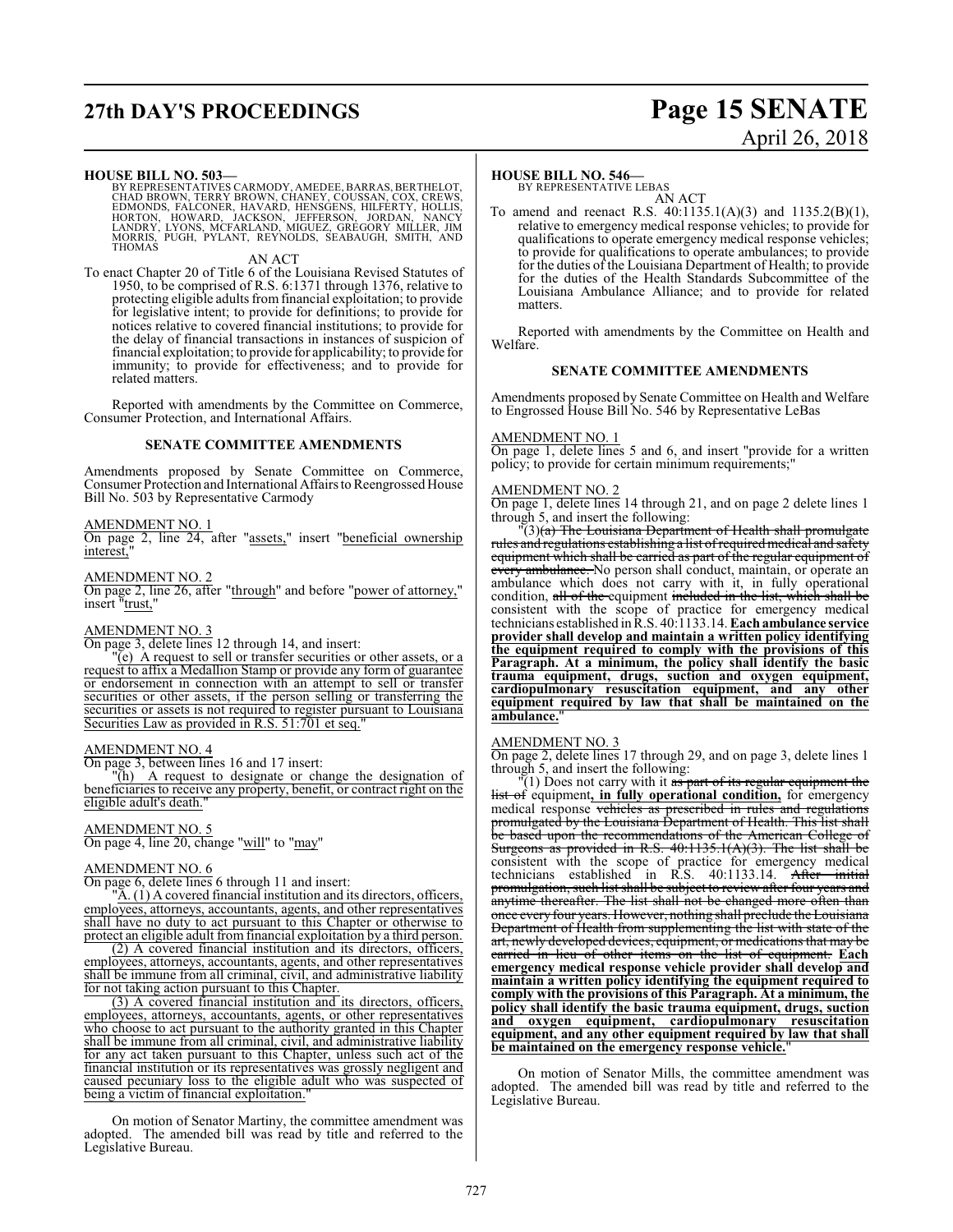**HOUSE BILL NO. 503—**

BY REPRESENTATIVES CARMODY, AMEDEE, BARRAS, BERTHELOT, CHAD BROWN, TERRY BROWN, CHANEY, COUSSAN, COX, CREWS, EDMONDS, FALCONER, HAVARD, HENSGENS, HILFERTY, HOLLIS, HORTON, HOWARD, JACKSON, JEFFERSON, JORDAN, NANCY LANDRY, LYONS, MCFARLAND, MIGUEZ, GREGORY MILLER, JIM MORRIS, PUGH, PYLANT, REYNOLDS, SEABAUGH, SMITH, AND THOMAS

AN ACT

To enact Chapter 20 of Title 6 of the Louisiana Revised Statutes of 1950, to be comprised of R.S. 6:1371 through 1376, relative to protecting eligible adults from financial exploitation; to provide for legislative intent; to provide for definitions; to provide for notices relative to covered financial institutions; to provide for the delay of financial transactions in instances of suspicion of financial exploitation; to provide for applicability; to provide for immunity; to provide for effectiveness; and to provide for related matters.

Reported with amendments by the Committee on Commerce, Consumer Protection, and International Affairs.

**SENATE COMMITTEE AMENDMENTS**

Amendments proposed by Senate Committee on Commerce, Consumer Protection and International Affairs to Reengrossed House Bill No. 503 by Representative Carmody

AMENDMENT NO. 1

On page 2, line 24, after "assets," insert "beneficial ownership interest,"

AMENDMENT NO. 2

On page 2, line 26, after "through" and before "power of attorney," insert "trust,"

AMENDMENT NO. 3

On page 3, delete lines 12 through 14, and insert:

"(e) A request to sell or transfer securities or other assets, or a request to affix a Medallion Stamp or provide any form of guarantee or endorsement in connection with an attempt to sell or transfer securities or other assets, if the person selling or transferring the securities or assets is not required to register pursuant to Louisiana Securities Law as provided in R.S. 51:701 et seq."

AMENDMENT NO. 4

On page 3, between lines 16 and 17 insert:

"(h) A request to designate or change the designation of beneficiaries to receive any property, benefit, or contract right on the eligible adult's death."

AMENDMENT NO. 5

On page 4, line 20, change "will" to "may"

AMENDMENT NO. 6

On page 6, delete lines 6 through 11 and insert:

"A. (1) A covered financial institution and its directors, officers, employees, attorneys, accountants, agents, and other representatives shall have no duty to act pursuant to this Chapter or otherwise to protect an eligible adult from financial exploitation by a third person.

(2) A covered financial institution and its directors, officers, employees, attorneys, accountants, agents, and other representatives shall be immune from all criminal, civil, and administrative liability for not taking action pursuant to this Chapter.

(3) A covered financial institution and its directors, officers, employees, attorneys, accountants, agents, or other representatives who choose to act pursuant to the authority granted in this Chapter shall be immune from all criminal, civil, and administrative liability for any act taken pursuant to this Chapter, unless such act of the financial institution or its representatives was grossly negligent and caused pecuniary loss to the eligible adult who was suspected of being a victim of financial exploitation."

On motion of Senator Martiny, the committee amendment was adopted. The amended bill was read by title and referred to the Legislative Bureau.

**HOUSE BILL NO. 546—**

BY REPRESENTATIVE LEBAS

AN ACT

To amend and reenact R.S. 40:1135.1(A)(3) and 1135.2(B)(1), relative to emergency medical response vehicles; to provide for qualifications to operate emergency medical response vehicles; to provide for qualifications to operate ambulances; to provide for the duties of the Louisiana Department of Health; to provide for the duties of the Health Standards Subcommittee of the Louisiana Ambulance Alliance; and to provide for related matters.

Reported with amendments by the Committee on Health and Welfare.

**SENATE COMMITTEE AMENDMENTS**

Amendments proposed by Senate Committee on Health and Welfare to Engrossed House Bill No. 546 by Representative LeBas

AMENDMENT NO. 1

On page 1, delete lines 5 and 6, and insert "provide for a written policy; to provide for certain minimum requirements;"

AMENDMENT NO. 2

On page 1, delete lines 14 through 21, and on page 2 delete lines 1 through 5, and insert the following:

"(3)~~(a) The Louisiana Department of Health shall promulgate rules and regulations establishing a list of required medical and safety equipment which shall be carried as part of the regular equipment of every ambulance.~~ No person shall conduct, maintain, or operate an ambulance which does not carry with it, in fully operational condition, ~~all of the~~ equipment ~~included in the list, which shall be~~ consistent with the scope of practice for emergency medical technicians established in R.S. 40:1133.14. **Each ambulance service provider shall develop and maintain a written policy identifying the equipment required to comply with the provisions of this Paragraph. At a minimum, the policy shall identify the basic trauma equipment, drugs, suction and oxygen equipment, cardiopulmonary resuscitation equipment, and any other equipment required by law that shall be maintained on the ambulance.**"

AMENDMENT NO. 3

On page 2, delete lines 17 through 29, and on page 3, delete lines 1 through 5, and insert the following:

"(1) Does not carry with it ~~as part of its regular equipment the list of~~ equipment**, in fully operational condition,** for emergency medical response ~~vehicles as prescribed in rules and regulations promulgated by the Louisiana Department of Health. This list shall be based upon the recommendations of the American College of Surgeons as provided in R.S. 40:1135.1(A)(3). The list shall be~~ consistent with the scope of practice for emergency medical technicians established in R.S. 40:1133.14. ~~After initial promulgation, such list shall be subject to review after four years and anytime thereafter. The list shall not be changed more often than once every four years. However, nothing shall preclude the Louisiana Department of Health from supplementing the list with state of the art, newly developed devices, equipment, or medications that may be carried in lieu of other items on the list of equipment.~~ **Each emergency medical response vehicle provider shall develop and maintain a written policy identifying the equipment required to comply with the provisions of this Paragraph. At a minimum, the policy shall identify the basic trauma equipment, drugs, suction and oxygen equipment, cardiopulmonary resuscitation equipment, and any other equipment required by law that shall be maintained on the emergency response vehicle.**"

On motion of Senator Mills, the committee amendment was adopted. The amended bill was read by title and referred to the Legislative Bureau.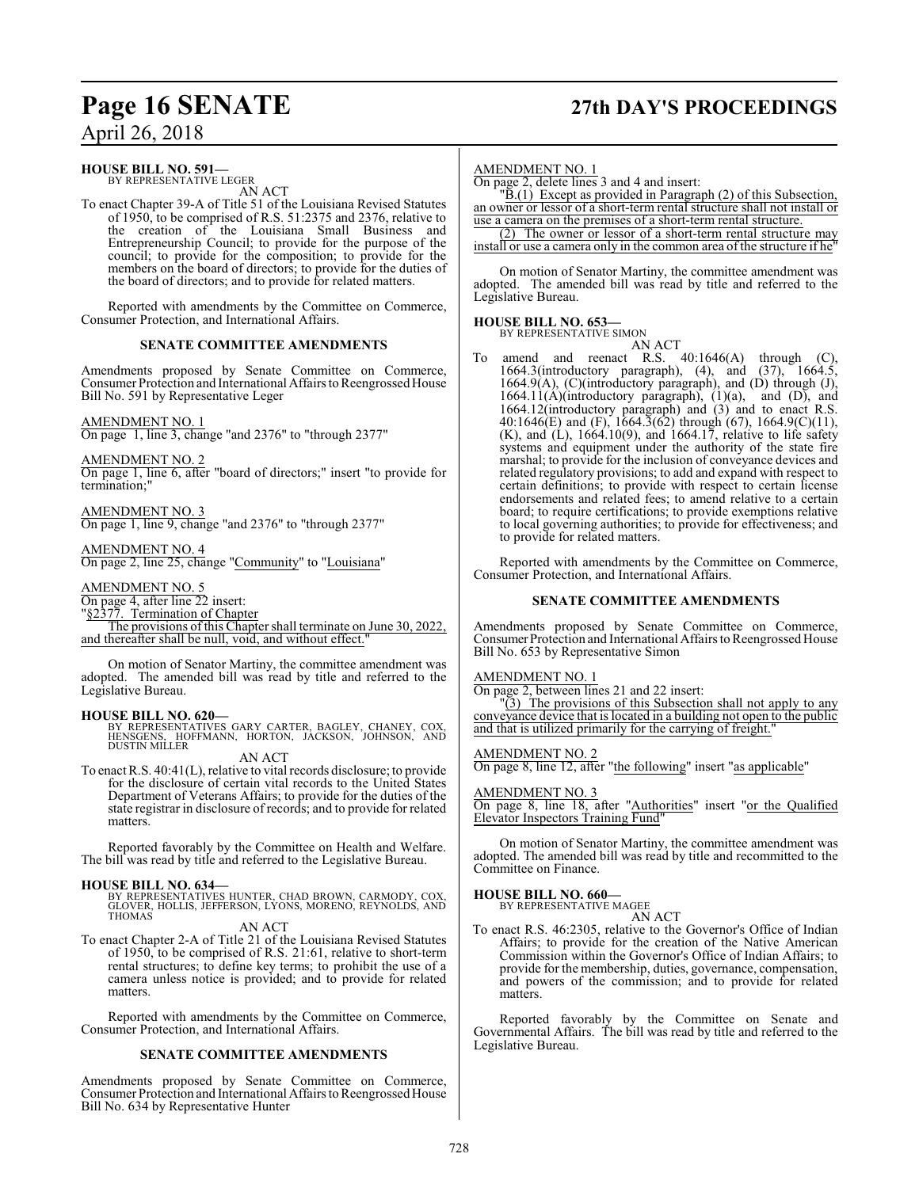**HOUSE BILL NO. 591—**
BY REPRESENTATIVE LEGER

AN ACT

To enact Chapter 39-A of Title 51 of the Louisiana Revised Statutes of 1950, to be comprised of R.S. 51:2375 and 2376, relative to the creation of the Louisiana Small Business and Entrepreneurship Council; to provide for the purpose of the council; to provide for the composition; to provide for the members on the board of directors; to provide for the duties of the board of directors; and to provide for related matters.

Reported with amendments by the Committee on Commerce, Consumer Protection, and International Affairs.

**SENATE COMMITTEE AMENDMENTS**

Amendments proposed by Senate Committee on Commerce, Consumer Protection and International Affairs to Reengrossed House Bill No. 591 by Representative Leger

AMENDMENT NO. 1
On page 1, line 3, change "and 2376" to "through 2377"

AMENDMENT NO. 2
On page 1, line 6, after "board of directors;" insert "to provide for termination;"

AMENDMENT NO. 3
On page 1, line 9, change "and 2376" to "through 2377"

AMENDMENT NO. 4
On page 2, line 25, change "Community" to "Louisiana"

AMENDMENT NO. 5
On page 4, after line 22 insert:
"§2377. Termination of Chapter
The provisions of this Chapter shall terminate on June 30, 2022, and thereafter shall be null, void, and without effect."

On motion of Senator Martiny, the committee amendment was adopted. The amended bill was read by title and referred to the Legislative Bureau.

**HOUSE BILL NO. 620—**
BY REPRESENTATIVES GARY CARTER, BAGLEY, CHANEY, COX, HENSGENS, HOFFMANN, HORTON, JACKSON, JOHNSON, AND DUSTIN MILLER

AN ACT

To enact R.S. 40:41(L), relative to vital records disclosure; to provide for the disclosure of certain vital records to the United States Department of Veterans Affairs; to provide for the duties of the state registrar in disclosure of records; and to provide for related matters.

Reported favorably by the Committee on Health and Welfare. The bill was read by title and referred to the Legislative Bureau.

**HOUSE BILL NO. 634—**
BY REPRESENTATIVES HUNTER, CHAD BROWN, CARMODY, COX, GLOVER, HOLLIS, JEFFERSON, LYONS, MORENO, REYNOLDS, AND THOMAS

AN ACT

To enact Chapter 2-A of Title 21 of the Louisiana Revised Statutes of 1950, to be comprised of R.S. 21:61, relative to short-term rental structures; to define key terms; to prohibit the use of a camera unless notice is provided; and to provide for related matters.

Reported with amendments by the Committee on Commerce, Consumer Protection, and International Affairs.

**SENATE COMMITTEE AMENDMENTS**

Amendments proposed by Senate Committee on Commerce, Consumer Protection and International Affairs to Reengrossed House Bill No. 634 by Representative Hunter

AMENDMENT NO. 1
On page 2, delete lines 3 and 4 and insert:
"B.(1) Except as provided in Paragraph (2) of this Subsection, an owner or lessor of a short-term rental structure shall not install or use a camera on the premises of a short-term rental structure.
(2) The owner or lessor of a short-term rental structure may install or use a camera only in the common area of the structure if he"

On motion of Senator Martiny, the committee amendment was adopted. The amended bill was read by title and referred to the Legislative Bureau.

**HOUSE BILL NO. 653—**
BY REPRESENTATIVE SIMON

AN ACT

To amend and reenact R.S. 40:1646(A) through (C), 1664.3(introductory paragraph), (4), and (37), 1664.5, 1664.9(A), (C)(introductory paragraph), and (D) through (J), 1664.11(A)(introductory paragraph), (1)(a), and (D), and 1664.12(introductory paragraph) and (3) and to enact R.S. 40:1646(E) and (F), 1664.3(62) through (67), 1664.9(C)(11), (K), and (L), 1664.10(9), and 1664.17, relative to life safety systems and equipment under the authority of the state fire marshal; to provide for the inclusion of conveyance devices and related regulatory provisions; to add and expand with respect to certain definitions; to provide with respect to certain license endorsements and related fees; to amend relative to a certain board; to require certifications; to provide exemptions relative to local governing authorities; to provide for effectiveness; and to provide for related matters.

Reported with amendments by the Committee on Commerce, Consumer Protection, and International Affairs.

**SENATE COMMITTEE AMENDMENTS**

Amendments proposed by Senate Committee on Commerce, Consumer Protection and International Affairs to Reengrossed House Bill No. 653 by Representative Simon

AMENDMENT NO. 1
On page 2, between lines 21 and 22 insert:
"(3) The provisions of this Subsection shall not apply to any conveyance device that is located in a building not open to the public and that is utilized primarily for the carrying of freight."

AMENDMENT NO. 2
On page 8, line 12, after "the following" insert "as applicable"

AMENDMENT NO. 3
On page 8, line 18, after "Authorities" insert "or the Qualified Elevator Inspectors Training Fund"

On motion of Senator Martiny, the committee amendment was adopted. The amended bill was read by title and recommitted to the Committee on Finance.

**HOUSE BILL NO. 660—**
BY REPRESENTATIVE MAGEE

AN ACT

To enact R.S. 46:2305, relative to the Governor's Office of Indian Affairs; to provide for the creation of the Native American Commission within the Governor's Office of Indian Affairs; to provide for the membership, duties, governance, compensation, and powers of the commission; and to provide for related matters.

Reported favorably by the Committee on Senate and Governmental Affairs. The bill was read by title and referred to the Legislative Bureau.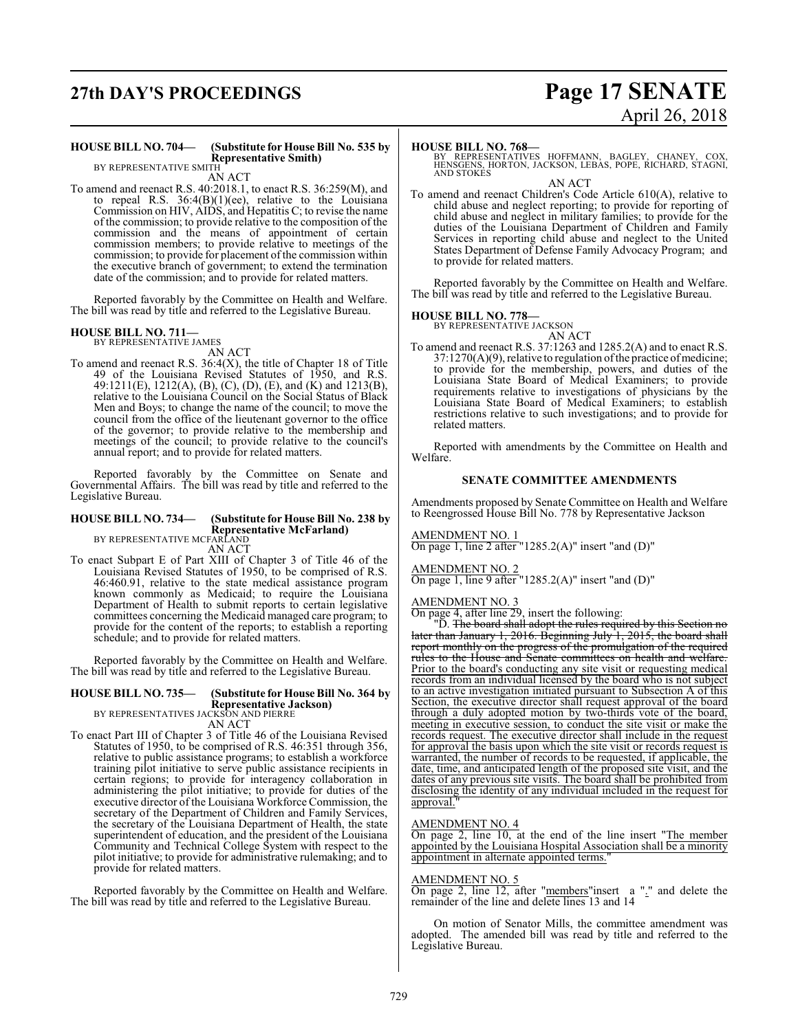**HOUSE BILL NO. 704— (Substitute for House Bill No. 535 by Representative Smith)**
BY REPRESENTATIVE SMITH

AN ACT

To amend and reenact R.S. 40:2018.1, to enact R.S. 36:259(M), and to repeal R.S. 36:4(B)(1)(ee), relative to the Louisiana Commission on HIV, AIDS, and Hepatitis C; to revise the name of the commission; to provide relative to the composition of the commission and the means of appointment of certain commission members; to provide relative to meetings of the commission; to provide for placement of the commission within the executive branch of government; to extend the termination date of the commission; and to provide for related matters.

Reported favorably by the Committee on Health and Welfare. The bill was read by title and referred to the Legislative Bureau.

**HOUSE BILL NO. 711—**
BY REPRESENTATIVE JAMES

AN ACT

To amend and reenact R.S. 36:4(X), the title of Chapter 18 of Title 49 of the Louisiana Revised Statutes of 1950, and R.S. 49:1211(E), 1212(A), (B), (C), (D), (E), and (K) and 1213(B), relative to the Louisiana Council on the Social Status of Black Men and Boys; to change the name of the council; to move the council from the office of the lieutenant governor to the office of the governor; to provide relative to the membership and meetings of the council; to provide relative to the council's annual report; and to provide for related matters.

Reported favorably by the Committee on Senate and Governmental Affairs. The bill was read by title and referred to the Legislative Bureau.

**HOUSE BILL NO. 734— (Substitute for House Bill No. 238 by Representative McFarland)**
BY REPRESENTATIVE MCFARLAND

AN ACT

To enact Subpart E of Part XIII of Chapter 3 of Title 46 of the Louisiana Revised Statutes of 1950, to be comprised of R.S. 46:460.91, relative to the state medical assistance program known commonly as Medicaid; to require the Louisiana Department of Health to submit reports to certain legislative committees concerning the Medicaid managed care program; to provide for the content of the reports; to establish a reporting schedule; and to provide for related matters.

Reported favorably by the Committee on Health and Welfare. The bill was read by title and referred to the Legislative Bureau.

**HOUSE BILL NO. 735— (Substitute for House Bill No. 364 by Representative Jackson)**
BY REPRESENTATIVES JACKSON AND PIERRE

AN ACT

To enact Part III of Chapter 3 of Title 46 of the Louisiana Revised Statutes of 1950, to be comprised of R.S. 46:351 through 356, relative to public assistance programs; to establish a workforce training pilot initiative to serve public assistance recipients in certain regions; to provide for interagency collaboration in administering the pilot initiative; to provide for duties of the executive director of the Louisiana Workforce Commission, the secretary of the Department of Children and Family Services, the secretary of the Louisiana Department of Health, the state superintendent of education, and the president of the Louisiana Community and Technical College System with respect to the pilot initiative; to provide for administrative rulemaking; and to provide for related matters.

Reported favorably by the Committee on Health and Welfare. The bill was read by title and referred to the Legislative Bureau.

**HOUSE BILL NO. 768—**
BY REPRESENTATIVES HOFFMANN, BAGLEY, CHANEY, COX, HENSGENS, HORTON, JACKSON, LEBAS, POPE, RICHARD, STAGNI, AND STOKES

AN ACT

To amend and reenact Children's Code Article 610(A), relative to child abuse and neglect reporting; to provide for reporting of child abuse and neglect in military families; to provide for the duties of the Louisiana Department of Children and Family Services in reporting child abuse and neglect to the United States Department of Defense Family Advocacy Program; and to provide for related matters.

Reported favorably by the Committee on Health and Welfare. The bill was read by title and referred to the Legislative Bureau.

**HOUSE BILL NO. 778—**
BY REPRESENTATIVE JACKSON

AN ACT

To amend and reenact R.S. 37:1263 and 1285.2(A) and to enact R.S. 37:1270(A)(9), relative to regulation of the practice of medicine; to provide for the membership, powers, and duties of the Louisiana State Board of Medical Examiners; to provide requirements relative to investigations of physicians by the Louisiana State Board of Medical Examiners; to establish restrictions relative to such investigations; and to provide for related matters.

Reported with amendments by the Committee on Health and Welfare.

## SENATE COMMITTEE AMENDMENTS

Amendments proposed by Senate Committee on Health and Welfare to Reengrossed House Bill No. 778 by Representative Jackson

AMENDMENT NO. 1
On page 1, line 2 after "1285.2(A)" insert "and (D)"

AMENDMENT NO. 2
On page 1, line 9 after "1285.2(A)" insert "and (D)"

AMENDMENT NO. 3
On page 4, after line 29, insert the following:

"D. ~~The board shall adopt the rules required by this Section no later than January 1, 2016. Beginning July 1, 2015, the board shall report monthly on the progress of the promulgation of the required rules to the House and Senate committees on health and welfare.~~ Prior to the board's conducting any site visit or requesting medical records from an individual licensed by the board who is not subject to an active investigation initiated pursuant to Subsection A of this Section, the executive director shall request approval of the board through a duly adopted motion by two-thirds vote of the board, meeting in executive session, to conduct the site visit or make the records request. The executive director shall include in the request for approval the basis upon which the site visit or records request is warranted, the number of records to be requested, if applicable, the date, time, and anticipated length of the proposed site visit, and the dates of any previous site visits. The board shall be prohibited from disclosing the identity of any individual included in the request for approval."

AMENDMENT NO. 4
On page 2, line 10, at the end of the line insert "The member appointed by the Louisiana Hospital Association shall be a minority appointment in alternate appointed terms."

AMENDMENT NO. 5
On page 2, line 12, after "members"insert a "." and delete the remainder of the line and delete lines 13 and 14

On motion of Senator Mills, the committee amendment was adopted. The amended bill was read by title and referred to the Legislative Bureau.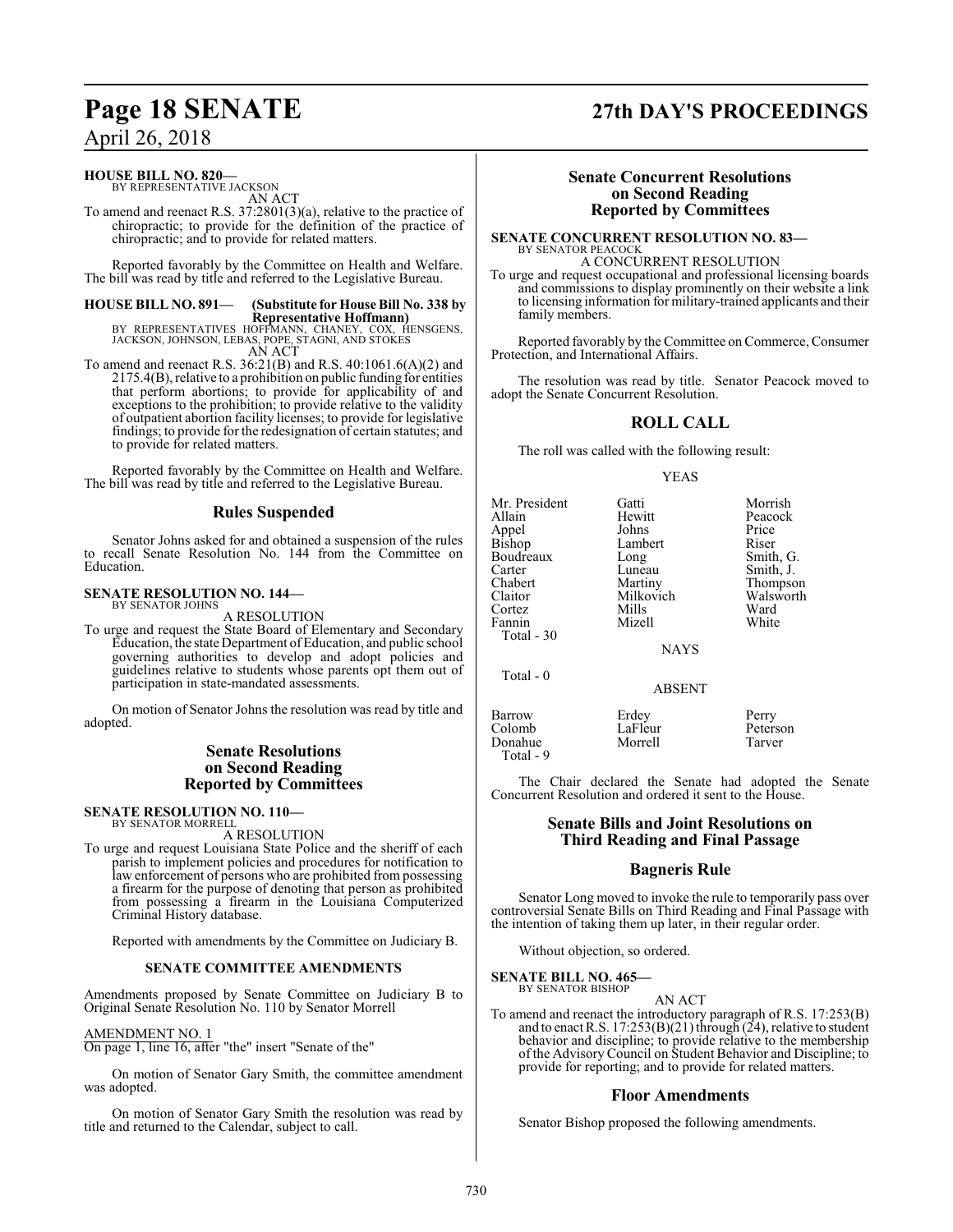**HOUSE BILL NO. 820—**
BY REPRESENTATIVE JACKSON

AN ACT

To amend and reenact R.S. 37:2801(3)(a), relative to the practice of chiropractic; to provide for the definition of the practice of chiropractic; and to provide for related matters.

Reported favorably by the Committee on Health and Welfare. The bill was read by title and referred to the Legislative Bureau.

**HOUSE BILL NO. 891— (Substitute for House Bill No. 338 by Representative Hoffmann)**
BY REPRESENTATIVES HOFFMANN, CHANEY, COX, HENSGENS, JACKSON, JOHNSON, LEBAS, POPE, STAGNI, AND STOKES

AN ACT

To amend and reenact R.S. 36:21(B) and R.S. 40:1061.6(A)(2) and 2175.4(B), relative to a prohibition on public funding for entities that perform abortions; to provide for applicability of and exceptions to the prohibition; to provide relative to the validity of outpatient abortion facility licenses; to provide for legislative findings; to provide for the redesignation of certain statutes; and to provide for related matters.

Reported favorably by the Committee on Health and Welfare. The bill was read by title and referred to the Legislative Bureau.

## Rules Suspended

Senator Johns asked for and obtained a suspension of the rules to recall Senate Resolution No. 144 from the Committee on Education.

**SENATE RESOLUTION NO. 144—**
BY SENATOR JOHNS

A RESOLUTION

To urge and request the State Board of Elementary and Secondary Education, the state Department of Education, and public school governing authorities to develop and adopt policies and guidelines relative to students whose parents opt them out of participation in state-mandated assessments.

On motion of Senator Johns the resolution was read by title and adopted.

## Senate Resolutions on Second Reading Reported by Committees

**SENATE RESOLUTION NO. 110—**
BY SENATOR MORRELL

A RESOLUTION

To urge and request Louisiana State Police and the sheriff of each parish to implement policies and procedures for notification to law enforcement of persons who are prohibited from possessing a firearm for the purpose of denoting that person as prohibited from possessing a firearm in the Louisiana Computerized Criminal History database.

Reported with amendments by the Committee on Judiciary B.

### SENATE COMMITTEE AMENDMENTS

Amendments proposed by Senate Committee on Judiciary B to Original Senate Resolution No. 110 by Senator Morrell

AMENDMENT NO. 1
On page 1, line 16, after "the" insert "Senate of the"

On motion of Senator Gary Smith, the committee amendment was adopted.

On motion of Senator Gary Smith the resolution was read by title and returned to the Calendar, subject to call.

## Senate Concurrent Resolutions on Second Reading Reported by Committees

**SENATE CONCURRENT RESOLUTION NO. 83—**
BY SENATOR PEACOCK

A CONCURRENT RESOLUTION

To urge and request occupational and professional licensing boards and commissions to display prominently on their website a link to licensing information for military-trained applicants and their family members.

Reported favorably by the Committee on Commerce, Consumer Protection, and International Affairs.

The resolution was read by title. Senator Peacock moved to adopt the Senate Concurrent Resolution.

## ROLL CALL

The roll was called with the following result:

YEAS

| | | |
|---|---|---|
| Mr. President | Gatti | Morrish |
| Allain | Hewitt | Peacock |
| Appel | Johns | Price |
| Bishop | Lambert | Riser |
| Boudreaux | Long | Smith, G. |
| Carter | Luneau | Smith, J. |
| Chabert | Martiny | Thompson |
| Claitor | Milkovich | Walsworth |
| Cortez | Mills | Ward |
| Fannin | Mizell | White |

Total - 30

NAYS

Total - 0

ABSENT

| | | |
|---|---|---|
| Barrow | Erdey | Perry |
| Colomb | LaFleur | Peterson |
| Donahue | Morrell | Tarver |

Total - 9

The Chair declared the Senate had adopted the Senate Concurrent Resolution and ordered it sent to the House.

## Senate Bills and Joint Resolutions on Third Reading and Final Passage

## Bagneris Rule

Senator Long moved to invoke the rule to temporarily pass over controversial Senate Bills on Third Reading and Final Passage with the intention of taking them up later, in their regular order.

Without objection, so ordered.

**SENATE BILL NO. 465—**
BY SENATOR BISHOP

AN ACT

To amend and reenact the introductory paragraph of R.S. 17:253(B) and to enact R.S. 17:253(B)(21) through (24), relative to student behavior and discipline; to provide relative to the membership of the Advisory Council on Student Behavior and Discipline; to provide for reporting; and to provide for related matters.

## Floor Amendments

Senator Bishop proposed the following amendments.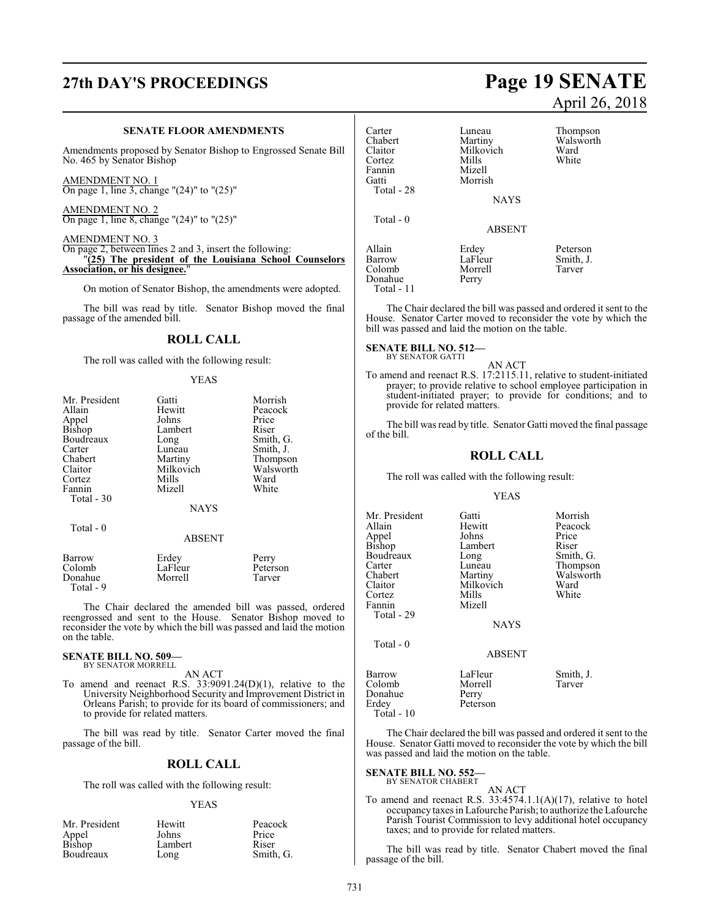### SENATE FLOOR AMENDMENTS

Amendments proposed by Senator Bishop to Engrossed Senate Bill No. 465 by Senator Bishop

AMENDMENT NO. 1
On page 1, line 3, change "(24)" to "(25)"

AMENDMENT NO. 2
On page 1, line 8, change "(24)" to "(25)"

AMENDMENT NO. 3
On page 2, between lines 2 and 3, insert the following:
"**(25) The president of the Louisiana School Counselors Association, or his designee.**"

On motion of Senator Bishop, the amendments were adopted.

The bill was read by title. Senator Bishop moved the final passage of the amended bill.

## ROLL CALL

The roll was called with the following result:

YEAS

| | | |
|---|---|---|
| Mr. President | Gatti | Morrish |
| Allain | Hewitt | Peacock |
| Appel | Johns | Price |
| Bishop | Lambert | Riser |
| Boudreaux | Long | Smith, G. |
| Carter | Luneau | Smith, J. |
| Chabert | Martiny | Thompson |
| Claitor | Milkovich | Walsworth |
| Cortez | Mills | Ward |
| Fannin | Mizell | White |

Total - 30

NAYS

Total - 0

ABSENT

| | | |
|---|---|---|
| Barrow | Erdey | Perry |
| Colomb | LaFleur | Peterson |
| Donahue | Morrell | Tarver |

Total - 9

The Chair declared the amended bill was passed, ordered reengrossed and sent to the House. Senator Bishop moved to reconsider the vote by which the bill was passed and laid the motion on the table.

**SENATE BILL NO. 509—**
BY SENATOR MORRELL

AN ACT

To amend and reenact R.S. 33:9091.24(D)(1), relative to the University Neighborhood Security and Improvement District in Orleans Parish; to provide for its board of commissioners; and to provide for related matters.

The bill was read by title. Senator Carter moved the final passage of the bill.

## ROLL CALL

The roll was called with the following result:

YEAS

| | | |
|---|---|---|
| Mr. President | Hewitt | Peacock |
| Appel | Johns | Price |
| Bishop | Lambert | Riser |
| Boudreaux | Long | Smith, G. |
| Carter | Luneau | Thompson |
| Chabert | Martiny | Walsworth |
| Claitor | Milkovich | Ward |
| Cortez | Mills | White |
| Fannin | Mizell | |
| Gatti | Morrish | |

Total - 28

NAYS

Total - 0

ABSENT

| | | |
|---|---|---|
| Allain | Erdey | Peterson |
| Barrow | LaFleur | Smith, J. |
| Colomb | Morrell | Tarver |
| Donahue | Perry | |

Total - 11

The Chair declared the bill was passed and ordered it sent to the House. Senator Carter moved to reconsider the vote by which the bill was passed and laid the motion on the table.

**SENATE BILL NO. 512—**
BY SENATOR GATTI

AN ACT

To amend and reenact R.S. 17:2115.11, relative to student-initiated prayer; to provide relative to school employee participation in student-initiated prayer; to provide for conditions; and to provide for related matters.

The bill was read by title. Senator Gatti moved the final passage of the bill.

## ROLL CALL

The roll was called with the following result:

YEAS

| | | |
|---|---|---|
| Mr. President | Gatti | Morrish |
| Allain | Hewitt | Peacock |
| Appel | Johns | Price |
| Bishop | Lambert | Riser |
| Boudreaux | Long | Smith, G. |
| Carter | Luneau | Thompson |
| Chabert | Martiny | Walsworth |
| Claitor | Milkovich | Ward |
| Cortez | Mills | White |
| Fannin | Mizell | |

Total - 29

NAYS

Total - 0

ABSENT

| | | |
|---|---|---|
| Barrow | LaFleur | Smith, J. |
| Colomb | Morrell | Tarver |
| Donahue | Perry | |
| Erdey | Peterson | |

Total - 10

The Chair declared the bill was passed and ordered it sent to the House. Senator Gatti moved to reconsider the vote by which the bill was passed and laid the motion on the table.

**SENATE BILL NO. 552—**
BY SENATOR CHABERT

AN ACT

To amend and reenact R.S. 33:4574.1.1(A)(17), relative to hotel occupancy taxes in Lafourche Parish; to authorize the Lafourche Parish Tourist Commission to levy additional hotel occupancy taxes; and to provide for related matters.

The bill was read by title. Senator Chabert moved the final passage of the bill.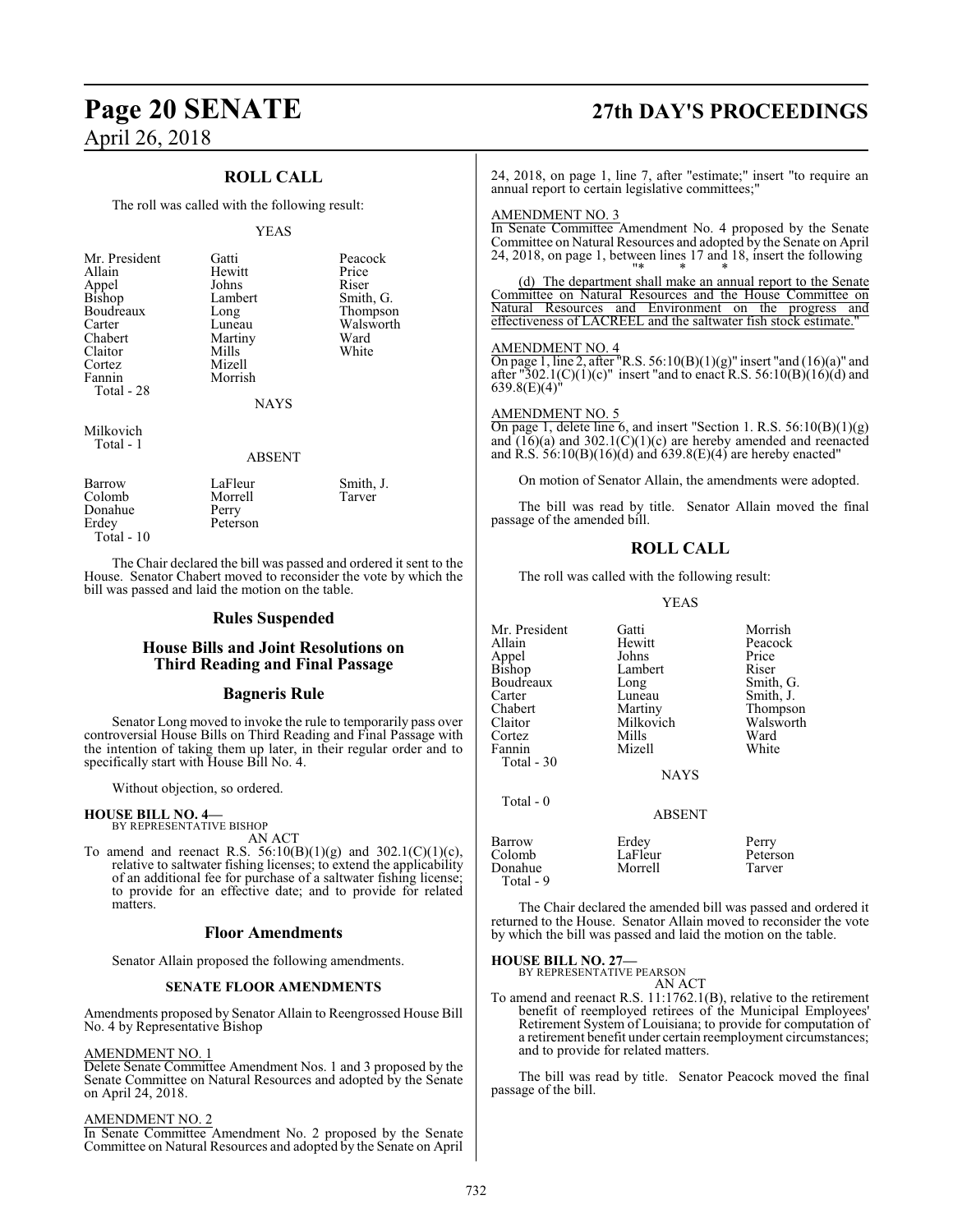## ROLL CALL

The roll was called with the following result:

YEAS

| | | |
|---|---|---|
| Mr. President | Gatti | Peacock |
| Allain | Hewitt | Price |
| Appel | Johns | Riser |
| Bishop | Lambert | Smith, G. |
| Boudreaux | Long | Thompson |
| Carter | Luneau | Walsworth |
| Chabert | Martiny | Ward |
| Claitor | Mills | White |
| Cortez | Mizell | |
| Fannin | Morrish | |
| Total - 28 | | |

NAYS

Milkovich
Total - 1

ABSENT

| | | |
|---|---|---|
| Barrow | LaFleur | Smith, J. |
| Colomb | Morrell | Tarver |
| Donahue | Perry | |
| Erdey | Peterson | |
| Total - 10 | | |

The Chair declared the bill was passed and ordered it sent to the House. Senator Chabert moved to reconsider the vote by which the bill was passed and laid the motion on the table.

## Rules Suspended

## House Bills and Joint Resolutions on Third Reading and Final Passage

## Bagneris Rule

Senator Long moved to invoke the rule to temporarily pass over controversial House Bills on Third Reading and Final Passage with the intention of taking them up later, in their regular order and to specifically start with House Bill No. 4.

Without objection, so ordered.

**HOUSE BILL NO. 4—**
BY REPRESENTATIVE BISHOP
AN ACT
To amend and reenact R.S. 56:10(B)(1)(g) and 302.1(C)(1)(c), relative to saltwater fishing licenses; to extend the applicability of an additional fee for purchase of a saltwater fishing license; to provide for an effective date; and to provide for related matters.

## Floor Amendments

Senator Allain proposed the following amendments.

### SENATE FLOOR AMENDMENTS

Amendments proposed by Senator Allain to Reengrossed House Bill No. 4 by Representative Bishop

AMENDMENT NO. 1
Delete Senate Committee Amendment Nos. 1 and 3 proposed by the Senate Committee on Natural Resources and adopted by the Senate on April 24, 2018.

AMENDMENT NO. 2
In Senate Committee Amendment No. 2 proposed by the Senate Committee on Natural Resources and adopted by the Senate on April 24, 2018, on page 1, line 7, after "estimate;" insert "to require an annual report to certain legislative committees;"

AMENDMENT NO. 3
In Senate Committee Amendment No. 4 proposed by the Senate Committee on Natural Resources and adopted by the Senate on April 24, 2018, on page 1, between lines 17 and 18, insert the following

"* * *

(d) The department shall make an annual report to the Senate Committee on Natural Resources and the House Committee on Natural Resources and Environment on the progress and effectiveness of LACREEL and the saltwater fish stock estimate."

AMENDMENT NO. 4
On page 1, line 2, after "R.S. 56:10(B)(1)(g)" insert "and (16)(a)" and after "302.1(C)(1)(c)" insert "and to enact R.S. 56:10(B)(16)(d) and 639.8(E)(4)"

AMENDMENT NO. 5
On page 1, delete line 6, and insert "Section 1. R.S. 56:10(B)(1)(g) and (16)(a) and 302.1(C)(1)(c) are hereby amended and reenacted and R.S. 56:10(B)(16)(d) and 639.8(E)(4) are hereby enacted"

On motion of Senator Allain, the amendments were adopted.

The bill was read by title. Senator Allain moved the final passage of the amended bill.

## ROLL CALL

The roll was called with the following result:

YEAS

| | | |
|---|---|---|
| Mr. President | Gatti | Morrish |
| Allain | Hewitt | Peacock |
| Appel | Johns | Price |
| Bishop | Lambert | Riser |
| Boudreaux | Long | Smith, G. |
| Carter | Luneau | Smith, J. |
| Chabert | Martiny | Thompson |
| Claitor | Milkovich | Walsworth |
| Cortez | Mills | Ward |
| Fannin | Mizell | White |
| Total - 30 | | |

NAYS

Total - 0

ABSENT

| | | |
|---|---|---|
| Barrow | Erdey | Perry |
| Colomb | LaFleur | Peterson |
| Donahue | Morrell | Tarver |
| Total - 9 | | |

The Chair declared the amended bill was passed and ordered it returned to the House. Senator Allain moved to reconsider the vote by which the bill was passed and laid the motion on the table.

**HOUSE BILL NO. 27—**
BY REPRESENTATIVE PEARSON
AN ACT
To amend and reenact R.S. 11:1762.1(B), relative to the retirement benefit of reemployed retirees of the Municipal Employees' Retirement System of Louisiana; to provide for computation of a retirement benefit under certain reemployment circumstances; and to provide for related matters.

The bill was read by title. Senator Peacock moved the final passage of the bill.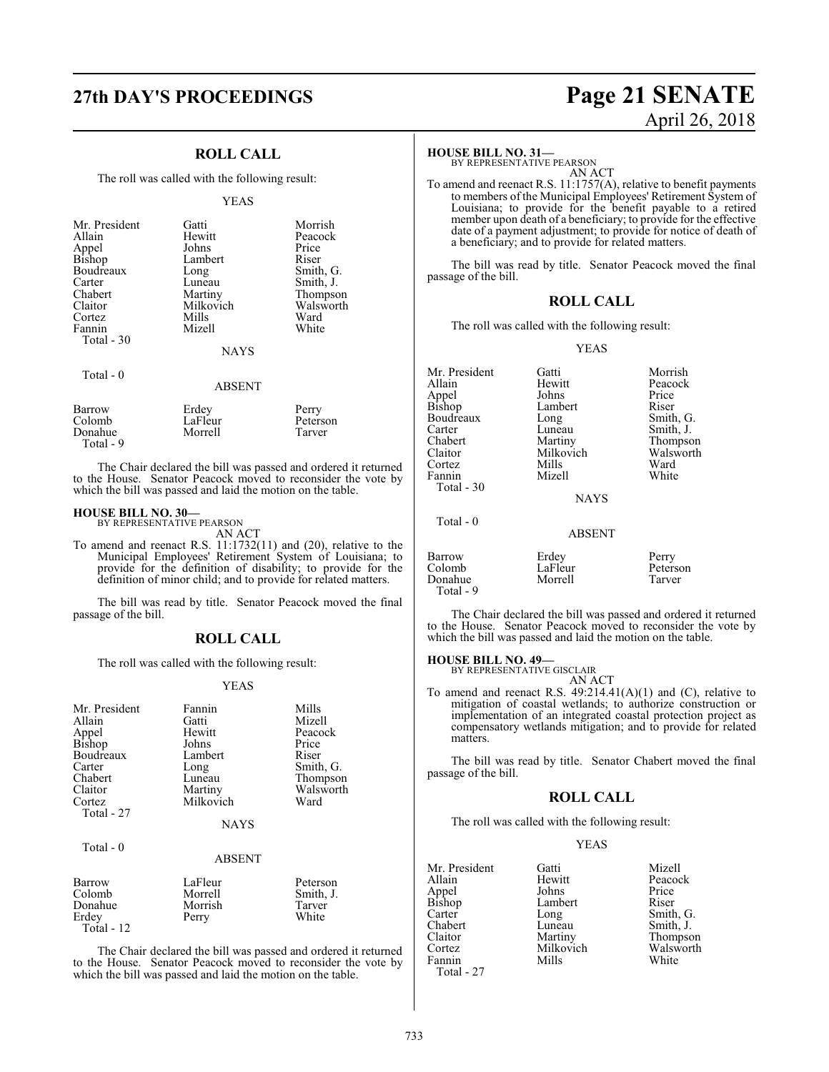## ROLL CALL

The roll was called with the following result:

YEAS

| | | |
|---|---|---|
| Mr. President | Gatti | Morrish |
| Allain | Hewitt | Peacock |
| Appel | Johns | Price |
| Bishop | Lambert | Riser |
| Boudreaux | Long | Smith, G. |
| Carter | Luneau | Smith, J. |
| Chabert | Martiny | Thompson |
| Claitor | Milkovich | Walsworth |
| Cortez | Mills | Ward |
| Fannin | Mizell | White |
| Total - 30 | | |

NAYS

Total - 0

ABSENT

| | | |
|---|---|---|
| Barrow | Erdey | Perry |
| Colomb | LaFleur | Peterson |
| Donahue | Morrell | Tarver |
| Total - 9 | | |

The Chair declared the bill was passed and ordered it returned to the House. Senator Peacock moved to reconsider the vote by which the bill was passed and laid the motion on the table.

**HOUSE BILL NO. 30—**
BY REPRESENTATIVE PEARSON
AN ACT

To amend and reenact R.S. 11:1732(11) and (20), relative to the Municipal Employees' Retirement System of Louisiana; to provide for the definition of disability; to provide for the definition of minor child; and to provide for related matters.

The bill was read by title. Senator Peacock moved the final passage of the bill.

## ROLL CALL

The roll was called with the following result:

YEAS

| | | |
|---|---|---|
| Mr. President | Fannin | Mills |
| Allain | Gatti | Mizell |
| Appel | Hewitt | Peacock |
| Bishop | Johns | Price |
| Boudreaux | Lambert | Riser |
| Carter | Long | Smith, G. |
| Chabert | Luneau | Thompson |
| Claitor | Martiny | Walsworth |
| Cortez | Milkovich | Ward |
| Total - 27 | | |

NAYS

Total - 0

ABSENT

| | | |
|---|---|---|
| Barrow | LaFleur | Peterson |
| Colomb | Morrell | Smith, J. |
| Donahue | Morrish | Tarver |
| Erdey | Perry | White |
| Total - 12 | | |

The Chair declared the bill was passed and ordered it returned to the House. Senator Peacock moved to reconsider the vote by which the bill was passed and laid the motion on the table.

**HOUSE BILL NO. 31—**
BY REPRESENTATIVE PEARSON
AN ACT

To amend and reenact R.S. 11:1757(A), relative to benefit payments to members of the Municipal Employees' Retirement System of Louisiana; to provide for the benefit payable to a retired member upon death of a beneficiary; to provide for the effective date of a payment adjustment; to provide for notice of death of a beneficiary; and to provide for related matters.

The bill was read by title. Senator Peacock moved the final passage of the bill.

## ROLL CALL

The roll was called with the following result:

YEAS

| | | |
|---|---|---|
| Mr. President | Gatti | Morrish |
| Allain | Hewitt | Peacock |
| Appel | Johns | Price |
| Bishop | Lambert | Riser |
| Boudreaux | Long | Smith, G. |
| Carter | Luneau | Smith, J. |
| Chabert | Martiny | Thompson |
| Claitor | Milkovich | Walsworth |
| Cortez | Mills | Ward |
| Fannin | Mizell | White |
| Total - 30 | | |

NAYS

Total - 0

ABSENT

| | | |
|---|---|---|
| Barrow | Erdey | Perry |
| Colomb | LaFleur | Peterson |
| Donahue | Morrell | Tarver |
| Total - 9 | | |

The Chair declared the bill was passed and ordered it returned to the House. Senator Peacock moved to reconsider the vote by which the bill was passed and laid the motion on the table.

**HOUSE BILL NO. 49—**
BY REPRESENTATIVE GISCLAIR
AN ACT

To amend and reenact R.S. 49:214.41(A)(1) and (C), relative to mitigation of coastal wetlands; to authorize construction or implementation of an integrated coastal protection project as compensatory wetlands mitigation; and to provide for related matters.

The bill was read by title. Senator Chabert moved the final passage of the bill.

## ROLL CALL

The roll was called with the following result:

YEAS

| | | |
|---|---|---|
| Mr. President | Gatti | Mizell |
| Allain | Hewitt | Peacock |
| Appel | Johns | Price |
| Bishop | Lambert | Riser |
| Carter | Long | Smith, G. |
| Chabert | Luneau | Smith, J. |
| Claitor | Martiny | Thompson |
| Cortez | Milkovich | Walsworth |
| Fannin | Mills | White |
| Total - 27 | | |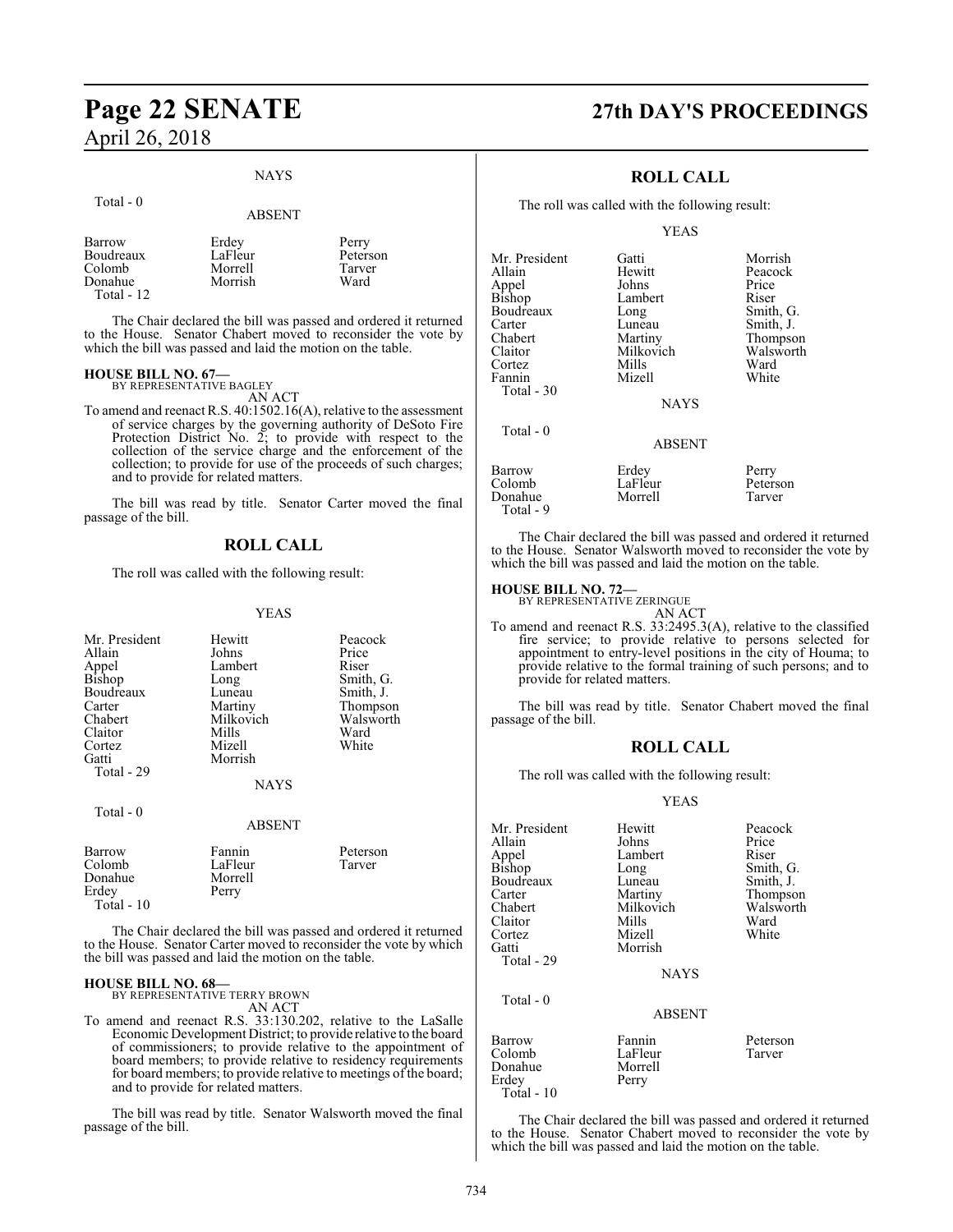NAYS

Total - 0

ABSENT

| | | |
|---|---|---|
| Barrow | Erdey | Perry |
| Boudreaux | LaFleur | Peterson |
| Colomb | Morrell | Tarver |
| Donahue | Morrish | Ward |

Total - 12

The Chair declared the bill was passed and ordered it returned to the House. Senator Chabert moved to reconsider the vote by which the bill was passed and laid the motion on the table.

**HOUSE BILL NO. 67—**
BY REPRESENTATIVE BAGLEY
AN ACT

To amend and reenact R.S. 40:1502.16(A), relative to the assessment of service charges by the governing authority of DeSoto Fire Protection District No. 2; to provide with respect to the collection of the service charge and the enforcement of the collection; to provide for use of the proceeds of such charges; and to provide for related matters.

The bill was read by title. Senator Carter moved the final passage of the bill.

## ROLL CALL

The roll was called with the following result:

YEAS

| | | |
|---|---|---|
| Mr. President | Hewitt | Peacock |
| Allain | Johns | Price |
| Appel | Lambert | Riser |
| Bishop | Long | Smith, G. |
| Boudreaux | Luneau | Smith, J. |
| Carter | Martiny | Thompson |
| Chabert | Milkovich | Walsworth |
| Claitor | Mills | Ward |
| Cortez | Mizell | White |
| Gatti | Morrish | |

Total - 29

NAYS

Total - 0

ABSENT

| | | |
|---|---|---|
| Barrow | Fannin | Peterson |
| Colomb | LaFleur | Tarver |
| Donahue | Morrell | |
| Erdey | Perry | |

Total - 10

The Chair declared the bill was passed and ordered it returned to the House. Senator Carter moved to reconsider the vote by which the bill was passed and laid the motion on the table.

**HOUSE BILL NO. 68—**
BY REPRESENTATIVE TERRY BROWN
AN ACT

To amend and reenact R.S. 33:130.202, relative to the LaSalle Economic Development District; to provide relative to the board of commissioners; to provide relative to the appointment of board members; to provide relative to residency requirements for board members; to provide relative to meetings of the board; and to provide for related matters.

The bill was read by title. Senator Walsworth moved the final passage of the bill.

## ROLL CALL

The roll was called with the following result:

YEAS

| | | |
|---|---|---|
| Mr. President | Gatti | Morrish |
| Allain | Hewitt | Peacock |
| Appel | Johns | Price |
| Bishop | Lambert | Riser |
| Boudreaux | Long | Smith, G. |
| Carter | Luneau | Smith, J. |
| Chabert | Martiny | Thompson |
| Claitor | Milkovich | Walsworth |
| Cortez | Mills | Ward |
| Fannin | Mizell | White |

Total - 30

NAYS

Total - 0

ABSENT

| | | |
|---|---|---|
| Barrow | Erdey | Perry |
| Colomb | LaFleur | Peterson |
| Donahue | Morrell | Tarver |

Total - 9

The Chair declared the bill was passed and ordered it returned to the House. Senator Walsworth moved to reconsider the vote by which the bill was passed and laid the motion on the table.

**HOUSE BILL NO. 72—**
BY REPRESENTATIVE ZERINGUE
AN ACT

To amend and reenact R.S. 33:2495.3(A), relative to the classified fire service; to provide relative to persons selected for appointment to entry-level positions in the city of Houma; to provide relative to the formal training of such persons; and to provide for related matters.

The bill was read by title. Senator Chabert moved the final passage of the bill.

## ROLL CALL

The roll was called with the following result:

YEAS

| | | |
|---|---|---|
| Mr. President | Hewitt | Peacock |
| Allain | Johns | Price |
| Appel | Lambert | Riser |
| Bishop | Long | Smith, G. |
| Boudreaux | Luneau | Smith, J. |
| Carter | Martiny | Thompson |
| Chabert | Milkovich | Walsworth |
| Claitor | Mills | Ward |
| Cortez | Mizell | White |
| Gatti | Morrish | |

Total - 29

NAYS

Total - 0

ABSENT

| | | |
|---|---|---|
| Barrow | Fannin | Peterson |
| Colomb | LaFleur | Tarver |
| Donahue | Morrell | |
| Erdey | Perry | |

Total - 10

The Chair declared the bill was passed and ordered it returned to the House. Senator Chabert moved to reconsider the vote by which the bill was passed and laid the motion on the table.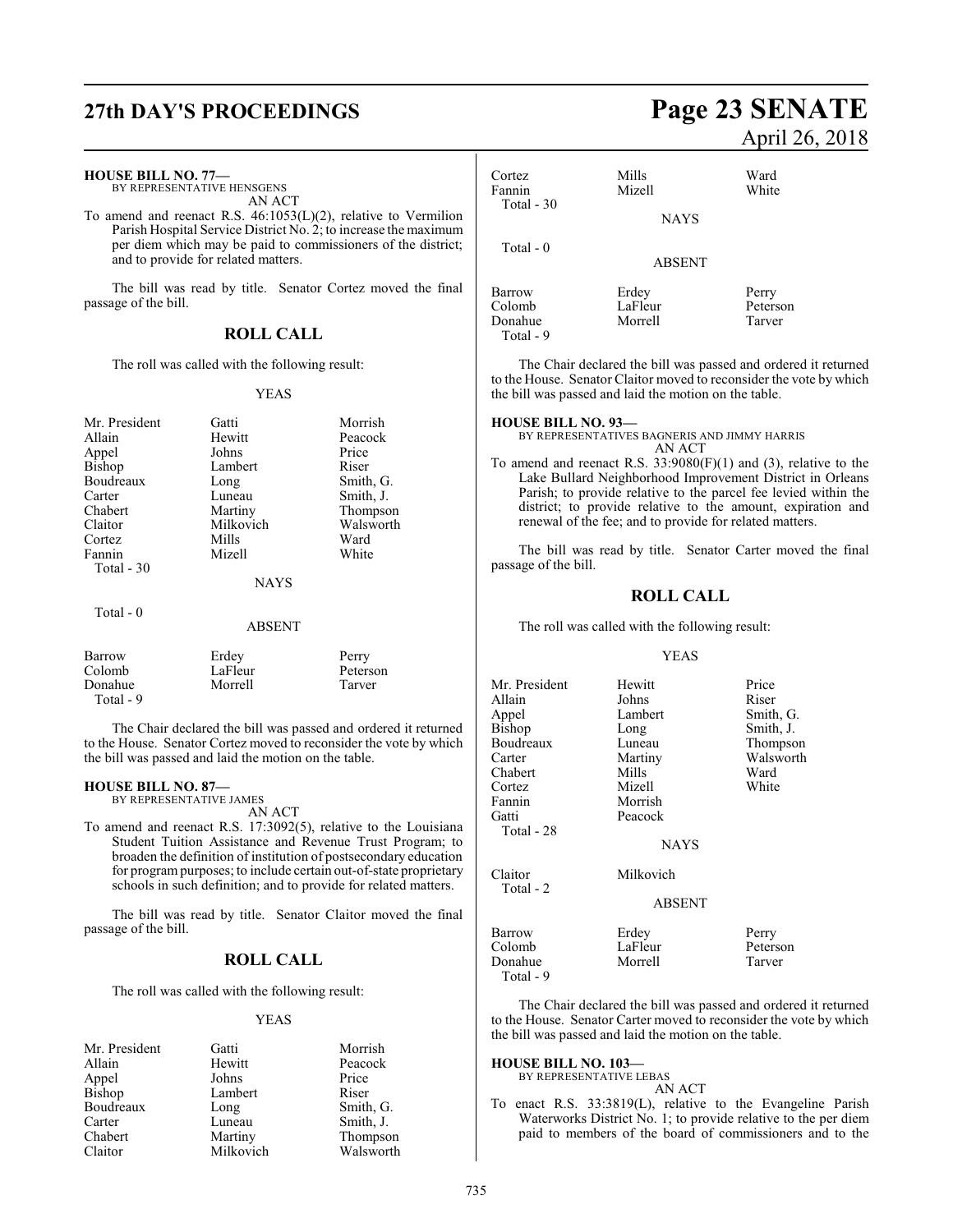**HOUSE BILL NO. 77—**
BY REPRESENTATIVE HENSGENS
AN ACT

To amend and reenact R.S. 46:1053(L)(2), relative to Vermilion Parish Hospital Service District No. 2; to increase the maximum per diem which may be paid to commissioners of the district; and to provide for related matters.

The bill was read by title. Senator Cortez moved the final passage of the bill.

## ROLL CALL

The roll was called with the following result:

YEAS

| | | |
|---|---|---|
| Mr. President | Gatti | Morrish |
| Allain | Hewitt | Peacock |
| Appel | Johns | Price |
| Bishop | Lambert | Riser |
| Boudreaux | Long | Smith, G. |
| Carter | Luneau | Smith, J. |
| Chabert | Martiny | Thompson |
| Claitor | Milkovich | Walsworth |
| Cortez | Mills | Ward |
| Fannin | Mizell | White |
| Total - 30 | | |

NAYS

Total - 0

ABSENT

| | | |
|---|---|---|
| Barrow | Erdey | Perry |
| Colomb | LaFleur | Peterson |
| Donahue | Morrell | Tarver |
| Total - 9 | | |

The Chair declared the bill was passed and ordered it returned to the House. Senator Cortez moved to reconsider the vote by which the bill was passed and laid the motion on the table.

**HOUSE BILL NO. 87—**
BY REPRESENTATIVE JAMES
AN ACT

To amend and reenact R.S. 17:3092(5), relative to the Louisiana Student Tuition Assistance and Revenue Trust Program; to broaden the definition of institution of postsecondary education for program purposes; to include certain out-of-state proprietary schools in such definition; and to provide for related matters.

The bill was read by title. Senator Claitor moved the final passage of the bill.

## ROLL CALL

The roll was called with the following result:

YEAS

| | | |
|---|---|---|
| Mr. President | Gatti | Morrish |
| Allain | Hewitt | Peacock |
| Appel | Johns | Price |
| Bishop | Lambert | Riser |
| Boudreaux | Long | Smith, G. |
| Carter | Luneau | Smith, J. |
| Chabert | Martiny | Thompson |
| Claitor | Milkovich | Walsworth |
| Cortez | Mills | Ward |
| Fannin | Mizell | White |
| Total - 30 | | |

NAYS

Total - 0

ABSENT

| | | |
|---|---|---|
| Barrow | Erdey | Perry |
| Colomb | LaFleur | Peterson |
| Donahue | Morrell | Tarver |
| Total - 9 | | |

The Chair declared the bill was passed and ordered it returned to the House. Senator Claitor moved to reconsider the vote by which the bill was passed and laid the motion on the table.

**HOUSE BILL NO. 93—**
BY REPRESENTATIVES BAGNERIS AND JIMMY HARRIS
AN ACT

To amend and reenact R.S. 33:9080(F)(1) and (3), relative to the Lake Bullard Neighborhood Improvement District in Orleans Parish; to provide relative to the parcel fee levied within the district; to provide relative to the amount, expiration and renewal of the fee; and to provide for related matters.

The bill was read by title. Senator Carter moved the final passage of the bill.

## ROLL CALL

The roll was called with the following result:

YEAS

| | | |
|---|---|---|
| Mr. President | Hewitt | Price |
| Allain | Johns | Riser |
| Appel | Lambert | Smith, G. |
| Bishop | Long | Smith, J. |
| Boudreaux | Luneau | Thompson |
| Carter | Martiny | Walsworth |
| Chabert | Mills | Ward |
| Cortez | Mizell | White |
| Fannin | Morrish | |
| Gatti | Peacock | |
| Total - 28 | | |

NAYS

| | |
|---|---|
| Claitor | Milkovich |
| Total - 2 | |

ABSENT

| | | |
|---|---|---|
| Barrow | Erdey | Perry |
| Colomb | LaFleur | Peterson |
| Donahue | Morrell | Tarver |
| Total - 9 | | |

The Chair declared the bill was passed and ordered it returned to the House. Senator Carter moved to reconsider the vote by which the bill was passed and laid the motion on the table.

**HOUSE BILL NO. 103—**
BY REPRESENTATIVE LEBAS
AN ACT

To enact R.S. 33:3819(L), relative to the Evangeline Parish Waterworks District No. 1; to provide relative to the per diem paid to members of the board of commissioners and to the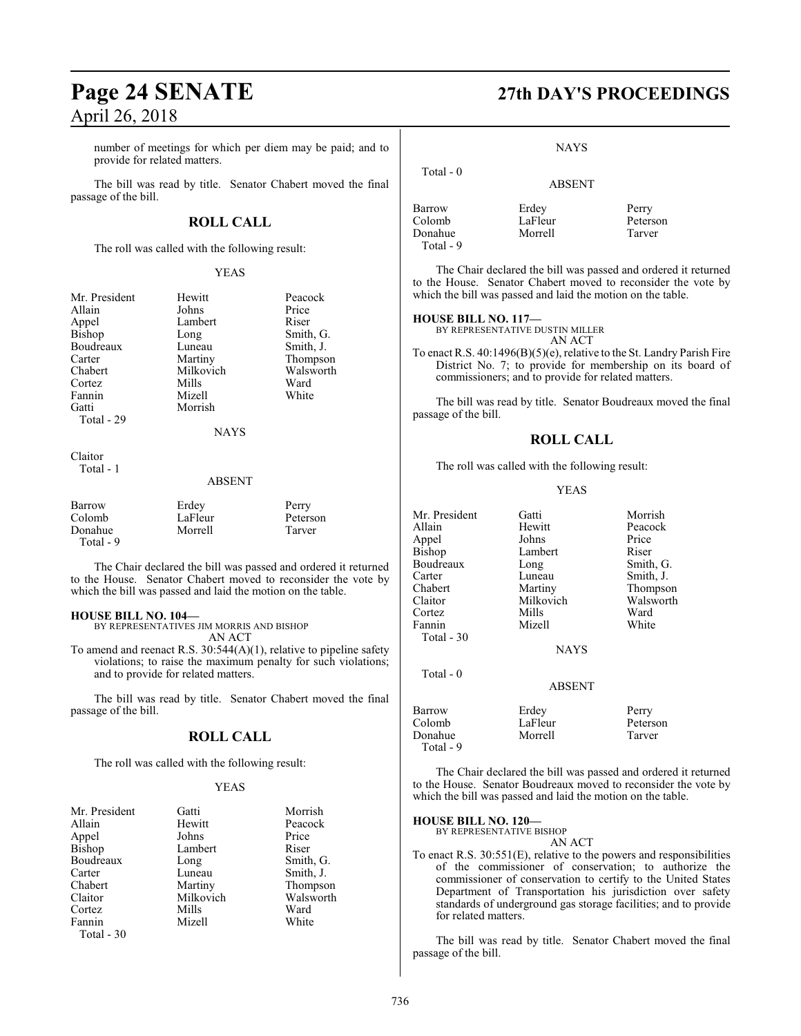number of meetings for which per diem may be paid; and to provide for related matters.

The bill was read by title. Senator Chabert moved the final passage of the bill.

## ROLL CALL

The roll was called with the following result:

YEAS

| | | |
|---|---|---|
| Mr. President | Hewitt | Peacock |
| Allain | Johns | Price |
| Appel | Lambert | Riser |
| Bishop | Long | Smith, G. |
| Boudreaux | Luneau | Smith, J. |
| Carter | Martiny | Thompson |
| Chabert | Milkovich | Walsworth |
| Cortez | Mills | Ward |
| Fannin | Mizell | White |
| Gatti | Morrish | |

Total - 29

NAYS

Claitor

Total - 1

ABSENT

| | | |
|---|---|---|
| Barrow | Erdey | Perry |
| Colomb | LaFleur | Peterson |
| Donahue | Morrell | Tarver |

Total - 9

The Chair declared the bill was passed and ordered it returned to the House. Senator Chabert moved to reconsider the vote by which the bill was passed and laid the motion on the table.

**HOUSE BILL NO. 104—**
BY REPRESENTATIVES JIM MORRIS AND BISHOP
AN ACT

To amend and reenact R.S. 30:544(A)(1), relative to pipeline safety violations; to raise the maximum penalty for such violations; and to provide for related matters.

The bill was read by title. Senator Chabert moved the final passage of the bill.

## ROLL CALL

The roll was called with the following result:

YEAS

| | | |
|---|---|---|
| Mr. President | Gatti | Morrish |
| Allain | Hewitt | Peacock |
| Appel | Johns | Price |
| Bishop | Lambert | Riser |
| Boudreaux | Long | Smith, G. |
| Carter | Luneau | Smith, J. |
| Chabert | Martiny | Thompson |
| Claitor | Milkovich | Walsworth |
| Cortez | Mills | Ward |
| Fannin | Mizell | White |

Total - 30

NAYS

Total - 0

ABSENT

| | | |
|---|---|---|
| Barrow | Erdey | Perry |
| Colomb | LaFleur | Peterson |
| Donahue | Morrell | Tarver |

Total - 9

The Chair declared the bill was passed and ordered it returned to the House. Senator Chabert moved to reconsider the vote by which the bill was passed and laid the motion on the table.

**HOUSE BILL NO. 117—**
BY REPRESENTATIVE DUSTIN MILLER
AN ACT

To enact R.S. 40:1496(B)(5)(e), relative to the St. Landry Parish Fire District No. 7; to provide for membership on its board of commissioners; and to provide for related matters.

The bill was read by title. Senator Boudreaux moved the final passage of the bill.

## ROLL CALL

The roll was called with the following result:

YEAS

| | | |
|---|---|---|
| Mr. President | Gatti | Morrish |
| Allain | Hewitt | Peacock |
| Appel | Johns | Price |
| Bishop | Lambert | Riser |
| Boudreaux | Long | Smith, G. |
| Carter | Luneau | Smith, J. |
| Chabert | Martiny | Thompson |
| Claitor | Milkovich | Walsworth |
| Cortez | Mills | Ward |
| Fannin | Mizell | White |

Total - 30

NAYS

Total - 0

ABSENT

| | | |
|---|---|---|
| Barrow | Erdey | Perry |
| Colomb | LaFleur | Peterson |
| Donahue | Morrell | Tarver |

Total - 9

The Chair declared the bill was passed and ordered it returned to the House. Senator Boudreaux moved to reconsider the vote by which the bill was passed and laid the motion on the table.

**HOUSE BILL NO. 120—**
BY REPRESENTATIVE BISHOP
AN ACT

To enact R.S. 30:551(E), relative to the powers and responsibilities of the commissioner of conservation; to authorize the commissioner of conservation to certify to the United States Department of Transportation his jurisdiction over safety standards of underground gas storage facilities; and to provide for related matters.

The bill was read by title. Senator Chabert moved the final passage of the bill.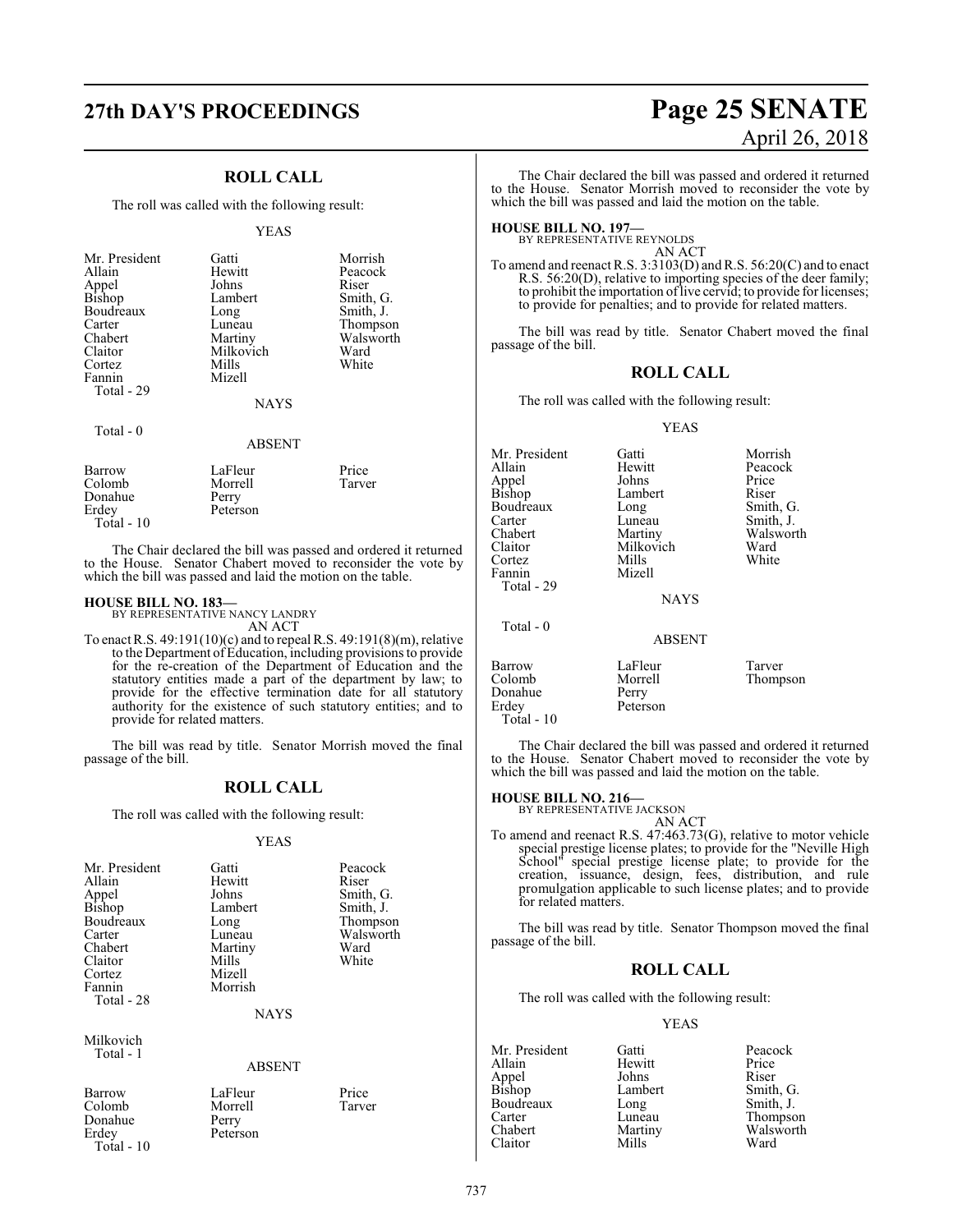## ROLL CALL

The roll was called with the following result:

YEAS

| | | |
|---|---|---|
| Mr. President | Gatti | Morrish |
| Allain | Hewitt | Peacock |
| Appel | Johns | Riser |
| Bishop | Lambert | Smith, G. |
| Boudreaux | Long | Smith, J. |
| Carter | Luneau | Thompson |
| Chabert | Martiny | Walsworth |
| Claitor | Milkovich | Ward |
| Cortez | Mills | White |
| Fannin | Mizell | |
| Total - 29 | | |

NAYS

Total - 0

ABSENT

| | | |
|---|---|---|
| Barrow | LaFleur | Price |
| Colomb | Morrell | Tarver |
| Donahue | Perry | |
| Erdey | Peterson | |
| Total - 10 | | |

The Chair declared the bill was passed and ordered it returned to the House. Senator Chabert moved to reconsider the vote by which the bill was passed and laid the motion on the table.

**HOUSE BILL NO. 183—**
BY REPRESENTATIVE NANCY LANDRY
AN ACT

To enact R.S. 49:191(10)(c) and to repeal R.S. 49:191(8)(m), relative to the Department of Education, including provisions to provide for the re-creation of the Department of Education and the statutory entities made a part of the department by law; to provide for the effective termination date for all statutory authority for the existence of such statutory entities; and to provide for related matters.

The bill was read by title. Senator Morrish moved the final passage of the bill.

## ROLL CALL

The roll was called with the following result:

YEAS

| | | |
|---|---|---|
| Mr. President | Gatti | Peacock |
| Allain | Hewitt | Riser |
| Appel | Johns | Smith, G. |
| Bishop | Lambert | Smith, J. |
| Boudreaux | Long | Thompson |
| Carter | Luneau | Walsworth |
| Chabert | Martiny | Ward |
| Claitor | Mills | White |
| Cortez | Mizell | |
| Fannin | Morrish | |
| Total - 28 | | |

NAYS

Milkovich
Total - 1

ABSENT

| | | |
|---|---|---|
| Barrow | LaFleur | Price |
| Colomb | Morrell | Tarver |
| Donahue | Perry | |
| Erdey | Peterson | |
| Total - 10 | | |

The Chair declared the bill was passed and ordered it returned to the House. Senator Morrish moved to reconsider the vote by which the bill was passed and laid the motion on the table.

**HOUSE BILL NO. 197—**
BY REPRESENTATIVE REYNOLDS
AN ACT

To amend and reenact R.S. 3:3103(D) and R.S. 56:20(C) and to enact R.S. 56:20(D), relative to importing species of the deer family; to prohibit the importation of live cervid; to provide for licenses; to provide for penalties; and to provide for related matters.

The bill was read by title. Senator Chabert moved the final passage of the bill.

## ROLL CALL

The roll was called with the following result:

YEAS

| | | |
|---|---|---|
| Mr. President | Gatti | Morrish |
| Allain | Hewitt | Peacock |
| Appel | Johns | Price |
| Bishop | Lambert | Riser |
| Boudreaux | Long | Smith, G. |
| Carter | Luneau | Smith, J. |
| Chabert | Martiny | Walsworth |
| Claitor | Milkovich | Ward |
| Cortez | Mills | White |
| Fannin | Mizell | |
| Total - 29 | | |

NAYS

Total - 0

ABSENT

| | | |
|---|---|---|
| Barrow | LaFleur | Tarver |
| Colomb | Morrell | Thompson |
| Donahue | Perry | |
| Erdey | Peterson | |
| Total - 10 | | |

The Chair declared the bill was passed and ordered it returned to the House. Senator Chabert moved to reconsider the vote by which the bill was passed and laid the motion on the table.

**HOUSE BILL NO. 216—**
BY REPRESENTATIVE JACKSON
AN ACT

To amend and reenact R.S. 47:463.73(G), relative to motor vehicle special prestige license plates; to provide for the "Neville High School" special prestige license plate; to provide for the creation, issuance, design, fees, distribution, and rule promulgation applicable to such license plates; and to provide for related matters.

The bill was read by title. Senator Thompson moved the final passage of the bill.

## ROLL CALL

The roll was called with the following result:

YEAS

| | | |
|---|---|---|
| Mr. President | Gatti | Peacock |
| Allain | Hewitt | Price |
| Appel | Johns | Riser |
| Bishop | Lambert | Smith, G. |
| Boudreaux | Long | Smith, J. |
| Carter | Luneau | Thompson |
| Chabert | Martiny | Walsworth |
| Claitor | Mills | Ward |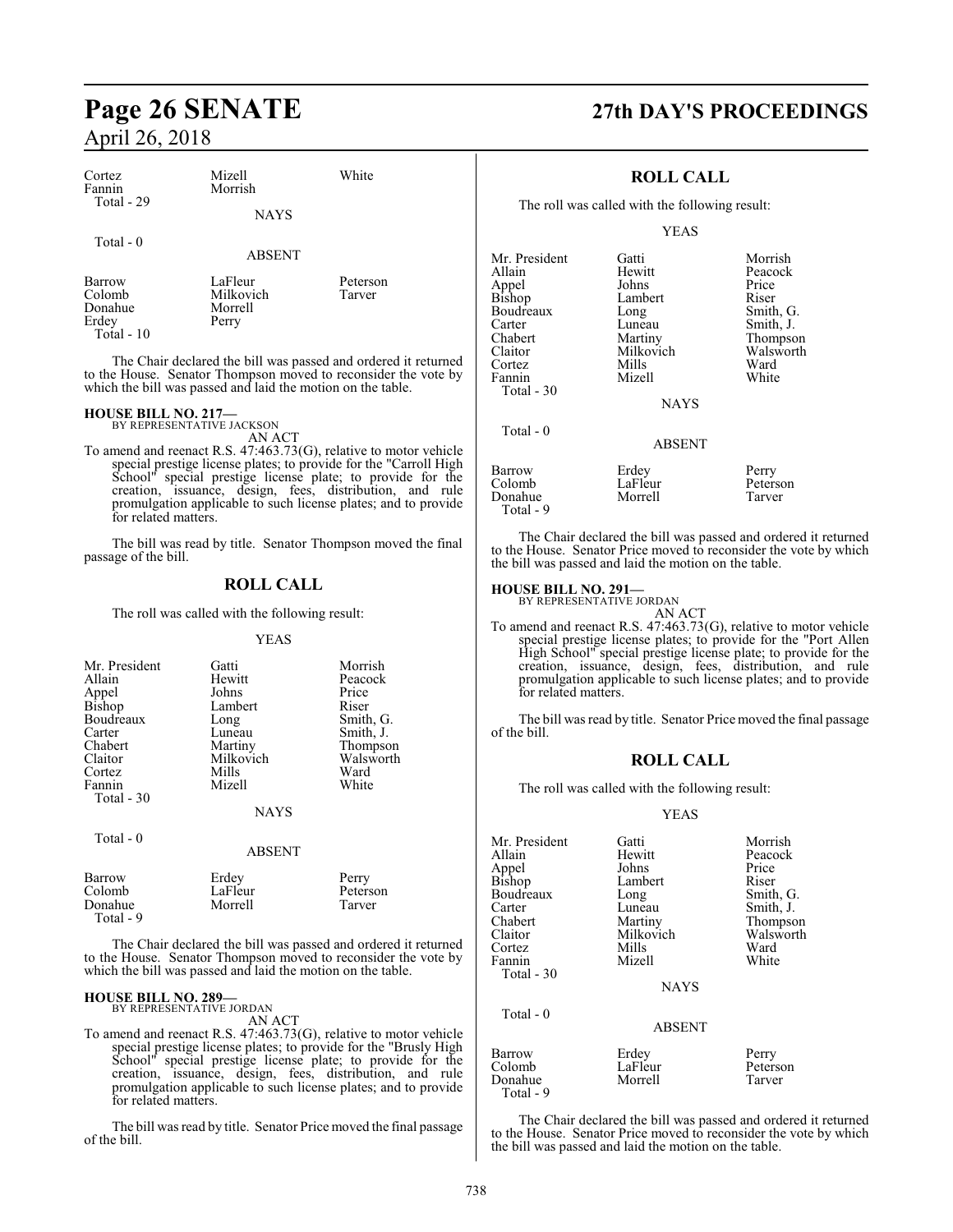| Cortez | Mizell | White |
|---|---|---|
| Fannin | Morrish | |
| Total - 29 | | |

NAYS

Total - 0

ABSENT

| Barrow | LaFleur | Peterson |
|---|---|---|
| Colomb | Milkovich | Tarver |
| Donahue | Morrell | |
| Erdey | Perry | |
| Total - 10 | | |

The Chair declared the bill was passed and ordered it returned to the House. Senator Thompson moved to reconsider the vote by which the bill was passed and laid the motion on the table.

**HOUSE BILL NO. 217—**
BY REPRESENTATIVE JACKSON

AN ACT

To amend and reenact R.S. 47:463.73(G), relative to motor vehicle special prestige license plates; to provide for the "Carroll High School" special prestige license plate; to provide for the creation, issuance, design, fees, distribution, and rule promulgation applicable to such license plates; and to provide for related matters.

The bill was read by title. Senator Thompson moved the final passage of the bill.

## ROLL CALL

The roll was called with the following result:

YEAS

| Mr. President | Gatti | Morrish |
|---|---|---|
| Allain | Hewitt | Peacock |
| Appel | Johns | Price |
| Bishop | Lambert | Riser |
| Boudreaux | Long | Smith, G. |
| Carter | Luneau | Smith, J. |
| Chabert | Martiny | Thompson |
| Claitor | Milkovich | Walsworth |
| Cortez | Mills | Ward |
| Fannin | Mizell | White |
| Total - 30 | | |

NAYS

Total - 0

ABSENT

| Barrow | Erdey | Perry |
|---|---|---|
| Colomb | LaFleur | Peterson |
| Donahue | Morrell | Tarver |
| Total - 9 | | |

The Chair declared the bill was passed and ordered it returned to the House. Senator Thompson moved to reconsider the vote by which the bill was passed and laid the motion on the table.

**HOUSE BILL NO. 289—**
BY REPRESENTATIVE JORDAN

AN ACT

To amend and reenact R.S. 47:463.73(G), relative to motor vehicle special prestige license plates; to provide for the "Brusly High School" special prestige license plate; to provide for the creation, issuance, design, fees, distribution, and rule promulgation applicable to such license plates; and to provide for related matters.

The bill was read by title. Senator Price moved the final passage of the bill.

## ROLL CALL

The roll was called with the following result:

YEAS

| Mr. President | Gatti | Morrish |
|---|---|---|
| Allain | Hewitt | Peacock |
| Appel | Johns | Price |
| Bishop | Lambert | Riser |
| Boudreaux | Long | Smith, G. |
| Carter | Luneau | Smith, J. |
| Chabert | Martiny | Thompson |
| Claitor | Milkovich | Walsworth |
| Cortez | Mills | Ward |
| Fannin | Mizell | White |
| Total - 30 | | |

NAYS

Total - 0

ABSENT

| Barrow | Erdey | Perry |
|---|---|---|
| Colomb | LaFleur | Peterson |
| Donahue | Morrell | Tarver |
| Total - 9 | | |

The Chair declared the bill was passed and ordered it returned to the House. Senator Price moved to reconsider the vote by which the bill was passed and laid the motion on the table.

**HOUSE BILL NO. 291—**
BY REPRESENTATIVE JORDAN

AN ACT

To amend and reenact R.S. 47:463.73(G), relative to motor vehicle special prestige license plates; to provide for the "Port Allen High School" special prestige license plate; to provide for the creation, issuance, design, fees, distribution, and rule promulgation applicable to such license plates; and to provide for related matters.

The bill was read by title. Senator Price moved the final passage of the bill.

## ROLL CALL

The roll was called with the following result:

YEAS

| Mr. President | Gatti | Morrish |
|---|---|---|
| Allain | Hewitt | Peacock |
| Appel | Johns | Price |
| Bishop | Lambert | Riser |
| Boudreaux | Long | Smith, G. |
| Carter | Luneau | Smith, J. |
| Chabert | Martiny | Thompson |
| Claitor | Milkovich | Walsworth |
| Cortez | Mills | Ward |
| Fannin | Mizell | White |
| Total - 30 | | |

NAYS

Total - 0

ABSENT

| Barrow | Erdey | Perry |
|---|---|---|
| Colomb | LaFleur | Peterson |
| Donahue | Morrell | Tarver |
| Total - 9 | | |

The Chair declared the bill was passed and ordered it returned to the House. Senator Price moved to reconsider the vote by which the bill was passed and laid the motion on the table.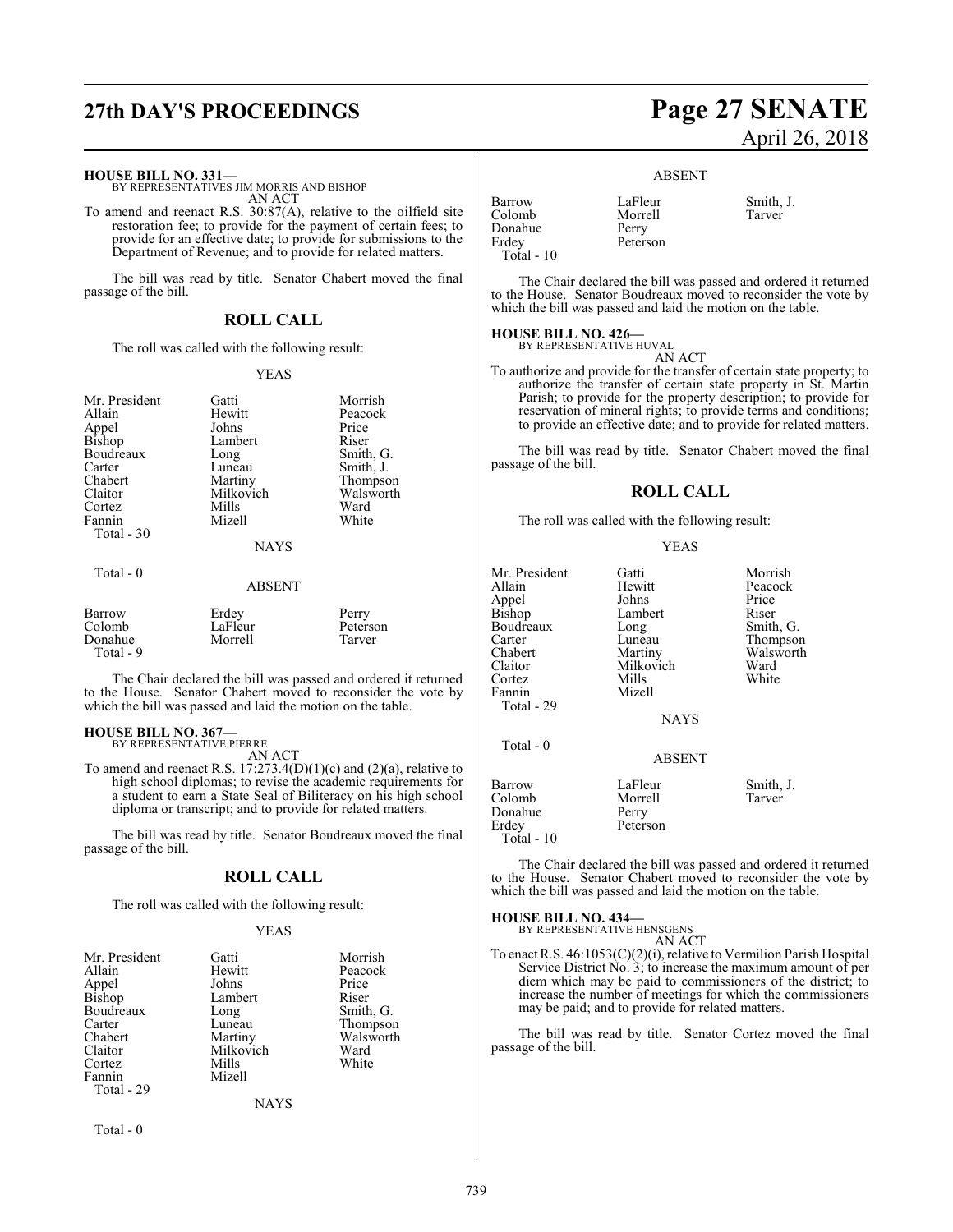**HOUSE BILL NO. 331—**
BY REPRESENTATIVES JIM MORRIS AND BISHOP
AN ACT

To amend and reenact R.S. 30:87(A), relative to the oilfield site restoration fee; to provide for the payment of certain fees; to provide for an effective date; to provide for submissions to the Department of Revenue; and to provide for related matters.

The bill was read by title. Senator Chabert moved the final passage of the bill.

## ROLL CALL

The roll was called with the following result:

YEAS

| | | |
|---|---|---|
| Mr. President | Gatti | Morrish |
| Allain | Hewitt | Peacock |
| Appel | Johns | Price |
| Bishop | Lambert | Riser |
| Boudreaux | Long | Smith, G. |
| Carter | Luneau | Smith, J. |
| Chabert | Martiny | Thompson |
| Claitor | Milkovich | Walsworth |
| Cortez | Mills | Ward |
| Fannin | Mizell | White |

Total - 30

NAYS

Total - 0

ABSENT

| | | |
|---|---|---|
| Barrow | Erdey | Perry |
| Colomb | LaFleur | Peterson |
| Donahue | Morrell | Tarver |

Total - 9

The Chair declared the bill was passed and ordered it returned to the House. Senator Chabert moved to reconsider the vote by which the bill was passed and laid the motion on the table.

**HOUSE BILL NO. 367—**
BY REPRESENTATIVE PIERRE
AN ACT

To amend and reenact R.S. 17:273.4(D)(1)(c) and (2)(a), relative to high school diplomas; to revise the academic requirements for a student to earn a State Seal of Biliteracy on his high school diploma or transcript; and to provide for related matters.

The bill was read by title. Senator Boudreaux moved the final passage of the bill.

## ROLL CALL

The roll was called with the following result:

YEAS

| | | |
|---|---|---|
| Mr. President | Gatti | Morrish |
| Allain | Hewitt | Peacock |
| Appel | Johns | Price |
| Bishop | Lambert | Riser |
| Boudreaux | Long | Smith, G. |
| Carter | Luneau | Thompson |
| Chabert | Martiny | Walsworth |
| Claitor | Milkovich | Ward |
| Cortez | Mills | White |
| Fannin | Mizell | |

Total - 29

NAYS

Total - 0

ABSENT

| | | |
|---|---|---|
| Barrow | LaFleur | Smith, J. |
| Colomb | Morrell | Tarver |
| Donahue | Perry | |
| Erdey | Peterson | |

Total - 10

The Chair declared the bill was passed and ordered it returned to the House. Senator Boudreaux moved to reconsider the vote by which the bill was passed and laid the motion on the table.

**HOUSE BILL NO. 426—**
BY REPRESENTATIVE HUVAL
AN ACT

To authorize and provide for the transfer of certain state property; to authorize the transfer of certain state property in St. Martin Parish; to provide for the property description; to provide for reservation of mineral rights; to provide terms and conditions; to provide an effective date; and to provide for related matters.

The bill was read by title. Senator Chabert moved the final passage of the bill.

## ROLL CALL

The roll was called with the following result:

YEAS

| | | |
|---|---|---|
| Mr. President | Gatti | Morrish |
| Allain | Hewitt | Peacock |
| Appel | Johns | Price |
| Bishop | Lambert | Riser |
| Boudreaux | Long | Smith, G. |
| Carter | Luneau | Thompson |
| Chabert | Martiny | Walsworth |
| Claitor | Milkovich | Ward |
| Cortez | Mills | White |
| Fannin | Mizell | |

Total - 29

NAYS

Total - 0

ABSENT

| | | |
|---|---|---|
| Barrow | LaFleur | Smith, J. |
| Colomb | Morrell | Tarver |
| Donahue | Perry | |
| Erdey | Peterson | |

Total - 10

The Chair declared the bill was passed and ordered it returned to the House. Senator Chabert moved to reconsider the vote by which the bill was passed and laid the motion on the table.

**HOUSE BILL NO. 434—**
BY REPRESENTATIVE HENSGENS
AN ACT

To enact R.S. 46:1053(C)(2)(i), relative to Vermilion Parish Hospital Service District No. 3; to increase the maximum amount of per diem which may be paid to commissioners of the district; to increase the number of meetings for which the commissioners may be paid; and to provide for related matters.

The bill was read by title. Senator Cortez moved the final passage of the bill.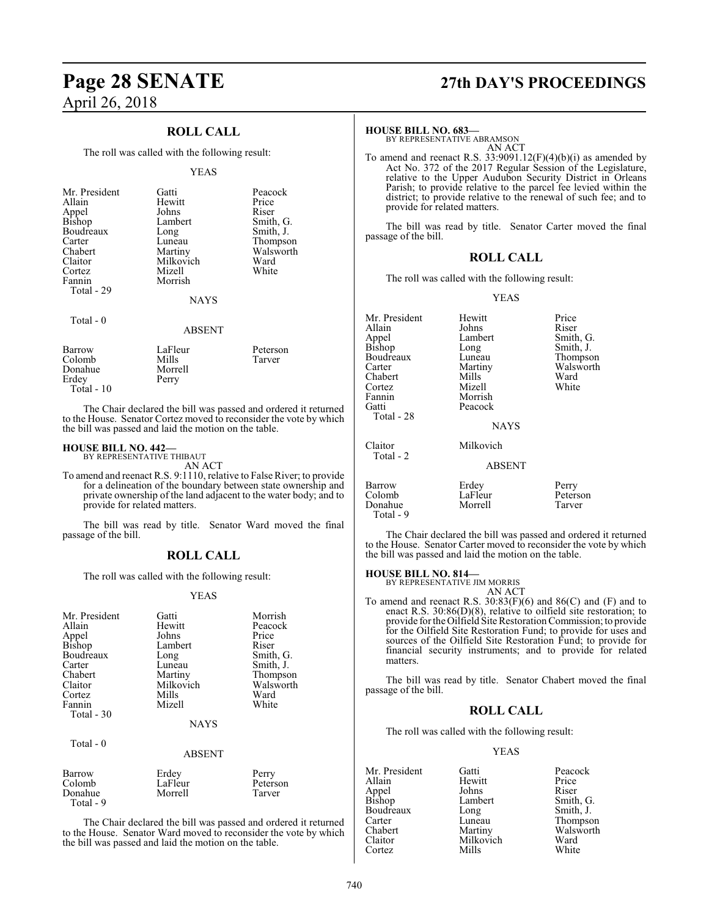## ROLL CALL

The roll was called with the following result:

YEAS

| | | |
|---|---|---|
| Mr. President | Gatti | Peacock |
| Allain | Hewitt | Price |
| Appel | Johns | Riser |
| Bishop | Lambert | Smith, G. |
| Boudreaux | Long | Smith, J. |
| Carter | Luneau | Thompson |
| Chabert | Martiny | Walsworth |
| Claitor | Milkovich | Ward |
| Cortez | Mizell | White |
| Fannin | Morrish | |
| Total - 29 | | |

NAYS

Total - 0

ABSENT

| | | |
|---|---|---|
| Barrow | LaFleur | Peterson |
| Colomb | Mills | Tarver |
| Donahue | Morrell | |
| Erdey | Perry | |
| Total - 10 | | |

The Chair declared the bill was passed and ordered it returned to the House. Senator Cortez moved to reconsider the vote by which the bill was passed and laid the motion on the table.

**HOUSE BILL NO. 442—**
BY REPRESENTATIVE THIBAUT
AN ACT

To amend and reenact R.S. 9:1110, relative to False River; to provide for a delineation of the boundary between state ownership and private ownership of the land adjacent to the water body; and to provide for related matters.

The bill was read by title. Senator Ward moved the final passage of the bill.

## ROLL CALL

The roll was called with the following result:

YEAS

| | | |
|---|---|---|
| Mr. President | Gatti | Morrish |
| Allain | Hewitt | Peacock |
| Appel | Johns | Price |
| Bishop | Lambert | Riser |
| Boudreaux | Long | Smith, G. |
| Carter | Luneau | Smith, J. |
| Chabert | Martiny | Thompson |
| Claitor | Milkovich | Walsworth |
| Cortez | Mills | Ward |
| Fannin | Mizell | White |
| Total - 30 | | |

NAYS

Total - 0

ABSENT

| | | |
|---|---|---|
| Barrow | Erdey | Perry |
| Colomb | LaFleur | Peterson |
| Donahue | Morrell | Tarver |
| Total - 9 | | |

The Chair declared the bill was passed and ordered it returned to the House. Senator Ward moved to reconsider the vote by which the bill was passed and laid the motion on the table.

**HOUSE BILL NO. 683—**
BY REPRESENTATIVE ABRAMSON
AN ACT

To amend and reenact R.S. 33:9091.12(F)(4)(b)(i) as amended by Act No. 372 of the 2017 Regular Session of the Legislature, relative to the Upper Audubon Security District in Orleans Parish; to provide relative to the parcel fee levied within the district; to provide relative to the renewal of such fee; and to provide for related matters.

The bill was read by title. Senator Carter moved the final passage of the bill.

## ROLL CALL

The roll was called with the following result:

YEAS

| | | |
|---|---|---|
| Mr. President | Hewitt | Price |
| Allain | Johns | Riser |
| Appel | Lambert | Smith, G. |
| Bishop | Long | Smith, J. |
| Boudreaux | Luneau | Thompson |
| Carter | Martiny | Walsworth |
| Chabert | Mills | Ward |
| Cortez | Mizell | White |
| Fannin | Morrish | |
| Gatti | Peacock | |
| Total - 28 | | |

NAYS

| | |
|---|---|
| Claitor | Milkovich |
| Total - 2 | |

ABSENT

| | | |
|---|---|---|
| Barrow | Erdey | Perry |
| Colomb | LaFleur | Peterson |
| Donahue | Morrell | Tarver |
| Total - 9 | | |

The Chair declared the bill was passed and ordered it returned to the House. Senator Carter moved to reconsider the vote by which the bill was passed and laid the motion on the table.

**HOUSE BILL NO. 814—**
BY REPRESENTATIVE JIM MORRIS
AN ACT

To amend and reenact R.S. 30:83(F)(6) and 86(C) and (F) and to enact R.S. 30:86(D)(8), relative to oilfield site restoration; to provide for the Oilfield Site Restoration Commission; to provide for the Oilfield Site Restoration Fund; to provide for uses and sources of the Oilfield Site Restoration Fund; to provide for financial security instruments; and to provide for related matters.

The bill was read by title. Senator Chabert moved the final passage of the bill.

## ROLL CALL

The roll was called with the following result:

YEAS

| | | |
|---|---|---|
| Mr. President | Gatti | Peacock |
| Allain | Hewitt | Price |
| Appel | Johns | Riser |
| Bishop | Lambert | Smith, G. |
| Boudreaux | Long | Smith, J. |
| Carter | Luneau | Thompson |
| Chabert | Martiny | Walsworth |
| Claitor | Milkovich | Ward |
| Cortez | Mills | White |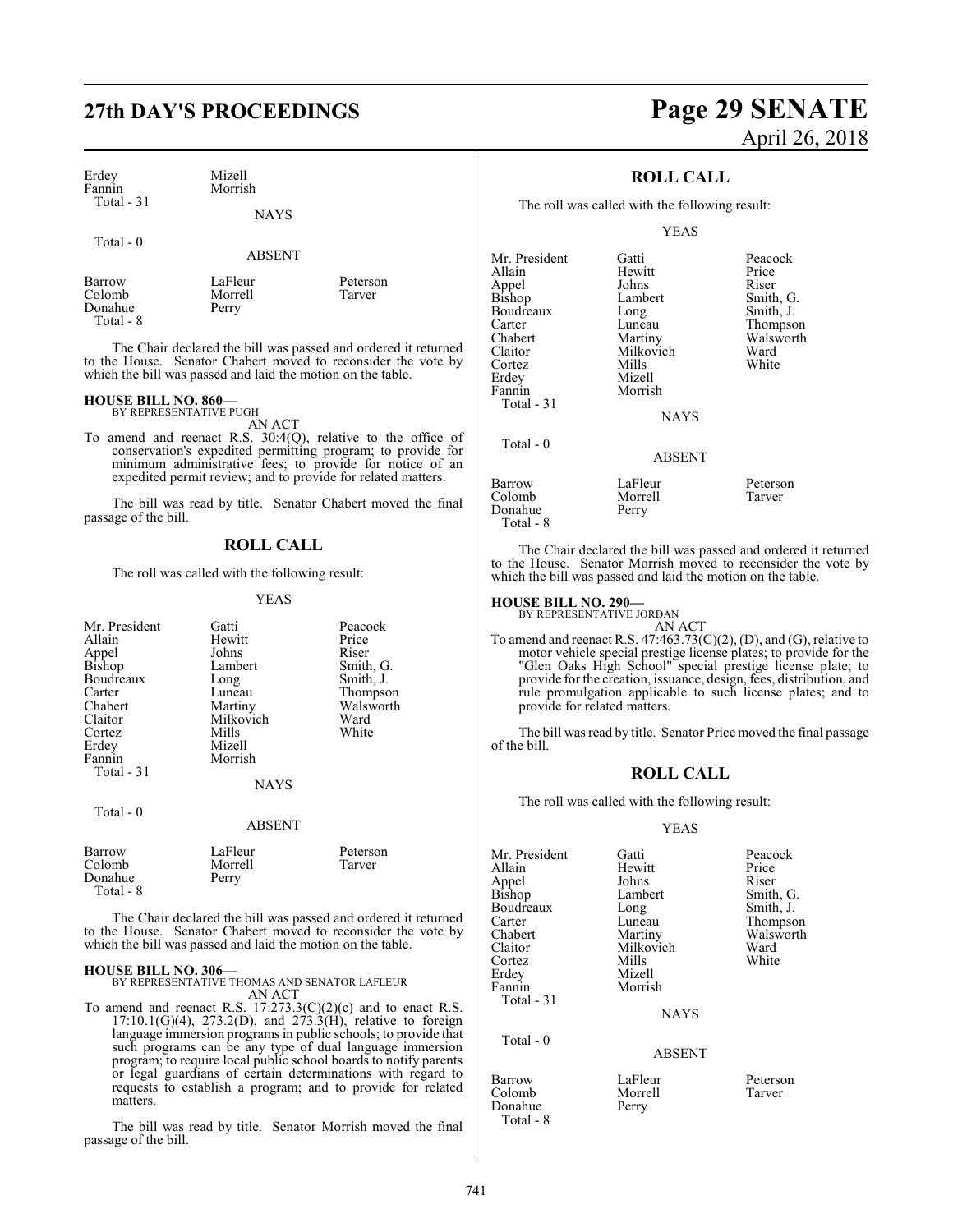| | | |
|---|---|---|
| Erdey | Mizell | |
| Fannin | Morrish | |
| Total - 31 | | |

NAYS

Total - 0

ABSENT

| | | |
|---|---|---|
| Barrow | LaFleur | Peterson |
| Colomb | Morrell | Tarver |
| Donahue | Perry | |
| Total - 8 | | |

The Chair declared the bill was passed and ordered it returned to the House. Senator Chabert moved to reconsider the vote by which the bill was passed and laid the motion on the table.

**HOUSE BILL NO. 860—**
BY REPRESENTATIVE PUGH
AN ACT

To amend and reenact R.S. 30:4(Q), relative to the office of conservation's expedited permitting program; to provide for minimum administrative fees; to provide for notice of an expedited permit review; and to provide for related matters.

The bill was read by title. Senator Chabert moved the final passage of the bill.

## ROLL CALL

The roll was called with the following result:

YEAS

| | | |
|---|---|---|
| Mr. President | Gatti | Peacock |
| Allain | Hewitt | Price |
| Appel | Johns | Riser |
| Bishop | Lambert | Smith, G. |
| Boudreaux | Long | Smith, J. |
| Carter | Luneau | Thompson |
| Chabert | Martiny | Walsworth |
| Claitor | Milkovich | Ward |
| Cortez | Mills | White |
| Erdey | Mizell | |
| Fannin | Morrish | |
| Total - 31 | | |

NAYS

Total - 0

ABSENT

| | | |
|---|---|---|
| Barrow | LaFleur | Peterson |
| Colomb | Morrell | Tarver |
| Donahue | Perry | |
| Total - 8 | | |

The Chair declared the bill was passed and ordered it returned to the House. Senator Chabert moved to reconsider the vote by which the bill was passed and laid the motion on the table.

**HOUSE BILL NO. 306—**
BY REPRESENTATIVE THOMAS AND SENATOR LAFLEUR
AN ACT

To amend and reenact R.S. 17:273.3(C)(2)(c) and to enact R.S. 17:10.1(G)(4), 273.2(D), and 273.3(H), relative to foreign language immersion programs in public schools; to provide that such programs can be any type of dual language immersion program; to require local public school boards to notify parents or legal guardians of certain determinations with regard to requests to establish a program; and to provide for related matters.

The bill was read by title. Senator Morrish moved the final passage of the bill.

## ROLL CALL

The roll was called with the following result:

YEAS

| | | |
|---|---|---|
| Mr. President | Gatti | Peacock |
| Allain | Hewitt | Price |
| Appel | Johns | Riser |
| Bishop | Lambert | Smith, G. |
| Boudreaux | Long | Smith, J. |
| Carter | Luneau | Thompson |
| Chabert | Martiny | Walsworth |
| Claitor | Milkovich | Ward |
| Cortez | Mills | White |
| Erdey | Mizell | |
| Fannin | Morrish | |
| Total - 31 | | |

NAYS

Total - 0

ABSENT

| | | |
|---|---|---|
| Barrow | LaFleur | Peterson |
| Colomb | Morrell | Tarver |
| Donahue | Perry | |
| Total - 8 | | |

The Chair declared the bill was passed and ordered it returned to the House. Senator Morrish moved to reconsider the vote by which the bill was passed and laid the motion on the table.

**HOUSE BILL NO. 290—**
BY REPRESENTATIVE JORDAN
AN ACT

To amend and reenact R.S. 47:463.73(C)(2), (D), and (G), relative to motor vehicle special prestige license plates; to provide for the "Glen Oaks High School" special prestige license plate; to provide for the creation, issuance, design, fees, distribution, and rule promulgation applicable to such license plates; and to provide for related matters.

The bill was read by title. Senator Price moved the final passage of the bill.

## ROLL CALL

The roll was called with the following result:

YEAS

| | | |
|---|---|---|
| Mr. President | Gatti | Peacock |
| Allain | Hewitt | Price |
| Appel | Johns | Riser |
| Bishop | Lambert | Smith, G. |
| Boudreaux | Long | Smith, J. |
| Carter | Luneau | Thompson |
| Chabert | Martiny | Walsworth |
| Claitor | Milkovich | Ward |
| Cortez | Mills | White |
| Erdey | Mizell | |
| Fannin | Morrish | |
| Total - 31 | | |

NAYS

Total - 0

ABSENT

| | | |
|---|---|---|
| Barrow | LaFleur | Peterson |
| Colomb | Morrell | Tarver |
| Donahue | Perry | |
| Total - 8 | | |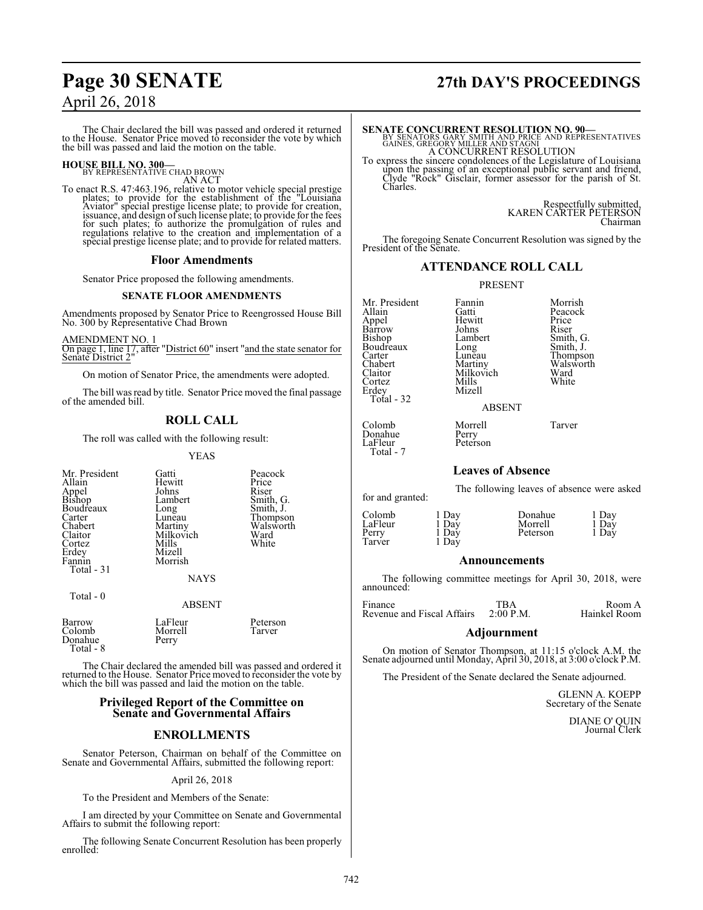The Chair declared the bill was passed and ordered it returned to the House. Senator Price moved to reconsider the vote by which the bill was passed and laid the motion on the table.

**HOUSE BILL NO. 300—**
BY REPRESENTATIVE CHAD BROWN
AN ACT

To enact R.S. 47:463.196, relative to motor vehicle special prestige plates; to provide for the establishment of the "Louisiana Aviator" special prestige license plate; to provide for creation, issuance, and design of such license plate; to provide for the fees for such plates; to authorize the promulgation of rules and regulations relative to the creation and implementation of a special prestige license plate; and to provide for related matters.

## Floor Amendments

Senator Price proposed the following amendments.

### SENATE FLOOR AMENDMENTS

Amendments proposed by Senator Price to Reengrossed House Bill No. 300 by Representative Chad Brown

AMENDMENT NO. 1
On page 1, line 17, after "District 60" insert "and the state senator for Senate District 2"

On motion of Senator Price, the amendments were adopted.

The bill was read by title. Senator Price moved the final passage of the amended bill.

## ROLL CALL

The roll was called with the following result:

YEAS

| | | |
|---|---|---|
| Mr. President | Gatti | Peacock |
| Allain | Hewitt | Price |
| Appel | Johns | Riser |
| Bishop | Lambert | Smith, G. |
| Boudreaux | Long | Smith, J. |
| Carter | Luneau | Thompson |
| Chabert | Martiny | Walsworth |
| Claitor | Milkovich | Ward |
| Cortez | Mills | White |
| Erdey | Mizell | |
| Fannin | Morrish | |

Total - 31

NAYS

Total - 0

ABSENT

| | | |
|---|---|---|
| Barrow | LaFleur | Peterson |
| Colomb | Morrell | Tarver |
| Donahue | Perry | |

Total - 8

The Chair declared the amended bill was passed and ordered it returned to the House. Senator Price moved to reconsider the vote by which the bill was passed and laid the motion on the table.

## Privileged Report of the Committee on Senate and Governmental Affairs

## ENROLLMENTS

Senator Peterson, Chairman on behalf of the Committee on Senate and Governmental Affairs, submitted the following report:

April 26, 2018

To the President and Members of the Senate:

I am directed by your Committee on Senate and Governmental Affairs to submit the following report:

The following Senate Concurrent Resolution has been properly enrolled:

**SENATE CONCURRENT RESOLUTION NO. 90—**
BY SENATORS GARY SMITH AND PRICE AND REPRESENTATIVES GAINES, GREGORY MILLER AND STAGNI
A CONCURRENT RESOLUTION

To express the sincere condolences of the Legislature of Louisiana upon the passing of an exceptional public servant and friend, Clyde "Rock" Gisclair, former assessor for the parish of St. Charles.

Respectfully submitted,
KAREN CARTER PETERSON
Chairman

The foregoing Senate Concurrent Resolution was signed by the President of the Senate.

## ATTENDANCE ROLL CALL

PRESENT

| | | |
|---|---|---|
| Mr. President | Fannin | Morrish |
| Allain | Gatti | Peacock |
| Appel | Hewitt | Price |
| Barrow | Johns | Riser |
| Bishop | Lambert | Smith, G. |
| Boudreaux | Long | Smith, J. |
| Carter | Luneau | Thompson |
| Chabert | Martiny | Walsworth |
| Claitor | Milkovich | Ward |
| Cortez | Mills | White |
| Erdey | Mizell | |

Total - 32

ABSENT

| | | |
|---|---|---|
| Colomb | Morrell | Tarver |
| Donahue | Perry | |
| LaFleur | Peterson | |

Total - 7

## Leaves of Absence

The following leaves of absence were asked for and granted:

| | | | |
|---|---|---|---|
| Colomb | 1 Day | Donahue | 1 Day |
| LaFleur | 1 Day | Morrell | 1 Day |
| Perry | 1 Day | Peterson | 1 Day |
| Tarver | 1 Day | | |

## Announcements

The following committee meetings for April 30, 2018, were announced:

| | | |
|---|---|---|
| Finance | TBA | Room A |
| Revenue and Fiscal Affairs | 2:00 P.M. | Hainkel Room |

## Adjournment

On motion of Senator Thompson, at 11:15 o'clock A.M. the Senate adjourned until Monday, April 30, 2018, at 3:00 o'clock P.M.

The President of the Senate declared the Senate adjourned.

GLENN A. KOEPP
Secretary of the Senate

DIANE O' QUIN
Journal Clerk